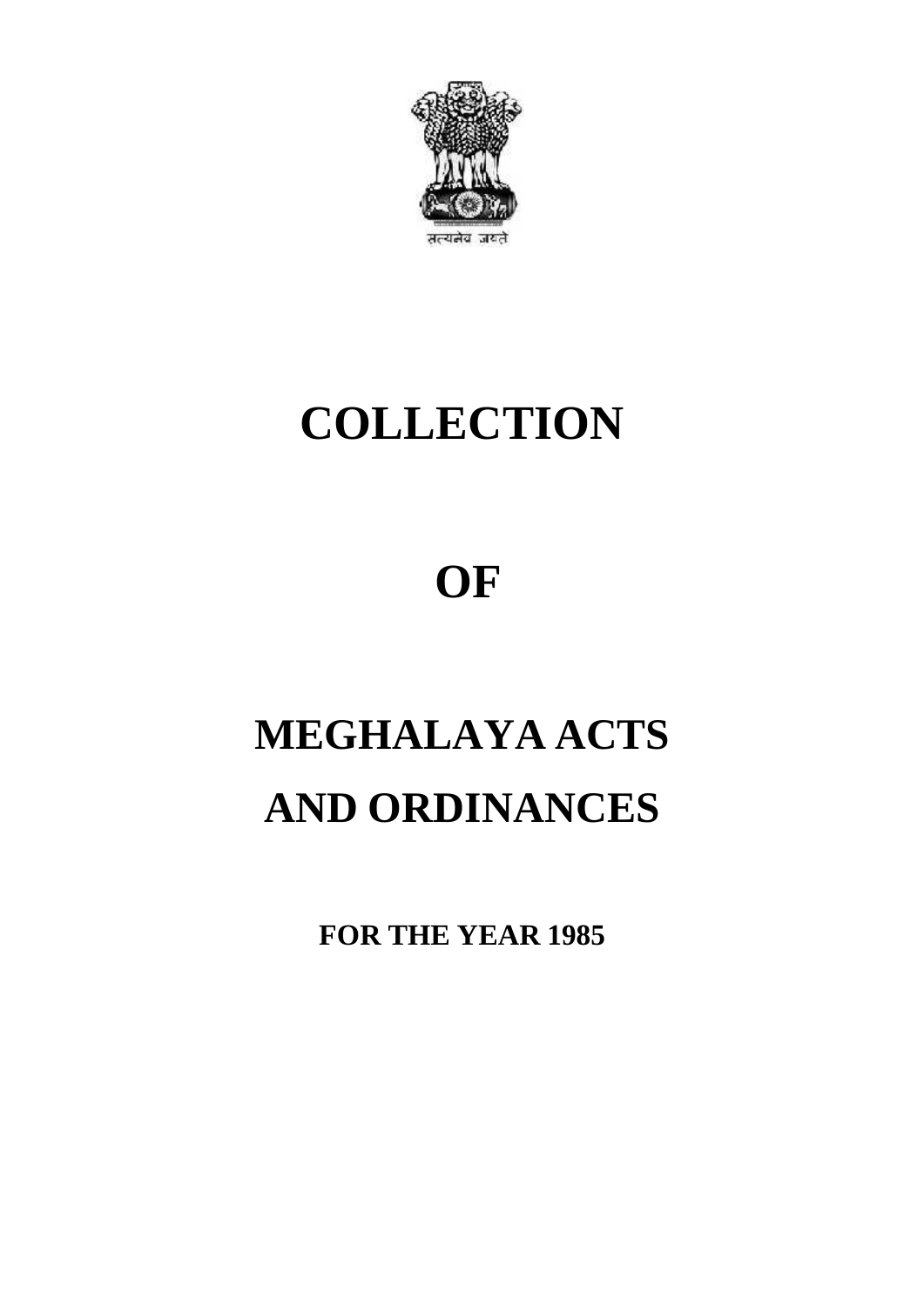सत्यमेव जयते

# COLLECTION

# OF

# MEGHALAYA ACTS AND ORDINANCES

**FOR THE YEAR 1985**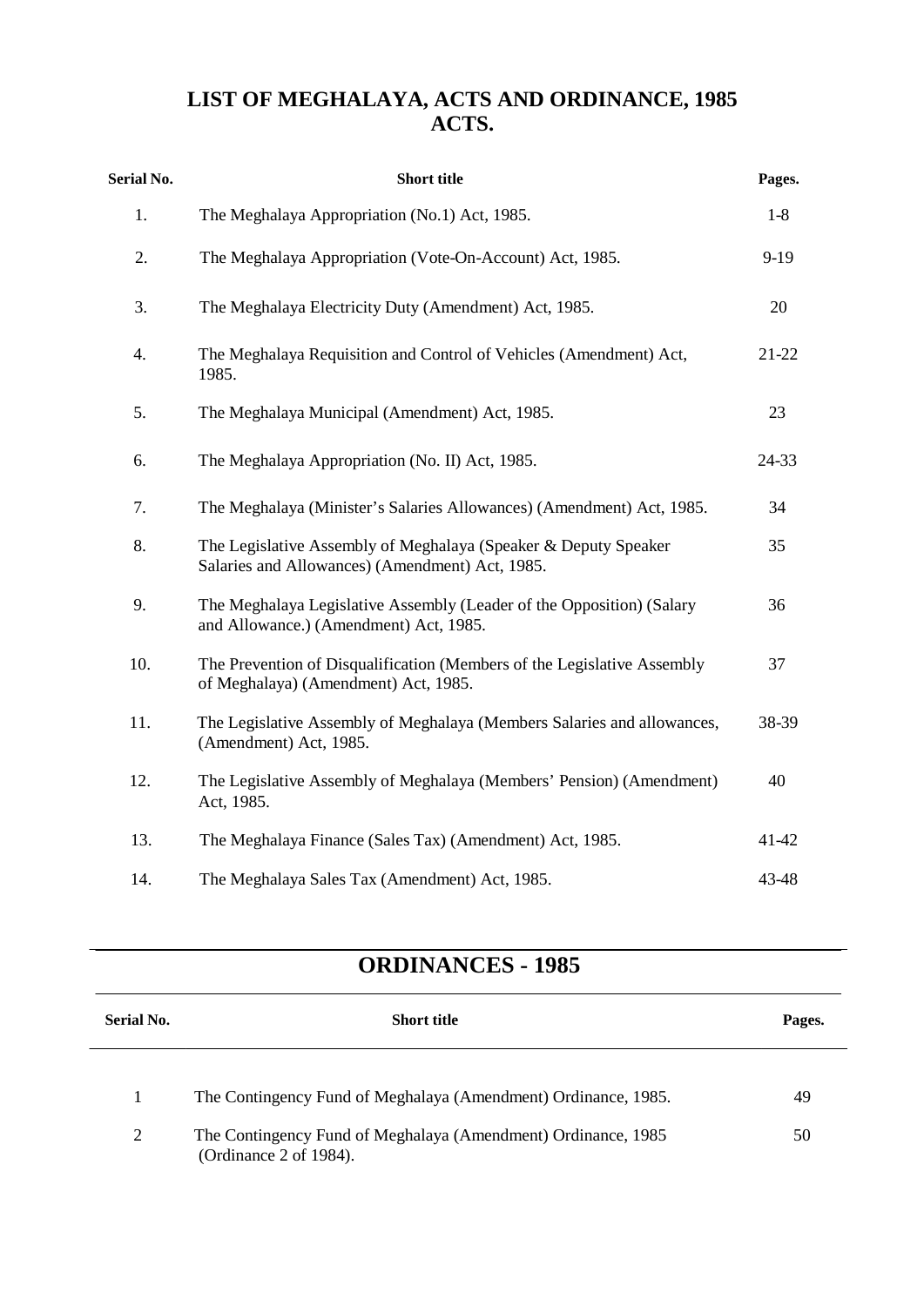# LIST OF MEGHALAYA, ACTS AND ORDINANCE, 1985

## ACTS.

| Serial No. | Short title | Pages. |
|---|---|---|
| 1. | The Meghalaya Appropriation (No.1) Act, 1985. | 1-8 |
| 2. | The Meghalaya Appropriation (Vote-On-Account) Act, 1985. | 9-19 |
| 3. | The Meghalaya Electricity Duty (Amendment) Act, 1985. | 20 |
| 4. | The Meghalaya Requisition and Control of Vehicles (Amendment) Act, 1985. | 21-22 |
| 5. | The Meghalaya Municipal (Amendment) Act, 1985. | 23 |
| 6. | The Meghalaya Appropriation (No. II) Act, 1985. | 24-33 |
| 7. | The Meghalaya (Minister's Salaries Allowances) (Amendment) Act, 1985. | 34 |
| 8. | The Legislative Assembly of Meghalaya (Speaker & Deputy Speaker Salaries and Allowances) (Amendment) Act, 1985. | 35 |
| 9. | The Meghalaya Legislative Assembly (Leader of the Opposition) (Salary and Allowance.) (Amendment) Act, 1985. | 36 |
| 10. | The Prevention of Disqualification (Members of the Legislative Assembly of Meghalaya) (Amendment) Act, 1985. | 37 |
| 11. | The Legislative Assembly of Meghalaya (Members Salaries and allowances, (Amendment) Act, 1985. | 38-39 |
| 12. | The Legislative Assembly of Meghalaya (Members' Pension) (Amendment) Act, 1985. | 40 |
| 13. | The Meghalaya Finance (Sales Tax) (Amendment) Act, 1985. | 41-42 |
| 14. | The Meghalaya Sales Tax (Amendment) Act, 1985. | 43-48 |

## ORDINANCES - 1985

| Serial No. | Short title | Pages. |
|---|---|---|
| 1 | The Contingency Fund of Meghalaya (Amendment) Ordinance, 1985. | 49 |
| 2 | The Contingency Fund of Meghalaya (Amendment) Ordinance, 1985 (Ordinance 2 of 1984). | 50 |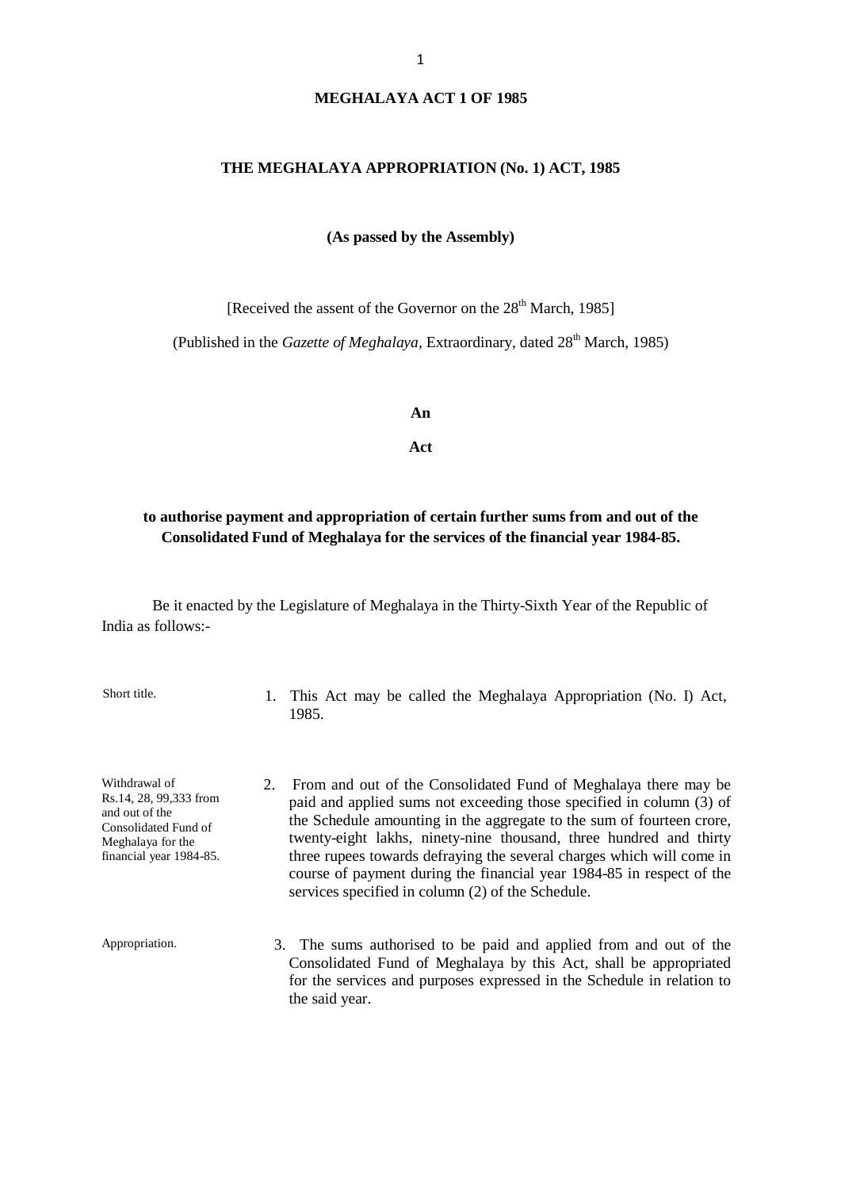# MEGHALAYA ACT 1 OF 1985

## THE MEGHALAYA APPROPRIATION (No. 1) ACT, 1985

**(As passed by the Assembly)**

[Received the assent of the Governor on the 28th March, 1985]

(Published in the *Gazette of Meghalaya*, Extraordinary, dated 28th March, 1985)

**An**

**Act**

**to authorise payment and appropriation of certain further sums from and out of the Consolidated Fund of Meghalaya for the services of the financial year 1984-85.**

Be it enacted by the Legislature of Meghalaya in the Thirty-Sixth Year of the Republic of India as follows:-

Short title.

1. This Act may be called the Meghalaya Appropriation (No. I) Act, 1985.

Withdrawal of Rs.14, 28, 99,333 from and out of the Consolidated Fund of Meghalaya for the financial year 1984-85.

2. From and out of the Consolidated Fund of Meghalaya there may be paid and applied sums not exceeding those specified in column (3) of the Schedule amounting in the aggregate to the sum of fourteen crore, twenty-eight lakhs, ninety-nine thousand, three hundred and thirty three rupees towards defraying the several charges which will come in course of payment during the financial year 1984-85 in respect of the services specified in column (2) of the Schedule.

Appropriation.

3. The sums authorised to be paid and applied from and out of the Consolidated Fund of Meghalaya by this Act, shall be appropriated for the services and purposes expressed in the Schedule in relation to the said year.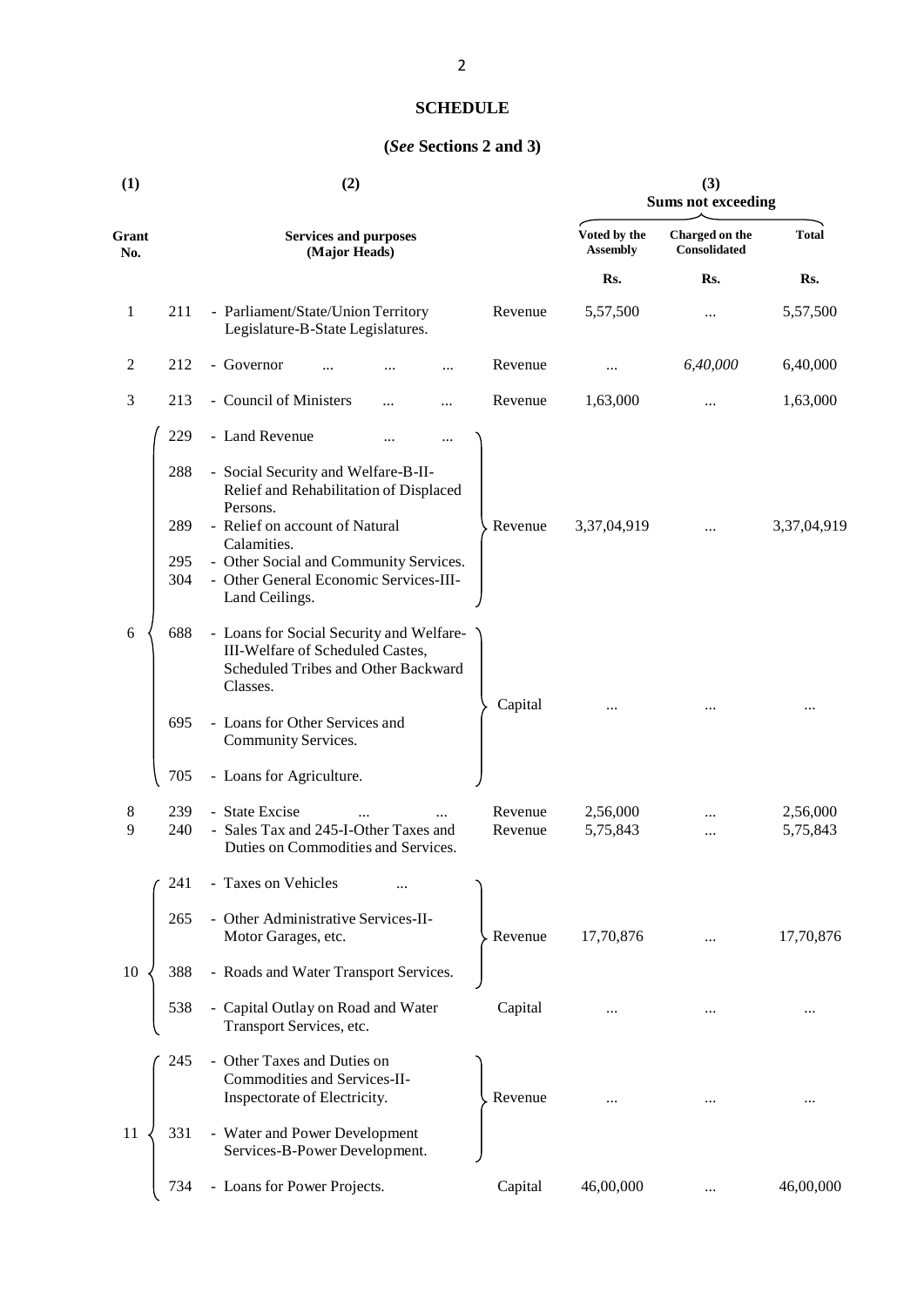**SCHEDULE**

**(*See* Sections 2 and 3)**

| (1) | (2) | | | (3) Sums not exceeding | | |
|---|---|---|---|---|---|---|
| Grant No. | Services and purposes (Major Heads) | | | Voted by the Assembly | Charged on the Consolidated | Total |
| | | | | Rs. | Rs. | Rs. |
| 1 | 211 | - Parliament/State/Union Territory Legislature-B-State Legislatures. | Revenue | 5,57,500 | ... | 5,57,500 |
| 2 | 212 | - Governor ... ... ... | Revenue | ... | *6,40,000* | 6,40,000 |
| 3 | 213 | - Council of Ministers ... ... | Revenue | 1,63,000 | ... | 1,63,000 |
| 6 | 229 | - Land Revenue ... ... | Revenue | 3,37,04,919 | ... | 3,37,04,919 |
| | 288 | - Social Security and Welfare-B-II-Relief and Rehabilitation of Displaced Persons. | | | | |
| | 289 | - Relief on account of Natural Calamities. | | | | |
| | 295 | - Other Social and Community Services. | | | | |
| | 304 | - Other General Economic Services-III-Land Ceilings. | | | | |
| | 688 | - Loans for Social Security and Welfare-III-Welfare of Scheduled Castes, Scheduled Tribes and Other Backward Classes. | Capital | ... | ... | ... |
| | 695 | - Loans for Other Services and Community Services. | | | | |
| | 705 | - Loans for Agriculture. | | | | |
| 8 | 239 | - State Excise ... ... | Revenue | 2,56,000 | ... | 2,56,000 |
| 9 | 240 | - Sales Tax and 245-I-Other Taxes and Duties on Commodities and Services. | Revenue | 5,75,843 | ... | 5,75,843 |
| 10 | 241 | - Taxes on Vehicles ... | Revenue | 17,70,876 | ... | 17,70,876 |
| | 265 | - Other Administrative Services-II-Motor Garages, etc. | | | | |
| | 388 | - Roads and Water Transport Services. | | | | |
| | 538 | - Capital Outlay on Road and Water Transport Services, etc. | Capital | ... | ... | ... |
| 11 | 245 | - Other Taxes and Duties on Commodities and Services-II-Inspectorate of Electricity. | Revenue | ... | ... | ... |
| | 331 | - Water and Power Development Services-B-Power Development. | | | | |
| | 734 | - Loans for Power Projects. | Capital | 46,00,000 | ... | 46,00,000 |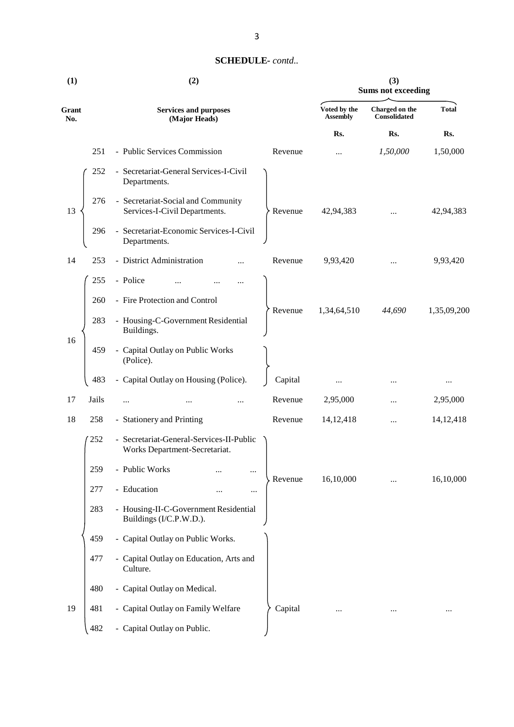**SCHEDULE-** *contd..*

| (1) | | (2) | | (3) Sums not exceeding | | |
|---|---|---|---|---|---|---|
| Grant No. | | Services and purposes (Major Heads) | | Voted by the Assembly | Charged on the Consolidated | Total |
| | | | | Rs. | Rs. | Rs. |
| | 251 | - Public Services Commission | Revenue | ... | *1,50,000* | 1,50,000 |
| 13 | 252 | - Secretariat-General Services-I-Civil Departments. | Revenue | 42,94,383 | ... | 42,94,383 |
| | 276 | - Secretariat-Social and Community Services-I-Civil Departments. | | | | |
| | 296 | - Secretariat-Economic Services-I-Civil Departments. | | | | |
| 14 | 253 | - District Administration ... | Revenue | 9,93,420 | ... | 9,93,420 |
| 16 | 255 | - Police ... ... ... | Revenue | 1,34,64,510 | *44,690* | 1,35,09,200 |
| | 260 | - Fire Protection and Control | | | | |
| | 283 | - Housing-C-Government Residential Buildings. | | | | |
| | 459 | - Capital Outlay on Public Works (Police). | Capital | ... | ... | ... |
| | 483 | - Capital Outlay on Housing (Police). | | | | |
| 17 | Jails | ... ... ... | Revenue | 2,95,000 | ... | 2,95,000 |
| 18 | 258 | - Stationery and Printing | Revenue | 14,12,418 | ... | 14,12,418 |
| 19 | 252 | - Secretariat-General-Services-II-Public Works Department-Secretariat. | Revenue | 16,10,000 | ... | 16,10,000 |
| | 259 | - Public Works ... ... | | | | |
| | 277 | - Education ... ... | | | | |
| | 283 | - Housing-II-C-Government Residential Buildings (I/C.P.W.D.). | | | | |
| | 459 | - Capital Outlay on Public Works. | Capital | ... | ... | ... |
| | 477 | - Capital Outlay on Education, Arts and Culture. | | | | |
| | 480 | - Capital Outlay on Medical. | | | | |
| | 481 | - Capital Outlay on Family Welfare | | | | |
| | 482 | - Capital Outlay on Public. | | | | |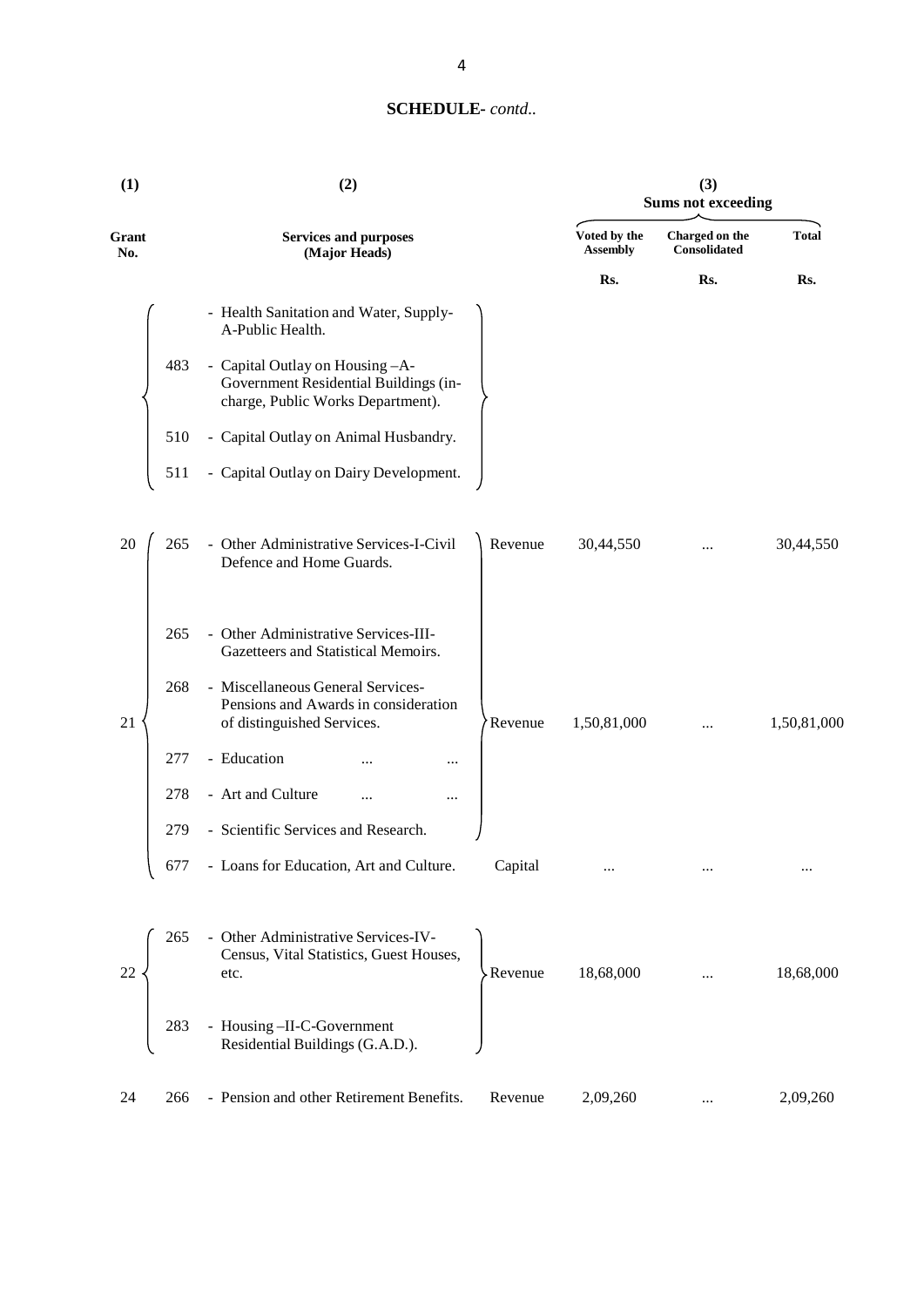## SCHEDULE- *contd..*

| (1) | | (2) | | (3) Sums not exceeding | | |
|---|---|---|---|---|---|---|
| Grant No. | | Services and purposes (Major Heads) | | Voted by the Assembly | Charged on the Consolidated | Total |
| | | | | Rs. | Rs. | Rs. |
| | | - Health Sanitation and Water, Supply-A-Public Health. | | | | |
| | 483 | - Capital Outlay on Housing –A-Government Residential Buildings (in-charge, Public Works Department). | | | | |
| | 510 | - Capital Outlay on Animal Husbandry. | | | | |
| | 511 | - Capital Outlay on Dairy Development. | | | | |
| 20 | 265 | - Other Administrative Services-I-Civil Defence and Home Guards. | Revenue | 30,44,550 | ... | 30,44,550 |
| 21 | 265 | - Other Administrative Services-III-Gazetteers and Statistical Memoirs. | Revenue | 1,50,81,000 | ... | 1,50,81,000 |
| | 268 | - Miscellaneous General Services-Pensions and Awards in consideration of distinguished Services. | | | | |
| | 277 | - Education ... ... | | | | |
| | 278 | - Art and Culture ... ... | | | | |
| | 279 | - Scientific Services and Research. | | | | |
| | 677 | - Loans for Education, Art and Culture. | Capital | ... | ... | ... |
| 22 | 265 | - Other Administrative Services-IV-Census, Vital Statistics, Guest Houses, etc. | Revenue | 18,68,000 | ... | 18,68,000 |
| | 283 | - Housing –II-C-Government Residential Buildings (G.A.D.). | | | | |
| 24 | 266 | - Pension and other Retirement Benefits. | Revenue | 2,09,260 | ... | 2,09,260 |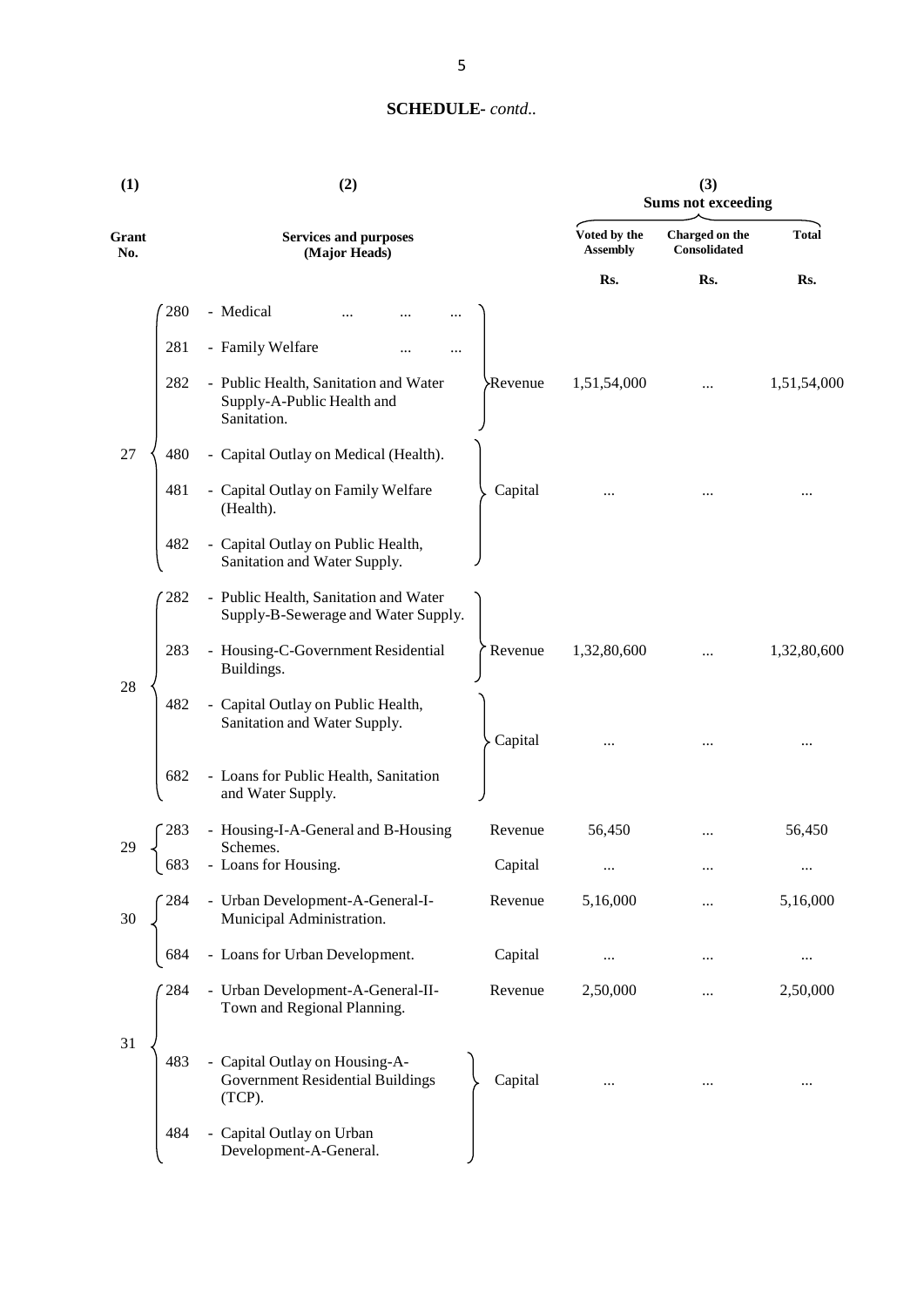**SCHEDULE-** *contd..*

| (1) | (2) | | | (3) Sums not exceeding | | |
|---|---|---|---|---|---|---|
| Grant No. | Services and purposes (Major Heads) | | | Voted by the Assembly | Charged on the Consolidated | Total |
| | | | | Rs. | Rs. | Rs. |
| 27 | 280 | - Medical ... ... ... | Revenue | 1,51,54,000 | ... | 1,51,54,000 |
| | 281 | - Family Welfare ... ... | | | | |
| | 282 | - Public Health, Sanitation and Water Supply-A-Public Health and Sanitation. | | | | |
| | 480 | - Capital Outlay on Medical (Health). | Capital | ... | ... | ... |
| | 481 | - Capital Outlay on Family Welfare (Health). | | | | |
| | 482 | - Capital Outlay on Public Health, Sanitation and Water Supply. | | | | |
| 28 | 282 | - Public Health, Sanitation and Water Supply-B-Sewerage and Water Supply. | Revenue | 1,32,80,600 | ... | 1,32,80,600 |
| | 283 | - Housing-C-Government Residential Buildings. | | | | |
| | 482 | - Capital Outlay on Public Health, Sanitation and Water Supply. | Capital | ... | ... | ... |
| | 682 | - Loans for Public Health, Sanitation and Water Supply. | | | | |
| 29 | 283 | - Housing-I-A-General and B-Housing Schemes. | Revenue | 56,450 | ... | 56,450 |
| | 683 | - Loans for Housing. | Capital | ... | ... | ... |
| 30 | 284 | - Urban Development-A-General-I-Municipal Administration. | Revenue | 5,16,000 | ... | 5,16,000 |
| | 684 | - Loans for Urban Development. | Capital | ... | ... | ... |
| 31 | 284 | - Urban Development-A-General-II-Town and Regional Planning. | Revenue | 2,50,000 | ... | 2,50,000 |
| | 483 | - Capital Outlay on Housing-A-Government Residential Buildings (TCP). | Capital | ... | ... | ... |
| | 484 | - Capital Outlay on Urban Development-A-General. | | | | |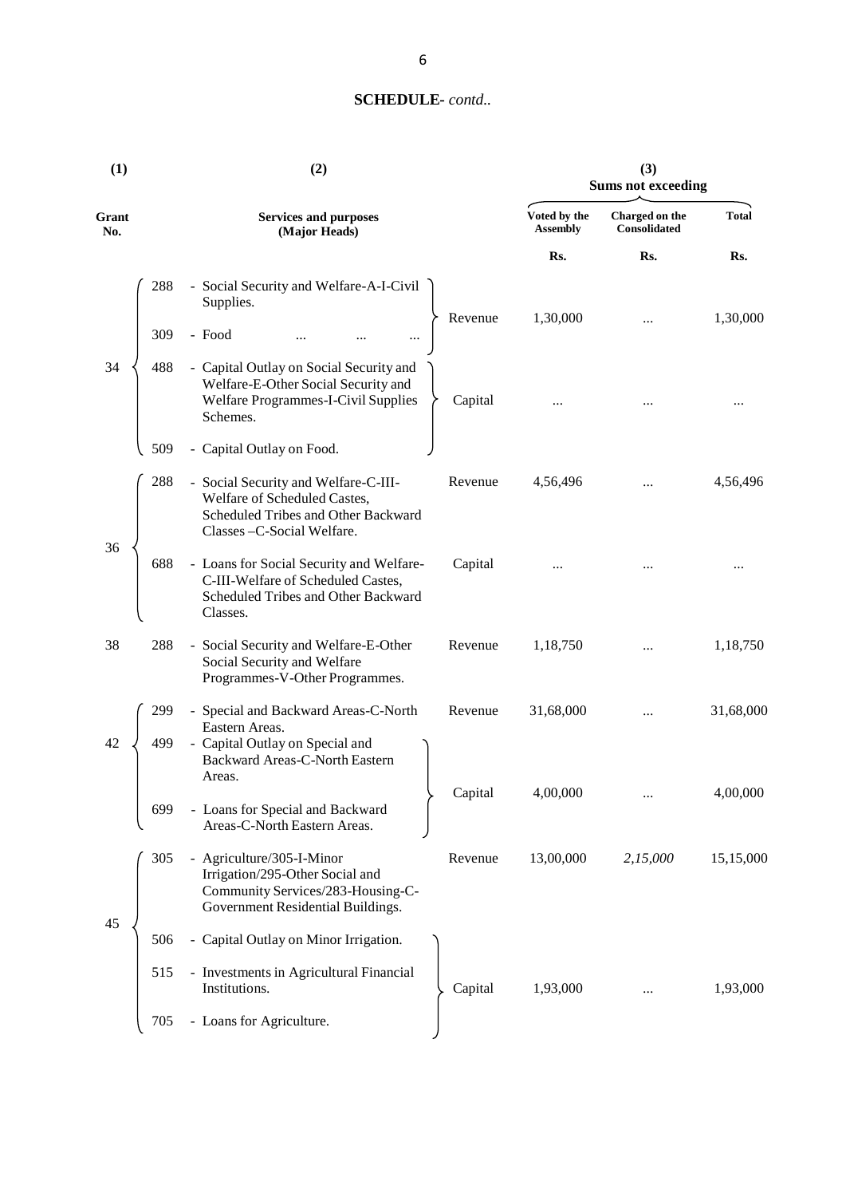**SCHEDULE-** *contd..*

| (1) | | (2) | | (3) Sums not exceeding | | |
|---|---|---|---|---|---|---|
| Grant No. | | Services and purposes (Major Heads) | | Voted by the Assembly | Charged on the Consolidated | Total |
| | | | | Rs. | Rs. | Rs. |
| 34 | 288 | - Social Security and Welfare-A-I-Civil Supplies. | Revenue | 1,30,000 | ... | 1,30,000 |
| | 309 | - Food ... ... ... | | | | |
| | 488 | - Capital Outlay on Social Security and Welfare-E-Other Social Security and Welfare Programmes-I-Civil Supplies Schemes. | Capital | ... | ... | ... |
| | 509 | - Capital Outlay on Food. | | | | |
| 36 | 288 | - Social Security and Welfare-C-III-Welfare of Scheduled Castes, Scheduled Tribes and Other Backward Classes –C-Social Welfare. | Revenue | 4,56,496 | ... | 4,56,496 |
| | 688 | - Loans for Social Security and Welfare-C-III-Welfare of Scheduled Castes, Scheduled Tribes and Other Backward Classes. | Capital | ... | ... | ... |
| 38 | 288 | - Social Security and Welfare-E-Other Social Security and Welfare Programmes-V-Other Programmes. | Revenue | 1,18,750 | ... | 1,18,750 |
| 42 | 299 | - Special and Backward Areas-C-North Eastern Areas. | Revenue | 31,68,000 | ... | 31,68,000 |
| | 499 | - Capital Outlay on Special and Backward Areas-C-North Eastern Areas. | Capital | 4,00,000 | ... | 4,00,000 |
| | 699 | - Loans for Special and Backward Areas-C-North Eastern Areas. | | | | |
| 45 | 305 | - Agriculture/305-I-Minor Irrigation/295-Other Social and Community Services/283-Housing-C-Government Residential Buildings. | Revenue | 13,00,000 | *2,15,000* | 15,15,000 |
| | 506 | - Capital Outlay on Minor Irrigation. | Capital | 1,93,000 | ... | 1,93,000 |
| | 515 | - Investments in Agricultural Financial Institutions. | | | | |
| | 705 | - Loans for Agriculture. | | | | |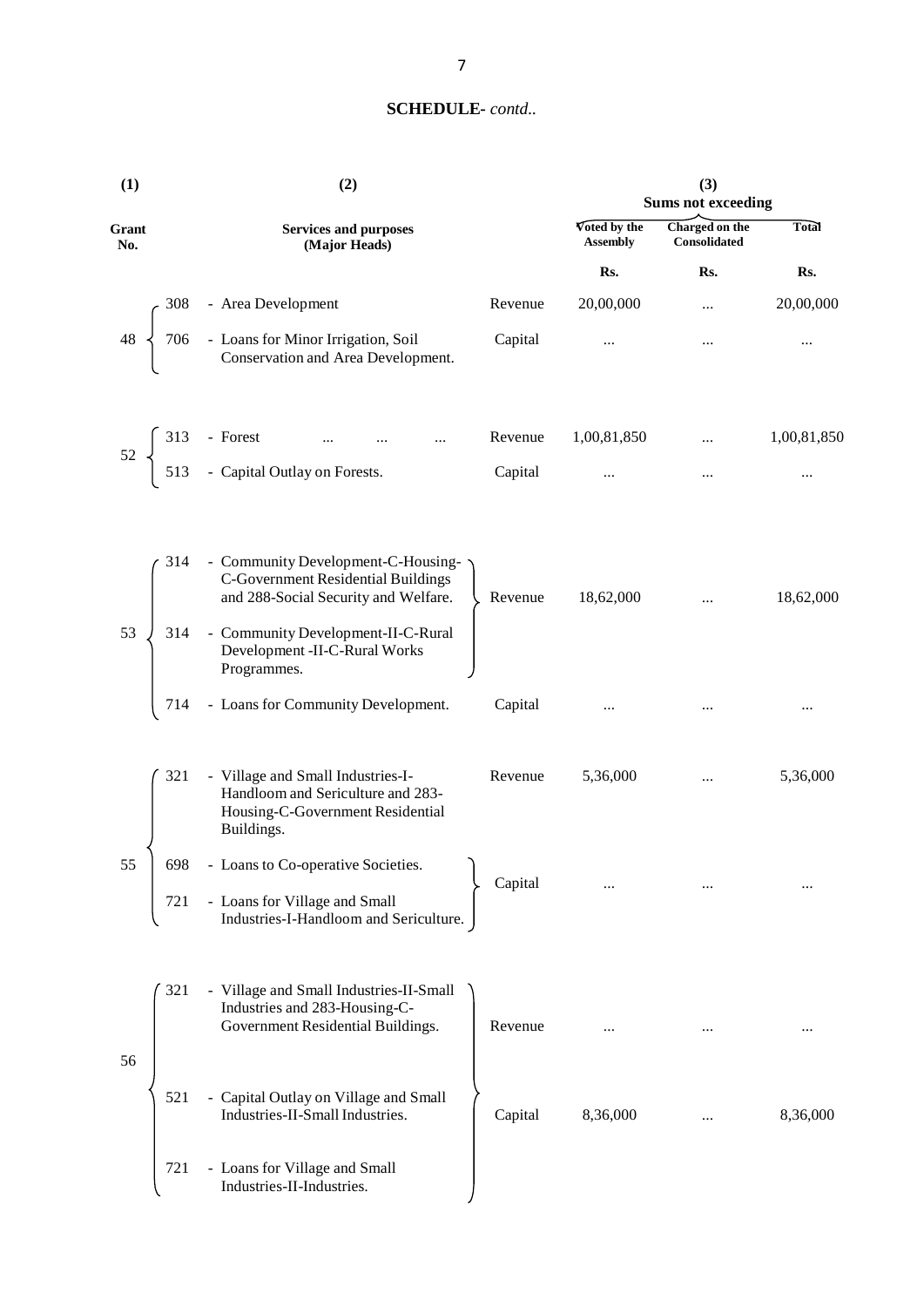## SCHEDULE- *contd..*

| (1) | | (2) | | (3) | | |
|---|---|---|---|---|---|---|
| | | | | Sums not exceeding | | |
| Grant No. | | Services and purposes (Major Heads) | | Voted by the Assembly | Charged on the Consolidated | Total |
| | | | | Rs. | Rs. | Rs. |
| 48 | 308 | - Area Development | Revenue | 20,00,000 | ... | 20,00,000 |
| | 706 | - Loans for Minor Irrigation, Soil Conservation and Area Development. | Capital | ... | ... | ... |
| 52 | 313 | - Forest ... ... ... | Revenue | 1,00,81,850 | ... | 1,00,81,850 |
| | 513 | - Capital Outlay on Forests. | Capital | ... | ... | ... |
| 53 | 314 | - Community Development-C-Housing-C-Government Residential Buildings and 288-Social Security and Welfare. | Revenue | 18,62,000 | ... | 18,62,000 |
| | 314 | - Community Development-II-C-Rural Development -II-C-Rural Works Programmes. | | | | |
| | 714 | - Loans for Community Development. | Capital | ... | ... | ... |
| 55 | 321 | - Village and Small Industries-I-Handloom and Sericulture and 283-Housing-C-Government Residential Buildings. | Revenue | 5,36,000 | ... | 5,36,000 |
| | 698 | - Loans to Co-operative Societies. | Capital | ... | ... | ... |
| | 721 | - Loans for Village and Small Industries-I-Handloom and Sericulture. | | | | |
| 56 | 321 | - Village and Small Industries-II-Small Industries and 283-Housing-C-Government Residential Buildings. | Revenue | ... | ... | ... |
| | 521 | - Capital Outlay on Village and Small Industries-II-Small Industries. | Capital | 8,36,000 | ... | 8,36,000 |
| | 721 | - Loans for Village and Small Industries-II-Industries. | | | | |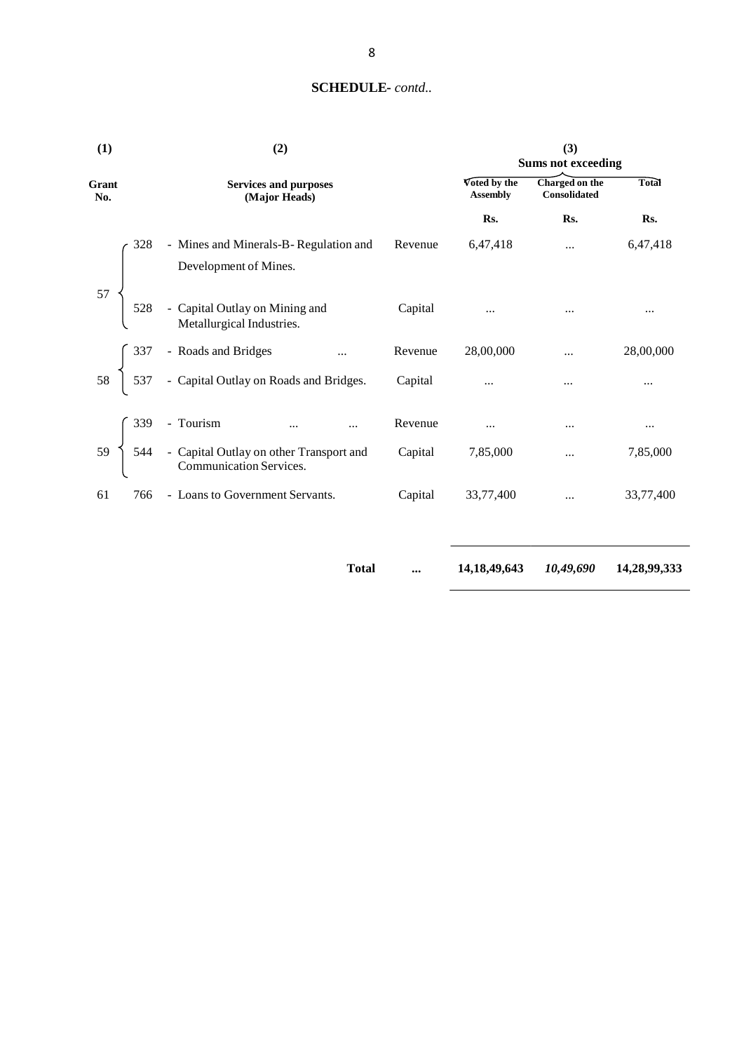## SCHEDULE- *contd..*

| (1) | | (2) | | (3) | | |
|---|---|---|---|---|---|---|
| | | | | Sums not exceeding | | |
| Grant No. | | Services and purposes (Major Heads) | | Voted by the Assembly | Charged on the Consolidated | Total |
| | | | | Rs. | Rs. | Rs. |
| 57 | 328 | - Mines and Minerals-B- Regulation and Development of Mines. | Revenue | 6,47,418 | ... | 6,47,418 |
| | 528 | - Capital Outlay on Mining and Metallurgical Industries. | Capital | ... | ... | ... |
| 58 | 337 | - Roads and Bridges ... | Revenue | 28,00,000 | ... | 28,00,000 |
| | 537 | - Capital Outlay on Roads and Bridges. | Capital | ... | ... | ... |
| 59 | 339 | - Tourism ... ... | Revenue | ... | ... | ... |
| | 544 | - Capital Outlay on other Transport and Communication Services. | Capital | 7,85,000 | ... | 7,85,000 |
| 61 | 766 | - Loans to Government Servants. | Capital | 33,77,400 | ... | 33,77,400 |
| | | **Total** | **...** | **14,18,49,643** | ***10,49,690*** | **14,28,99,333** |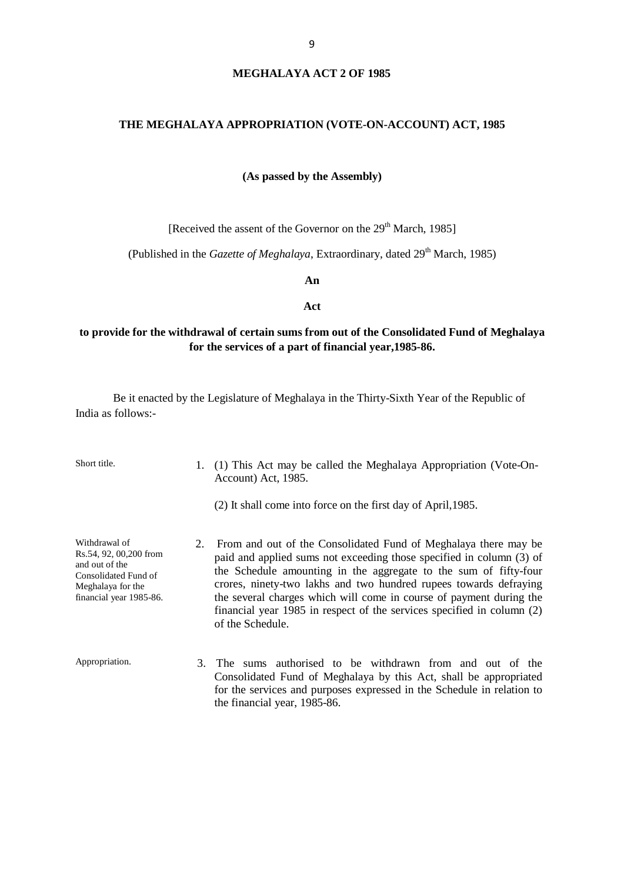# MEGHALAYA ACT 2 OF 1985

## THE MEGHALAYA APPROPRIATION (VOTE-ON-ACCOUNT) ACT, 1985

**(As passed by the Assembly)**

[Received the assent of the Governor on the 29th March, 1985]

(Published in the *Gazette of Meghalaya*, Extraordinary, dated 29th March, 1985)

**An**

**Act**

**to provide for the withdrawal of certain sums from out of the Consolidated Fund of Meghalaya for the services of a part of financial year,1985-86.**

Be it enacted by the Legislature of Meghalaya in the Thirty-Sixth Year of the Republic of India as follows:-

Short title.

1. (1) This Act may be called the Meghalaya Appropriation (Vote-On-Account) Act, 1985.

   (2) It shall come into force on the first day of April,1985.

Withdrawal of Rs.54, 92, 00,200 from and out of the Consolidated Fund of Meghalaya for the financial year 1985-86.

2. From and out of the Consolidated Fund of Meghalaya there may be paid and applied sums not exceeding those specified in column (3) of the Schedule amounting in the aggregate to the sum of fifty-four crores, ninety-two lakhs and two hundred rupees towards defraying the several charges which will come in course of payment during the financial year 1985 in respect of the services specified in column (2) of the Schedule.

Appropriation.

3. The sums authorised to be withdrawn from and out of the Consolidated Fund of Meghalaya by this Act, shall be appropriated for the services and purposes expressed in the Schedule in relation to the financial year, 1985-86.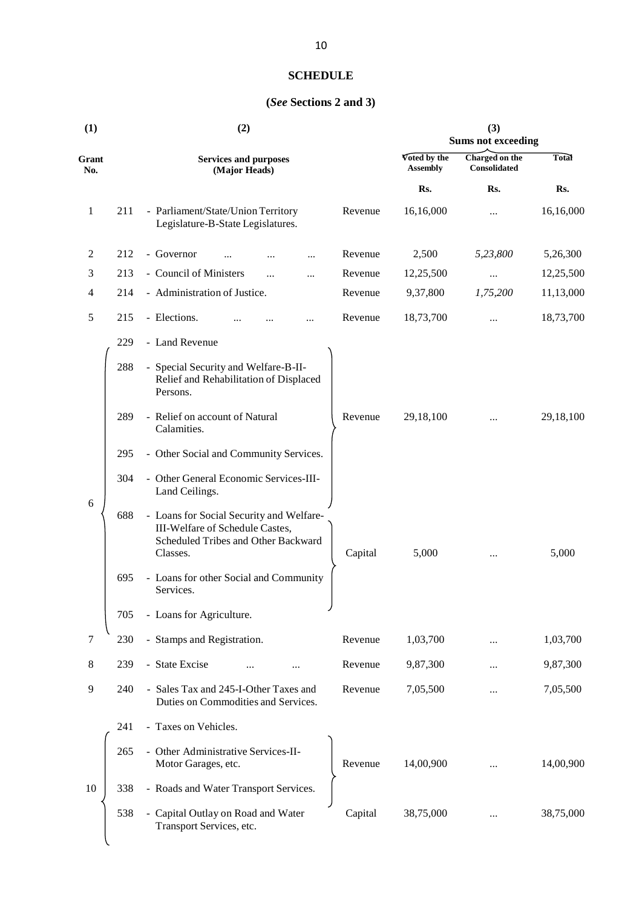**SCHEDULE**

**(*See* Sections 2 and 3)**

| (1) | | (2) | | (3) | | |
|---|---|---|---|---|---|---|
| | | | | Sums not exceeding | | |
| Grant No. | | Services and purposes (Major Heads) | | Voted by the Assembly | Charged on the Consolidated | Total |
| | | | | Rs. | Rs. | Rs. |
| 1 | 211 | - Parliament/State/Union Territory Legislature-B-State Legislatures. | Revenue | 16,16,000 | ... | 16,16,000 |
| 2 | 212 | - Governor ... ... ... | Revenue | 2,500 | *5,23,800* | 5,26,300 |
| 3 | 213 | - Council of Ministers ... ... | Revenue | 12,25,500 | ... | 12,25,500 |
| 4 | 214 | - Administration of Justice. | Revenue | 9,37,800 | *1,75,200* | 11,13,000 |
| 5 | 215 | - Elections. ... ... ... | Revenue | 18,73,700 | ... | 18,73,700 |
| 6 | 229 | - Land Revenue | Revenue | 29,18,100 | ... | 29,18,100 |
| | 288 | - Special Security and Welfare-B-II-Relief and Rehabilitation of Displaced Persons. | | | | |
| | 289 | - Relief on account of Natural Calamities. | | | | |
| | 295 | - Other Social and Community Services. | | | | |
| | 304 | - Other General Economic Services-III-Land Ceilings. | | | | |
| | 688 | - Loans for Social Security and Welfare-III-Welfare of Schedule Castes, Scheduled Tribes and Other Backward Classes. | Capital | 5,000 | ... | 5,000 |
| | 695 | - Loans for other Social and Community Services. | | | | |
| | 705 | - Loans for Agriculture. | | | | |
| 7 | 230 | - Stamps and Registration. | Revenue | 1,03,700 | ... | 1,03,700 |
| 8 | 239 | - State Excise ... ... | Revenue | 9,87,300 | ... | 9,87,300 |
| 9 | 240 | - Sales Tax and 245-I-Other Taxes and Duties on Commodities and Services. | Revenue | 7,05,500 | ... | 7,05,500 |
| 10 | 241 | - Taxes on Vehicles. | Revenue | 14,00,900 | ... | 14,00,900 |
| | 265 | - Other Administrative Services-II-Motor Garages, etc. | | | | |
| | 338 | - Roads and Water Transport Services. | | | | |
| | 538 | - Capital Outlay on Road and Water Transport Services, etc. | Capital | 38,75,000 | ... | 38,75,000 |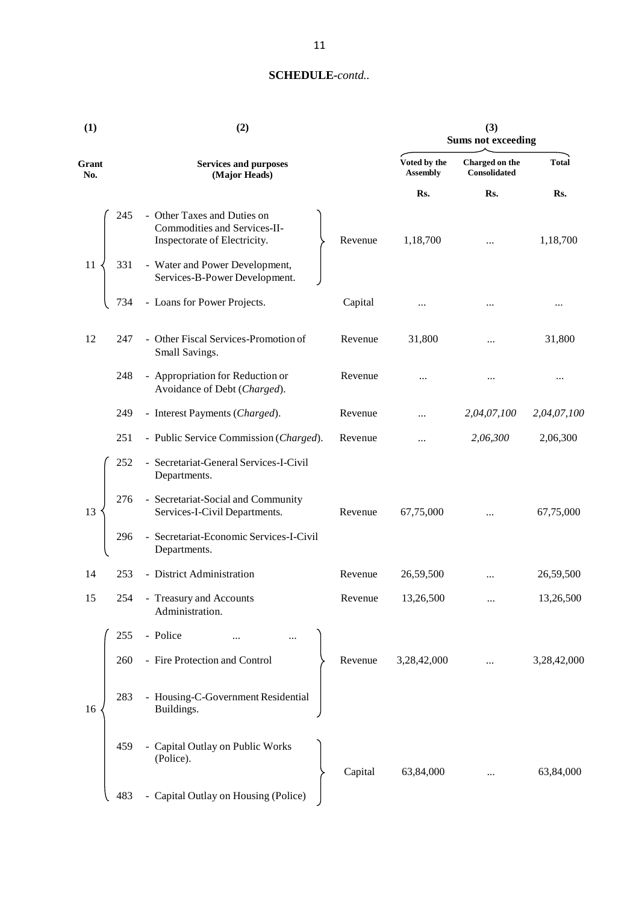**SCHEDULE**-*contd..*

| (1) | | (2) | | (3) Sums not exceeding | | |
|---|---|---|---|---|---|---|
| Grant No. | | Services and purposes (Major Heads) | | Voted by the Assembly | Charged on the Consolidated | Total |
| | | | | Rs. | Rs. | Rs. |
| 11 | 245 | - Other Taxes and Duties on Commodities and Services-II-Inspectorate of Electricity. | Revenue | 1,18,700 | ... | 1,18,700 |
| | 331 | - Water and Power Development, Services-B-Power Development. | | | | |
| | 734 | - Loans for Power Projects. | Capital | ... | ... | ... |
| 12 | 247 | - Other Fiscal Services-Promotion of Small Savings. | Revenue | 31,800 | ... | 31,800 |
| | 248 | - Appropriation for Reduction or Avoidance of Debt (*Charged*). | Revenue | ... | ... | ... |
| | 249 | - Interest Payments (*Charged*). | Revenue | ... | *2,04,07,100* | *2,04,07,100* |
| | 251 | - Public Service Commission (*Charged*). | Revenue | ... | *2,06,300* | 2,06,300 |
| 13 | 252 | - Secretariat-General Services-I-Civil Departments. | Revenue | 67,75,000 | ... | 67,75,000 |
| | 276 | - Secretariat-Social and Community Services-I-Civil Departments. | | | | |
| | 296 | - Secretariat-Economic Services-I-Civil Departments. | | | | |
| 14 | 253 | - District Administration | Revenue | 26,59,500 | ... | 26,59,500 |
| 15 | 254 | - Treasury and Accounts Administration. | Revenue | 13,26,500 | ... | 13,26,500 |
| 16 | 255 | - Police ... ... | Revenue | 3,28,42,000 | ... | 3,28,42,000 |
| | 260 | - Fire Protection and Control | | | | |
| | 283 | - Housing-C-Government Residential Buildings. | | | | |
| | 459 | - Capital Outlay on Public Works (Police). | Capital | 63,84,000 | ... | 63,84,000 |
| | 483 | - Capital Outlay on Housing (Police) | | | | |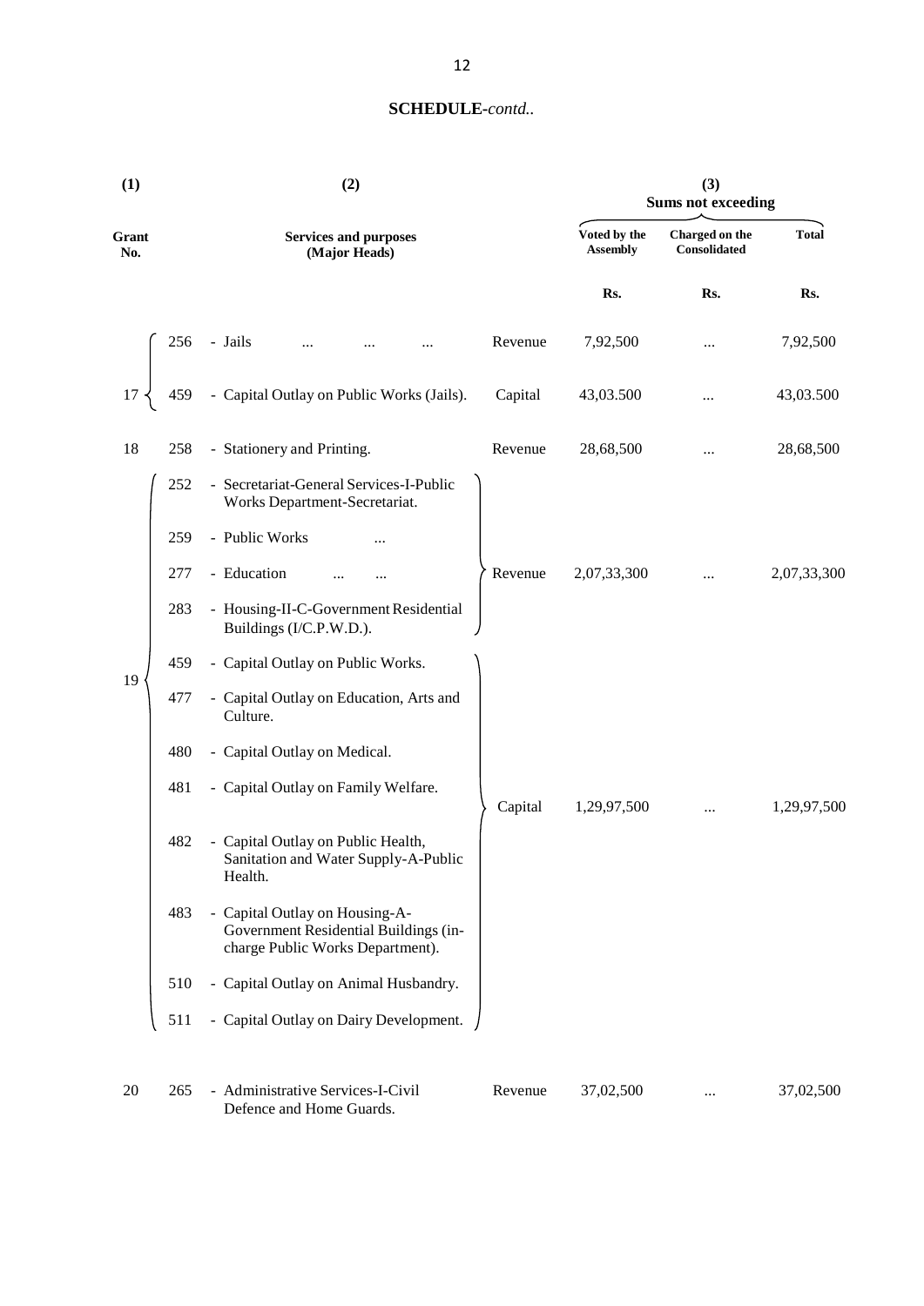**SCHEDULE**-*contd..*

| (1) | | (2) | | (3) Sums not exceeding | | |
|---|---|---|---|---|---|---|
| Grant No. | | Services and purposes (Major Heads) | | Voted by the Assembly | Charged on the Consolidated | Total |
| | | | | Rs. | Rs. | Rs. |
| 17 | 256 | - Jails ... ... ... | Revenue | 7,92,500 | ... | 7,92,500 |
| | 459 | - Capital Outlay on Public Works (Jails). | Capital | 43,03.500 | ... | 43,03.500 |
| 18 | 258 | - Stationery and Printing. | Revenue | 28,68,500 | ... | 28,68,500 |
| 19 | 252 | - Secretariat-General Services-I-Public Works Department-Secretariat. | Revenue | 2,07,33,300 | ... | 2,07,33,300 |
| | 259 | - Public Works ... | | | | |
| | 277 | - Education ... ... | | | | |
| | 283 | - Housing-II-C-Government Residential Buildings (I/C.P.W.D.). | | | | |
| | 459 | - Capital Outlay on Public Works. | Capital | 1,29,97,500 | ... | 1,29,97,500 |
| | 477 | - Capital Outlay on Education, Arts and Culture. | | | | |
| | 480 | - Capital Outlay on Medical. | | | | |
| | 481 | - Capital Outlay on Family Welfare. | | | | |
| | 482 | - Capital Outlay on Public Health, Sanitation and Water Supply-A-Public Health. | | | | |
| | 483 | - Capital Outlay on Housing-A-Government Residential Buildings (in-charge Public Works Department). | | | | |
| | 510 | - Capital Outlay on Animal Husbandry. | | | | |
| | 511 | - Capital Outlay on Dairy Development. | | | | |
| 20 | 265 | - Administrative Services-I-Civil Defence and Home Guards. | Revenue | 37,02,500 | ... | 37,02,500 |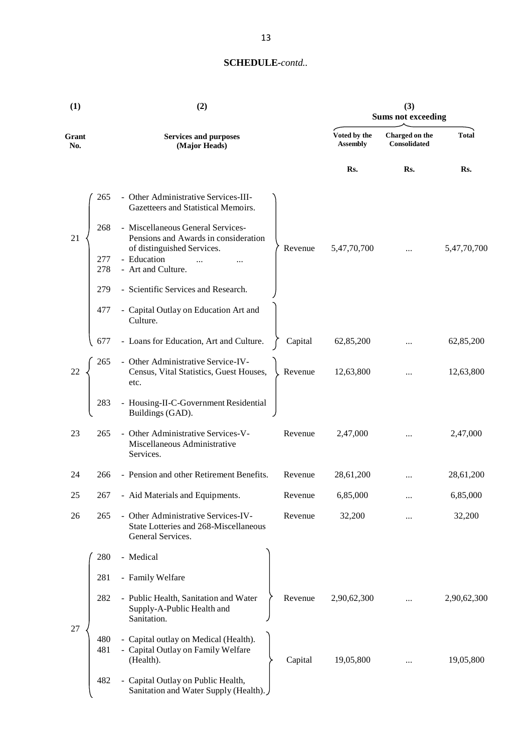**SCHEDULE-***contd..*

| (1) | (2) | | | (3) Sums not exceeding | | |
|---|---|---|---|---|---|---|
| Grant No. | Services and purposes (Major Heads) | | | Voted by the Assembly | Charged on the Consolidated | Total |
| | | | | Rs. | Rs. | Rs. |
| 21 | 265 | - Other Administrative Services-III-Gazetteers and Statistical Memoirs. | Revenue | 5,47,70,700 | ... | 5,47,70,700 |
| | 268 | - Miscellaneous General Services-Pensions and Awards in consideration of distinguished Services. | | | | |
| | 277 | - Education ... ... | | | | |
| | 278 | - Art and Culture. | | | | |
| | 279 | - Scientific Services and Research. | | | | |
| | 477 | - Capital Outlay on Education Art and Culture. | Capital | 62,85,200 | ... | 62,85,200 |
| | 677 | - Loans for Education, Art and Culture. | | | | |
| 22 | 265 | - Other Administrative Service-IV-Census, Vital Statistics, Guest Houses, etc. | Revenue | 12,63,800 | ... | 12,63,800 |
| | 283 | - Housing-II-C-Government Residential Buildings (GAD). | | | | |
| 23 | 265 | - Other Administrative Services-V-Miscellaneous Administrative Services. | Revenue | 2,47,000 | ... | 2,47,000 |
| 24 | 266 | - Pension and other Retirement Benefits. | Revenue | 28,61,200 | ... | 28,61,200 |
| 25 | 267 | - Aid Materials and Equipments. | Revenue | 6,85,000 | ... | 6,85,000 |
| 26 | 265 | - Other Administrative Services-IV-State Lotteries and 268-Miscellaneous General Services. | Revenue | 32,200 | ... | 32,200 |
| 27 | 280 | - Medical | Revenue | 2,90,62,300 | ... | 2,90,62,300 |
| | 281 | - Family Welfare | | | | |
| | 282 | - Public Health, Sanitation and Water Supply-A-Public Health and Sanitation. | | | | |
| | 480 | - Capital outlay on Medical (Health). | Capital | 19,05,800 | ... | 19,05,800 |
| | 481 | - Capital Outlay on Family Welfare (Health). | | | | |
| | 482 | - Capital Outlay on Public Health, Sanitation and Water Supply (Health). | | | | |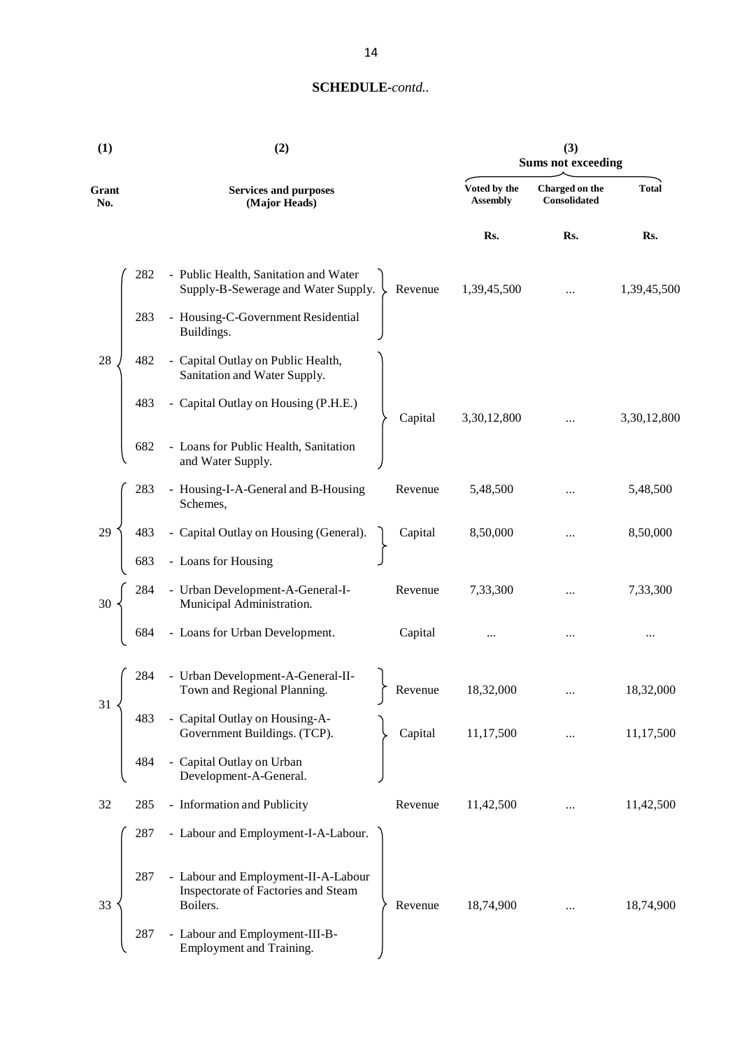**SCHEDULE**-*contd..*

| (1) | | (2) | | (3) Sums not exceeding | | |
|---|---|---|---|---|---|---|
| Grant No. | | Services and purposes (Major Heads) | | Voted by the Assembly | Charged on the Consolidated | Total |
| | | | | Rs. | Rs. | Rs. |
| 28 | 282 | - Public Health, Sanitation and Water Supply-B-Sewerage and Water Supply. | Revenue | 1,39,45,500 | ... | 1,39,45,500 |
| | 283 | - Housing-C-Government Residential Buildings. | | | | |
| | 482 | - Capital Outlay on Public Health, Sanitation and Water Supply. | Capital | 3,30,12,800 | ... | 3,30,12,800 |
| | 483 | - Capital Outlay on Housing (P.H.E.) | | | | |
| | 682 | - Loans for Public Health, Sanitation and Water Supply. | | | | |
| 29 | 283 | - Housing-I-A-General and B-Housing Schemes, | Revenue | 5,48,500 | ... | 5,48,500 |
| | 483 | - Capital Outlay on Housing (General). | Capital | 8,50,000 | ... | 8,50,000 |
| | 683 | - Loans for Housing | | | | |
| 30 | 284 | - Urban Development-A-General-I-Municipal Administration. | Revenue | 7,33,300 | ... | 7,33,300 |
| | 684 | - Loans for Urban Development. | Capital | ... | ... | ... |
| 31 | 284 | - Urban Development-A-General-II-Town and Regional Planning. | Revenue | 18,32,000 | ... | 18,32,000 |
| | 483 | - Capital Outlay on Housing-A-Government Buildings. (TCP). | Capital | 11,17,500 | ... | 11,17,500 |
| | 484 | - Capital Outlay on Urban Development-A-General. | | | | |
| 32 | 285 | - Information and Publicity | Revenue | 11,42,500 | ... | 11,42,500 |
| 33 | 287 | - Labour and Employment-I-A-Labour. | Revenue | 18,74,900 | ... | 18,74,900 |
| | 287 | - Labour and Employment-II-A-Labour Inspectorate of Factories and Steam Boilers. | | | | |
| | 287 | - Labour and Employment-III-B-Employment and Training. | | | | |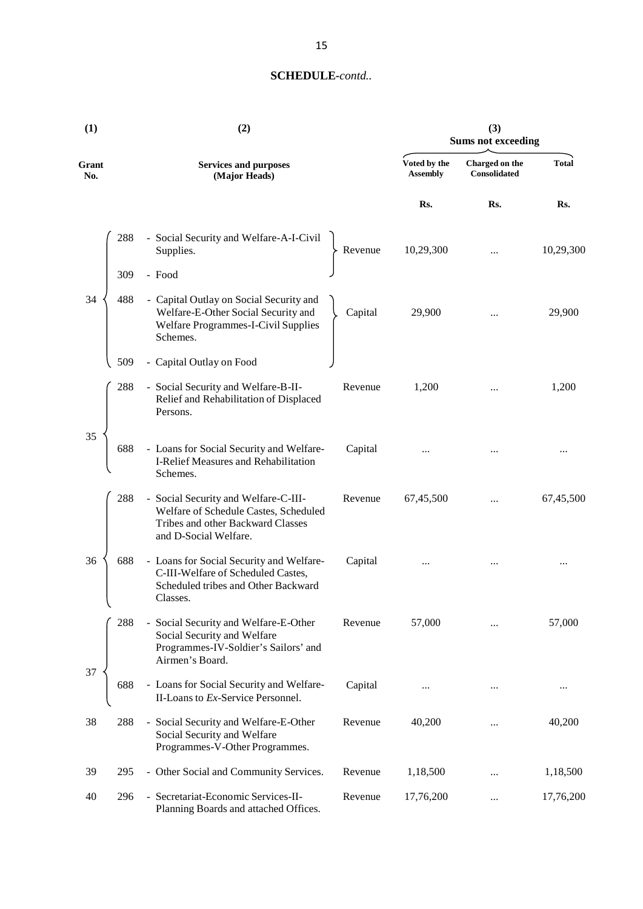## SCHEDULE-*contd.*.

| (1) | | (2) | | (3) Sums not exceeding | | |
|---|---|---|---|---|---|---|
| Grant No. | | Services and purposes (Major Heads) | | Voted by the Assembly | Charged on the Consolidated | Total |
| | | | | Rs. | Rs. | Rs. |
| 34 | 288 | - Social Security and Welfare-A-I-Civil Supplies. | Revenue | 10,29,300 | ... | 10,29,300 |
| | 309 | - Food | | | | |
| | 488 | - Capital Outlay on Social Security and Welfare-E-Other Social Security and Welfare Programmes-I-Civil Supplies Schemes. | Capital | 29,900 | ... | 29,900 |
| | 509 | - Capital Outlay on Food | | | | |
| 35 | 288 | - Social Security and Welfare-B-II-Relief and Rehabilitation of Displaced Persons. | Revenue | 1,200 | ... | 1,200 |
| | 688 | - Loans for Social Security and Welfare-I-Relief Measures and Rehabilitation Schemes. | Capital | ... | ... | ... |
| 36 | 288 | - Social Security and Welfare-C-III-Welfare of Schedule Castes, Scheduled Tribes and other Backward Classes and D-Social Welfare. | Revenue | 67,45,500 | ... | 67,45,500 |
| | 688 | - Loans for Social Security and Welfare-C-III-Welfare of Scheduled Castes, Scheduled tribes and Other Backward Classes. | Capital | ... | ... | ... |
| 37 | 288 | - Social Security and Welfare-E-Other Social Security and Welfare Programmes-IV-Soldier's Sailors' and Airmen's Board. | Revenue | 57,000 | ... | 57,000 |
| | 688 | - Loans for Social Security and Welfare-II-Loans to *Ex*-Service Personnel. | Capital | ... | ... | ... |
| 38 | 288 | - Social Security and Welfare-E-Other Social Security and Welfare Programmes-V-Other Programmes. | Revenue | 40,200 | ... | 40,200 |
| 39 | 295 | - Other Social and Community Services. | Revenue | 1,18,500 | ... | 1,18,500 |
| 40 | 296 | - Secretariat-Economic Services-II-Planning Boards and attached Offices. | Revenue | 17,76,200 | ... | 17,76,200 |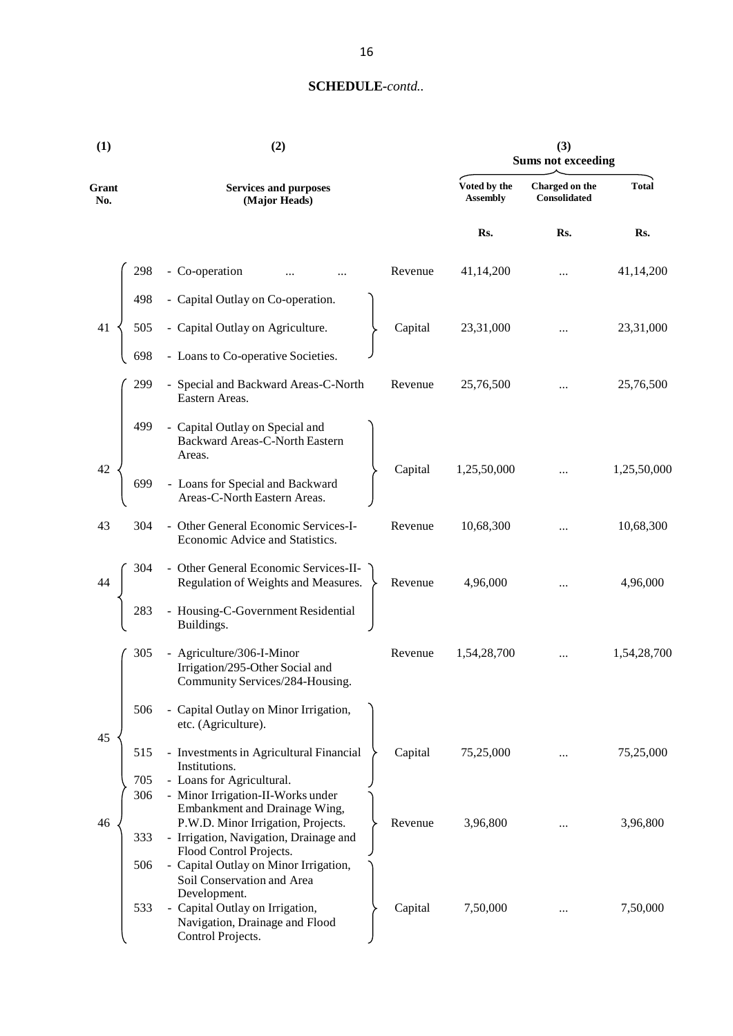**SCHEDULE-*contd..***

| (1) | (2) | | | (3) Sums not exceeding | | |
|---|---|---|---|---|---|---|
| Grant No. | Services and purposes (Major Heads) | | | Voted by the Assembly | Charged on the Consolidated | Total |
| | | | | Rs. | Rs. | Rs. |
| 41 | 298 | - Co-operation ... ... | Revenue | 41,14,200 | ... | 41,14,200 |
| | 498 | - Capital Outlay on Co-operation. | Capital | 23,31,000 | ... | 23,31,000 |
| | 505 | - Capital Outlay on Agriculture. | | | | |
| | 698 | - Loans to Co-operative Societies. | | | | |
| 42 | 299 | - Special and Backward Areas-C-North Eastern Areas. | Revenue | 25,76,500 | ... | 25,76,500 |
| | 499 | - Capital Outlay on Special and Backward Areas-C-North Eastern Areas. | Capital | 1,25,50,000 | ... | 1,25,50,000 |
| | 699 | - Loans for Special and Backward Areas-C-North Eastern Areas. | | | | |
| 43 | 304 | - Other General Economic Services-I-Economic Advice and Statistics. | Revenue | 10,68,300 | ... | 10,68,300 |
| 44 | 304 | - Other General Economic Services-II-Regulation of Weights and Measures. | Revenue | 4,96,000 | ... | 4,96,000 |
| | 283 | - Housing-C-Government Residential Buildings. | | | | |
| 45 | 305 | - Agriculture/306-I-Minor Irrigation/295-Other Social and Community Services/284-Housing. | Revenue | 1,54,28,700 | ... | 1,54,28,700 |
| | 506 | - Capital Outlay on Minor Irrigation, etc. (Agriculture). | Capital | 75,25,000 | ... | 75,25,000 |
| | 515 | - Investments in Agricultural Financial Institutions. | | | | |
| | 705 | - Loans for Agricultural. | | | | |
| 46 | 306 | - Minor Irrigation-II-Works under Embankment and Drainage Wing, P.W.D. Minor Irrigation, Projects. | Revenue | 3,96,800 | ... | 3,96,800 |
| | 333 | - Irrigation, Navigation, Drainage and Flood Control Projects. | | | | |
| | 506 | - Capital Outlay on Minor Irrigation, Soil Conservation and Area Development. | Capital | 7,50,000 | ... | 7,50,000 |
| | 533 | - Capital Outlay on Irrigation, Navigation, Drainage and Flood Control Projects. | | | | |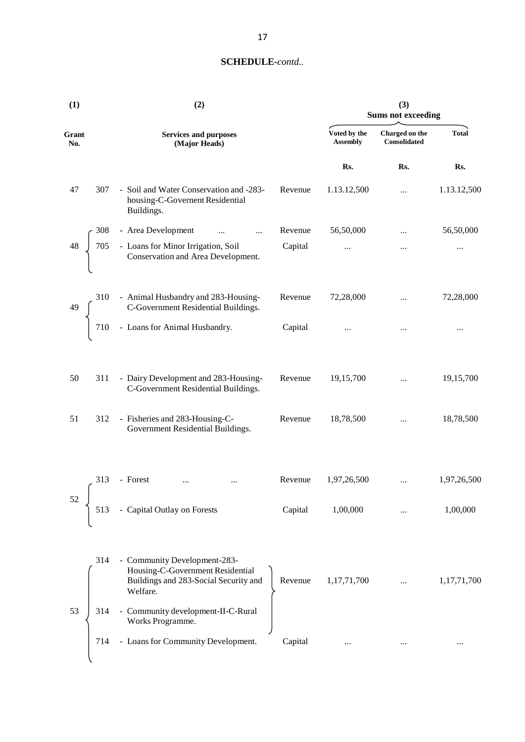**SCHEDULE**-*contd..*

| (1) | | (2) | | (3) Sums not exceeding | | |
|---|---|---|---|---|---|---|
| Grant No. | | Services and purposes (Major Heads) | | Voted by the Assembly | Charged on the Consolidated | Total |
| | | | | Rs. | Rs. | Rs. |
| 47 | 307 | - Soil and Water Conservation and -283-housing-C-Governent Residential Buildings. | Revenue | 1.13.12,500 | ... | 1.13.12,500 |
| 48 | 308 | - Area Development ... ... | Revenue | 56,50,000 | ... | 56,50,000 |
| | 705 | - Loans for Minor Irrigation, Soil Conservation and Area Development. | Capital | ... | ... | ... |
| 49 | 310 | - Animal Husbandry and 283-Housing-C-Government Residential Buildings. | Revenue | 72,28,000 | ... | 72,28,000 |
| | 710 | - Loans for Animal Husbandry. | Capital | ... | ... | ... |
| 50 | 311 | - Dairy Development and 283-Housing-C-Government Residential Buildings. | Revenue | 19,15,700 | ... | 19,15,700 |
| 51 | 312 | - Fisheries and 283-Housing-C-Government Residential Buildings. | Revenue | 18,78,500 | ... | 18,78,500 |
| 52 | 313 | - Forest ... ... | Revenue | 1,97,26,500 | ... | 1,97,26,500 |
| | 513 | - Capital Outlay on Forests | Capital | 1,00,000 | ... | 1,00,000 |
| 53 | 314 | - Community Development-283-Housing-C-Government Residential Buildings and 283-Social Security and Welfare. | Revenue | 1,17,71,700 | ... | 1,17,71,700 |
| | 314 | - Community development-II-C-Rural Works Programme. | | | | |
| | 714 | - Loans for Community Development. | Capital | ... | ... | ... |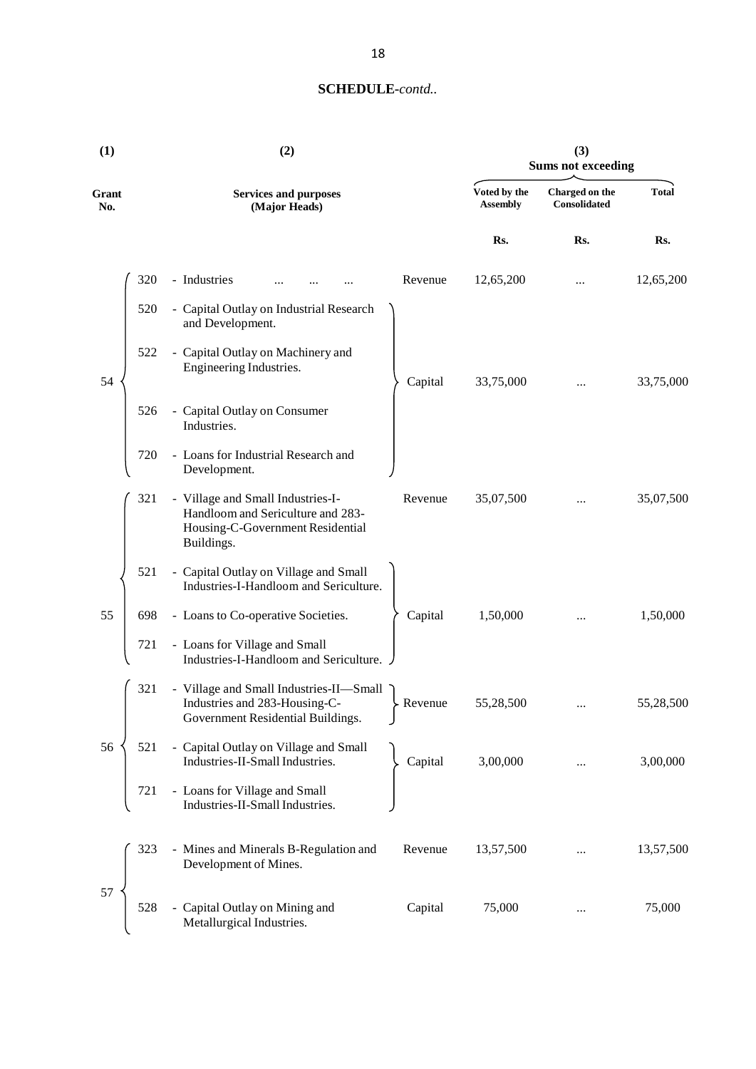**SCHEDULE**-*contd..*

| (1) | | (2) | | (3) Sums not exceeding | | |
|---|---|---|---|---|---|---|
| Grant No. | | Services and purposes (Major Heads) | | Voted by the Assembly | Charged on the Consolidated | Total |
| | | | | Rs. | Rs. | Rs. |
| 54 | 320 | - Industries ... ... ... | Revenue | 12,65,200 | ... | 12,65,200 |
| | 520 | - Capital Outlay on Industrial Research and Development. | | | | |
| | 522 | - Capital Outlay on Machinery and Engineering Industries. | Capital | 33,75,000 | ... | 33,75,000 |
| | 526 | - Capital Outlay on Consumer Industries. | | | | |
| | 720 | - Loans for Industrial Research and Development. | | | | |
| 55 | 321 | - Village and Small Industries-I-Handloom and Sericulture and 283-Housing-C-Government Residential Buildings. | Revenue | 35,07,500 | ... | 35,07,500 |
| | 521 | - Capital Outlay on Village and Small Industries-I-Handloom and Sericulture. | | | | |
| | 698 | - Loans to Co-operative Societies. | Capital | 1,50,000 | ... | 1,50,000 |
| | 721 | - Loans for Village and Small Industries-I-Handloom and Sericulture. | | | | |
| 56 | 321 | - Village and Small Industries-II—Small Industries and 283-Housing-C-Government Residential Buildings. | Revenue | 55,28,500 | ... | 55,28,500 |
| | 521 | - Capital Outlay on Village and Small Industries-II-Small Industries. | Capital | 3,00,000 | ... | 3,00,000 |
| | 721 | - Loans for Village and Small Industries-II-Small Industries. | | | | |
| 57 | 323 | - Mines and Minerals B-Regulation and Development of Mines. | Revenue | 13,57,500 | ... | 13,57,500 |
| | 528 | - Capital Outlay on Mining and Metallurgical Industries. | Capital | 75,000 | ... | 75,000 |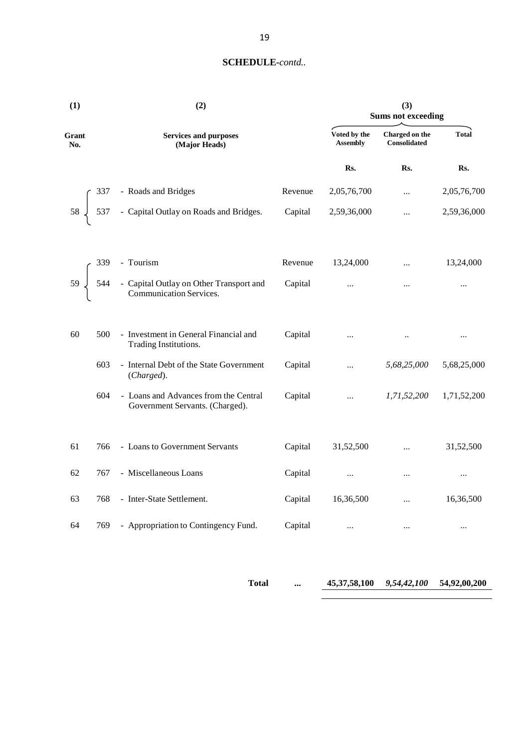**SCHEDULE-*contd..***

| (1) | | (2) | | (3) Sums not exceeding | | |
|---|---|---|---|---|---|---|
| Grant No. | | Services and purposes (Major Heads) | | Voted by the Assembly | Charged on the Consolidated | Total |
| | | | | Rs. | Rs. | Rs. |
| 58 | 337 | - Roads and Bridges | Revenue | 2,05,76,700 | ... | 2,05,76,700 |
| | 537 | - Capital Outlay on Roads and Bridges. | Capital | 2,59,36,000 | ... | 2,59,36,000 |
| 59 | 339 | - Tourism | Revenue | 13,24,000 | ... | 13,24,000 |
| | 544 | - Capital Outlay on Other Transport and Communication Services. | Capital | ... | ... | ... |
| 60 | 500 | - Investment in General Financial and Trading Institutions. | Capital | ... | .. | ... |
| | 603 | - Internal Debt of the State Government (*Charged*). | Capital | ... | *5,68,25,000* | 5,68,25,000 |
| | 604 | - Loans and Advances from the Central Government Servants. (Charged). | Capital | ... | *1,71,52,200* | 1,71,52,200 |
| 61 | 766 | - Loans to Government Servants | Capital | 31,52,500 | ... | 31,52,500 |
| 62 | 767 | - Miscellaneous Loans | Capital | ... | ... | ... |
| 63 | 768 | - Inter-State Settlement. | Capital | 16,36,500 | ... | 16,36,500 |
| 64 | 769 | - Appropriation to Contingency Fund. | Capital | ... | ... | ... |
| | | **Total** | **...** | **45,37,58,100** | ***9,54,42,100*** | **54,92,00,200** |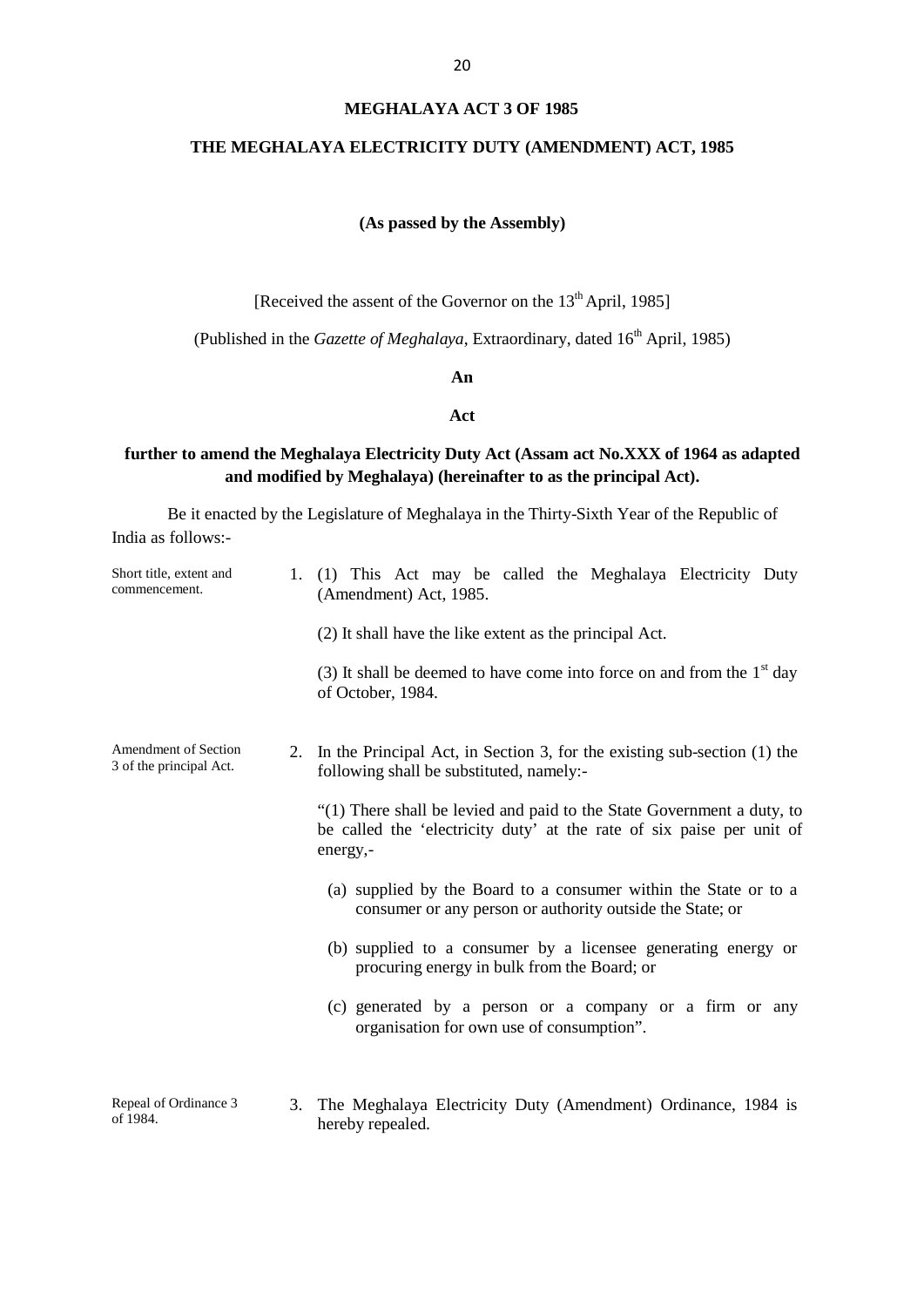# MEGHALAYA ACT 3 OF 1985

## THE MEGHALAYA ELECTRICITY DUTY (AMENDMENT) ACT, 1985

**(As passed by the Assembly)**

[Received the assent of the Governor on the 13th April, 1985]

(Published in the *Gazette of Meghalaya*, Extraordinary, dated 16th April, 1985)

**An**

**Act**

**further to amend the Meghalaya Electricity Duty Act (Assam act No.XXX of 1964 as adapted and modified by Meghalaya) (hereinafter to as the principal Act).**

Be it enacted by the Legislature of Meghalaya in the Thirty-Sixth Year of the Republic of India as follows:-

Short title, extent and commencement.

1. (1) This Act may be called the Meghalaya Electricity Duty (Amendment) Act, 1985.

   (2) It shall have the like extent as the principal Act.

   (3) It shall be deemed to have come into force on and from the 1st day of October, 1984.

Amendment of Section 3 of the principal Act.

2. In the Principal Act, in Section 3, for the existing sub-section (1) the following shall be substituted, namely:-

   "(1) There shall be levied and paid to the State Government a duty, to be called the 'electricity duty' at the rate of six paise per unit of energy,-

   (a) supplied by the Board to a consumer within the State or to a consumer or any person or authority outside the State; or

   (b) supplied to a consumer by a licensee generating energy or procuring energy in bulk from the Board; or

   (c) generated by a person or a company or a firm or any organisation for own use of consumption".

Repeal of Ordinance 3 of 1984.

3. The Meghalaya Electricity Duty (Amendment) Ordinance, 1984 is hereby repealed.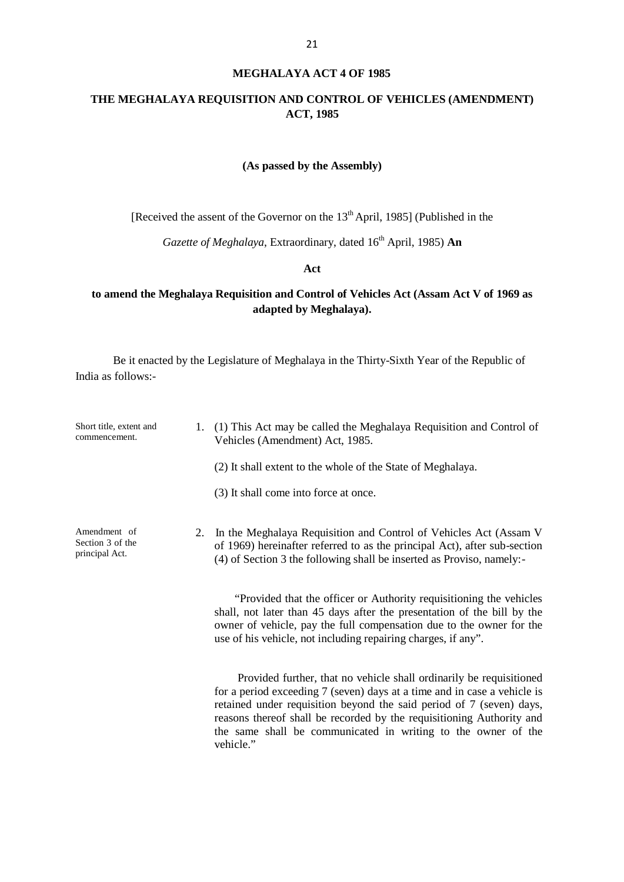# MEGHALAYA ACT 4 OF 1985

## THE MEGHALAYA REQUISITION AND CONTROL OF VEHICLES (AMENDMENT) ACT, 1985

**(As passed by the Assembly)**

[Received the assent of the Governor on the 13th April, 1985] (Published in the

*Gazette of Meghalaya*, Extraordinary, dated 16th April, 1985) **An**

**Act**

**to amend the Meghalaya Requisition and Control of Vehicles Act (Assam Act V of 1969 as adapted by Meghalaya).**

Be it enacted by the Legislature of Meghalaya in the Thirty-Sixth Year of the Republic of India as follows:-

Short title, extent and commencement.

1. (1) This Act may be called the Meghalaya Requisition and Control of Vehicles (Amendment) Act, 1985.

   (2) It shall extent to the whole of the State of Meghalaya.

   (3) It shall come into force at once.

Amendment of Section 3 of the principal Act.

2. In the Meghalaya Requisition and Control of Vehicles Act (Assam V of 1969) hereinafter referred to as the principal Act), after sub-section (4) of Section 3 the following shall be inserted as Proviso, namely:-

   "Provided that the officer or Authority requisitioning the vehicles shall, not later than 45 days after the presentation of the bill by the owner of vehicle, pay the full compensation due to the owner for the use of his vehicle, not including repairing charges, if any".

   Provided further, that no vehicle shall ordinarily be requisitioned for a period exceeding 7 (seven) days at a time and in case a vehicle is retained under requisition beyond the said period of 7 (seven) days, reasons thereof shall be recorded by the requisitioning Authority and the same shall be communicated in writing to the owner of the vehicle."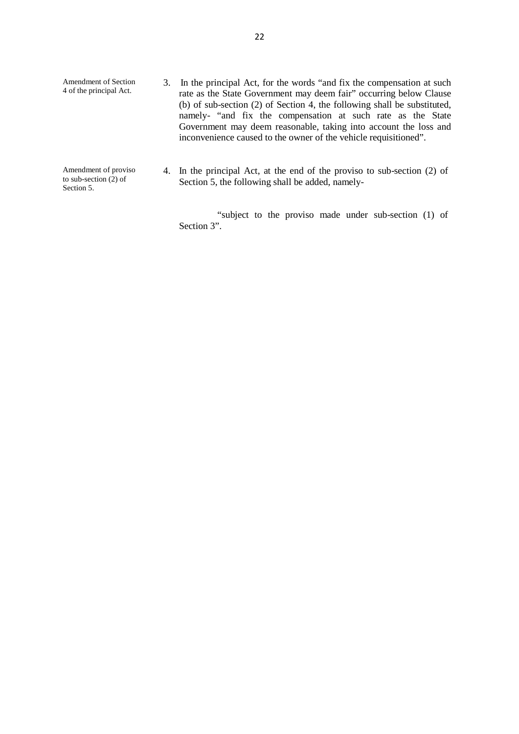Amendment of Section 4 of the principal Act.

3. In the principal Act, for the words "and fix the compensation at such rate as the State Government may deem fair" occurring below Clause (b) of sub-section (2) of Section 4, the following shall be substituted, namely- "and fix the compensation at such rate as the State Government may deem reasonable, taking into account the loss and inconvenience caused to the owner of the vehicle requisitioned".

Amendment of proviso to sub-section (2) of Section 5.

4. In the principal Act, at the end of the proviso to sub-section (2) of Section 5, the following shall be added, namely-

"subject to the proviso made under sub-section (1) of Section 3".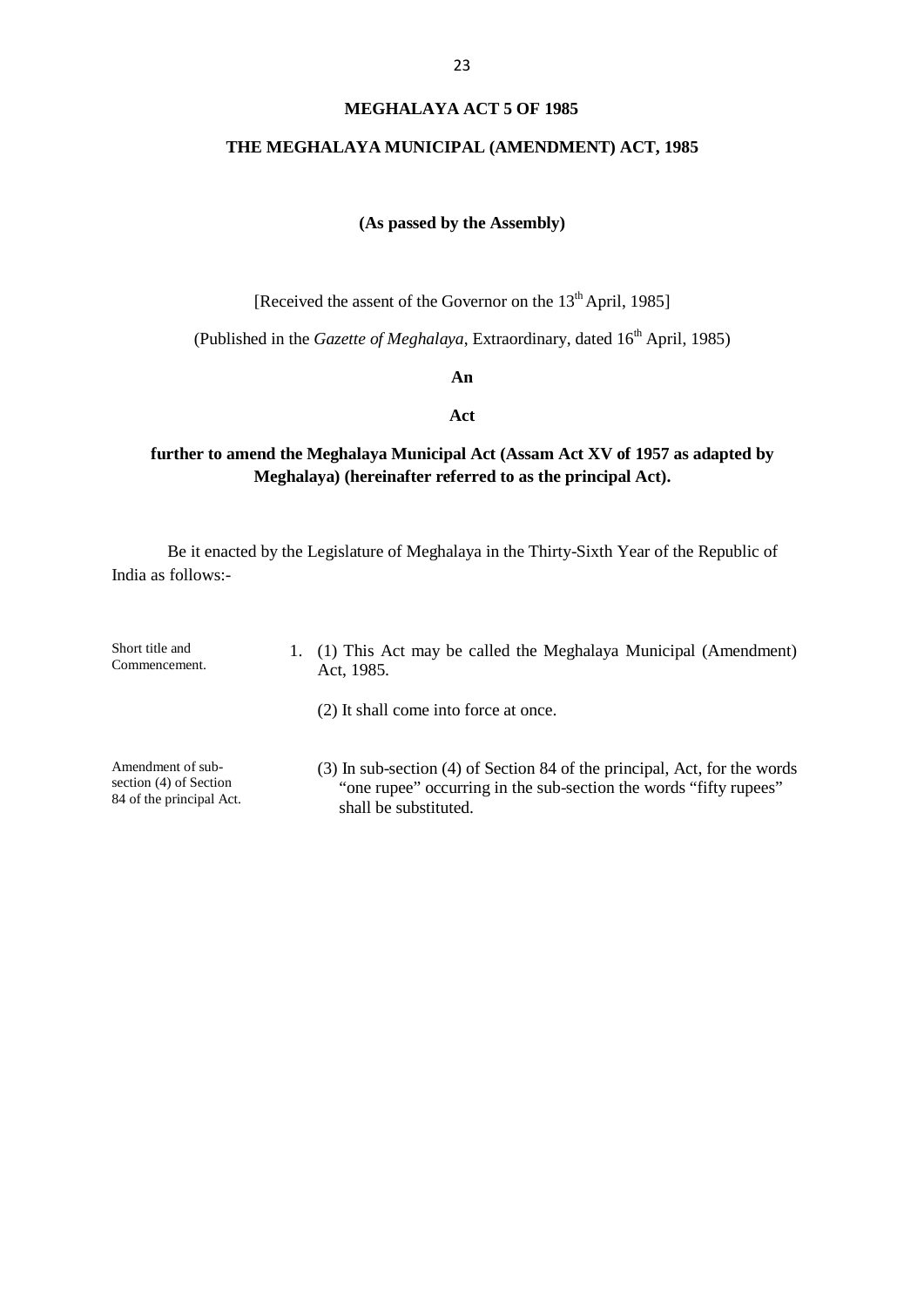# MEGHALAYA ACT 5 OF 1985

## THE MEGHALAYA MUNICIPAL (AMENDMENT) ACT, 1985

**(As passed by the Assembly)**

[Received the assent of the Governor on the 13th April, 1985]

(Published in the *Gazette of Meghalaya*, Extraordinary, dated 16th April, 1985)

**An**

**Act**

**further to amend the Meghalaya Municipal Act (Assam Act XV of 1957 as adapted by Meghalaya) (hereinafter referred to as the principal Act).**

Be it enacted by the Legislature of Meghalaya in the Thirty-Sixth Year of the Republic of India as follows:-

*Short title and Commencement.*

1. (1) This Act may be called the Meghalaya Municipal (Amendment) Act, 1985.

   (2) It shall come into force at once.

*Amendment of sub-section (4) of Section 84 of the principal Act.*

   (3) In sub-section (4) of Section 84 of the principal, Act, for the words "one rupee" occurring in the sub-section the words "fifty rupees" shall be substituted.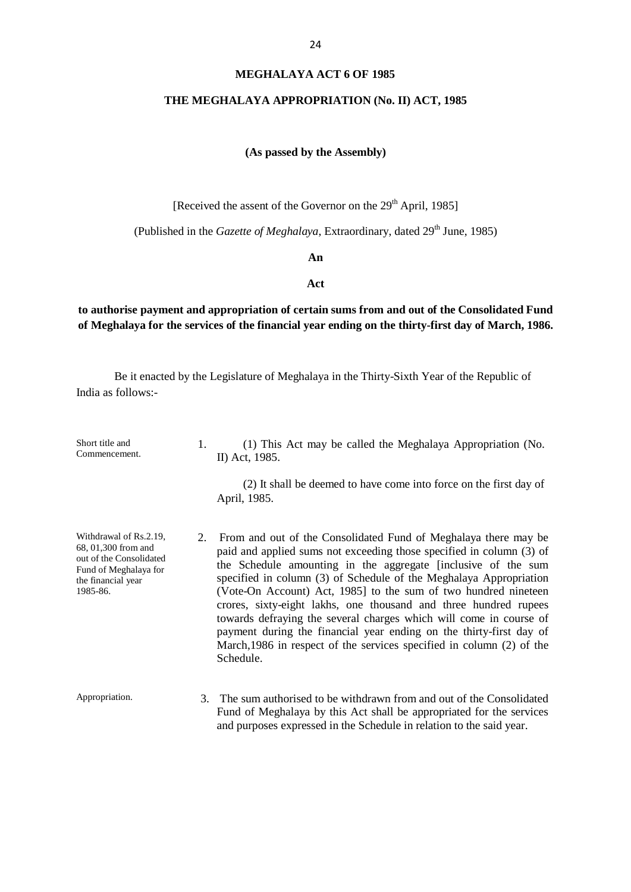**MEGHALAYA ACT 6 OF 1985**

**THE MEGHALAYA APPROPRIATION (No. II) ACT, 1985**

**(As passed by the Assembly)**

[Received the assent of the Governor on the 29th April, 1985]

(Published in the *Gazette of Meghalaya*, Extraordinary, dated 29th June, 1985)

**An**

**Act**

**to authorise payment and appropriation of certain sums from and out of the Consolidated Fund of Meghalaya for the services of the financial year ending on the thirty-first day of March, 1986.**

Be it enacted by the Legislature of Meghalaya in the Thirty-Sixth Year of the Republic of India as follows:-

Short title and Commencement.

1. (1) This Act may be called the Meghalaya Appropriation (No. II) Act, 1985.

(2) It shall be deemed to have come into force on the first day of April, 1985.

Withdrawal of Rs.2.19, 68, 01,300 from and out of the Consolidated Fund of Meghalaya for the financial year 1985-86.

2. From and out of the Consolidated Fund of Meghalaya there may be paid and applied sums not exceeding those specified in column (3) of the Schedule amounting in the aggregate [inclusive of the sum specified in column (3) of Schedule of the Meghalaya Appropriation (Vote-On Account) Act, 1985] to the sum of two hundred nineteen crores, sixty-eight lakhs, one thousand and three hundred rupees towards defraying the several charges which will come in course of payment during the financial year ending on the thirty-first day of March,1986 in respect of the services specified in column (2) of the Schedule.

Appropriation.

3. The sum authorised to be withdrawn from and out of the Consolidated Fund of Meghalaya by this Act shall be appropriated for the services and purposes expressed in the Schedule in relation to the said year.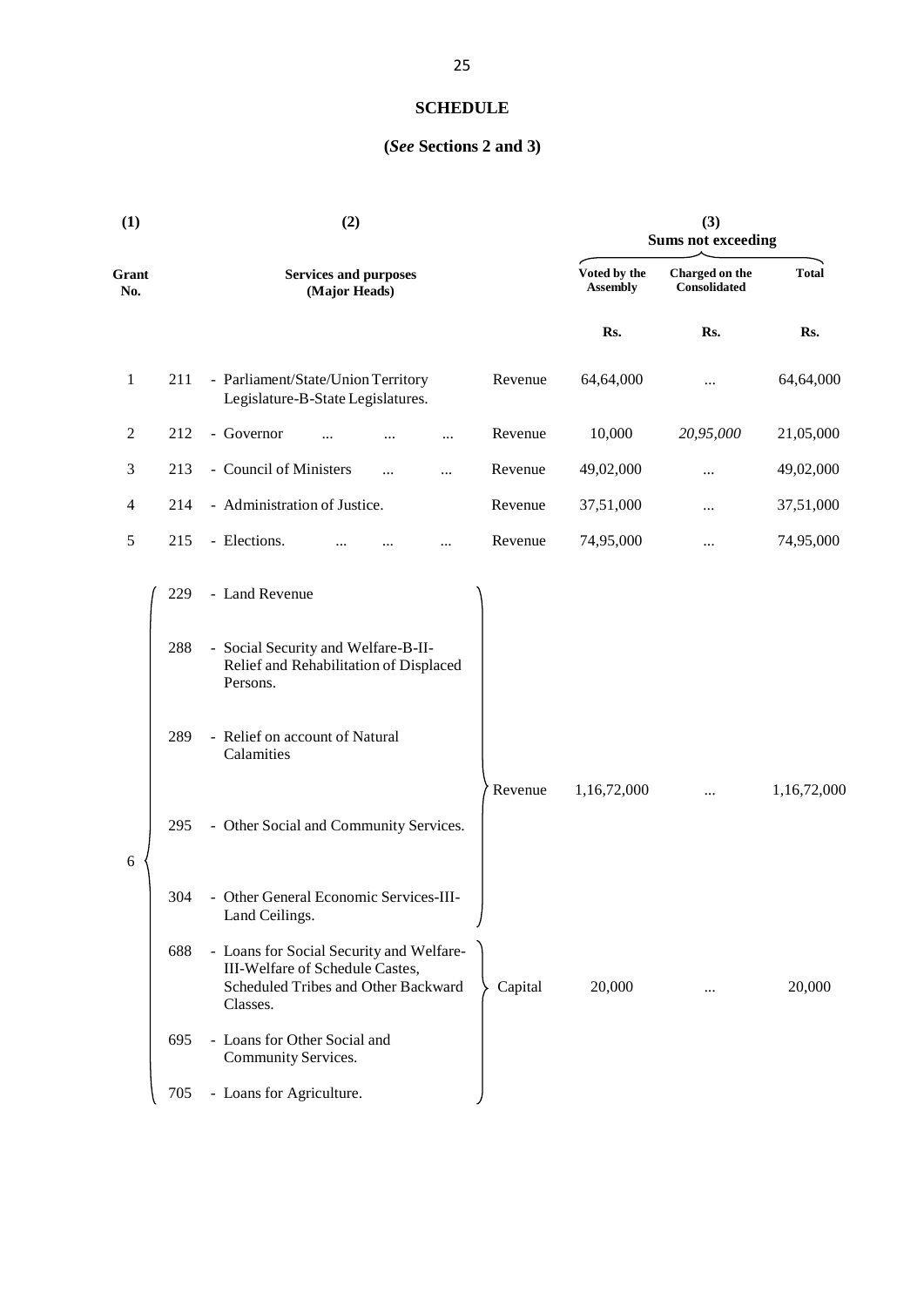## SCHEDULE

### (*See* Sections 2 and 3)

| (1) | | (2) | | (3) Sums not exceeding | | |
|---|---|---|---|---|---|---|
| Grant No. | | Services and purposes (Major Heads) | | Voted by the Assembly | Charged on the Consolidated | Total |
| | | | | Rs. | Rs. | Rs. |
| 1 | 211 | - Parliament/State/Union Territory Legislature-B-State Legislatures. | Revenue | 64,64,000 | ... | 64,64,000 |
| 2 | 212 | - Governor ... ... ... | Revenue | 10,000 | *20,95,000* | 21,05,000 |
| 3 | 213 | - Council of Ministers ... ... | Revenue | 49,02,000 | ... | 49,02,000 |
| 4 | 214 | - Administration of Justice. | Revenue | 37,51,000 | ... | 37,51,000 |
| 5 | 215 | - Elections. ... ... ... | Revenue | 74,95,000 | ... | 74,95,000 |
| 6 | 229 | - Land Revenue | Revenue | 1,16,72,000 | ... | 1,16,72,000 |
| | 288 | - Social Security and Welfare-B-II-Relief and Rehabilitation of Displaced Persons. | | | | |
| | 289 | - Relief on account of Natural Calamities | | | | |
| | 295 | - Other Social and Community Services. | | | | |
| | 304 | - Other General Economic Services-III-Land Ceilings. | | | | |
| | 688 | - Loans for Social Security and Welfare-III-Welfare of Schedule Castes, Scheduled Tribes and Other Backward Classes. | Capital | 20,000 | ... | 20,000 |
| | 695 | - Loans for Other Social and Community Services. | | | | |
| | 705 | - Loans for Agriculture. | | | | |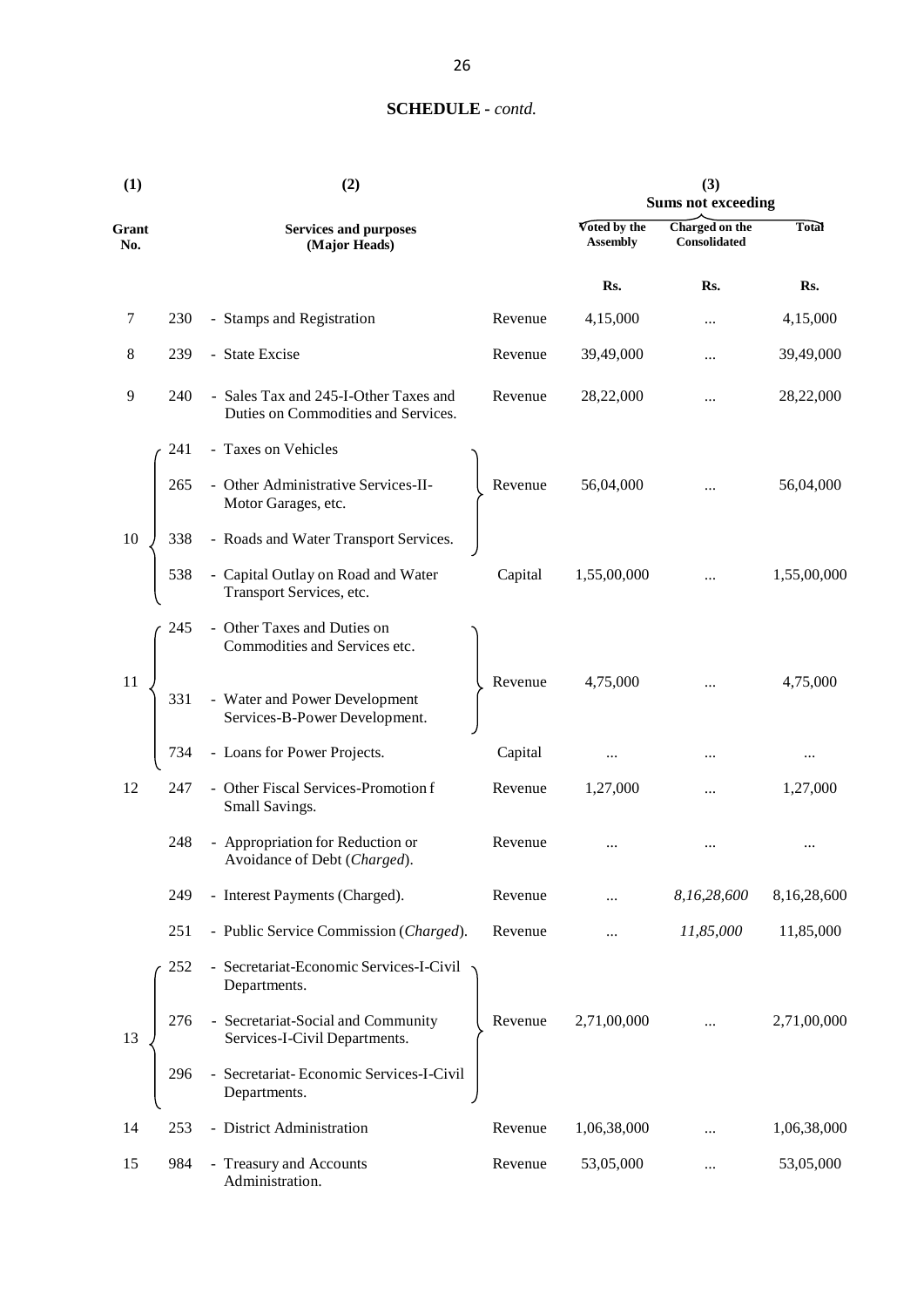## SCHEDULE - *contd.*

| (1) | | (2) | | (3) Sums not exceeding | | |
|---|---|---|---|---|---|---|
| Grant No. | | Services and purposes (Major Heads) | | Voted by the Assembly | Charged on the Consolidated | Total |
| | | | | Rs. | Rs. | Rs. |
| 7 | 230 | - Stamps and Registration | Revenue | 4,15,000 | ... | 4,15,000 |
| 8 | 239 | - State Excise | Revenue | 39,49,000 | ... | 39,49,000 |
| 9 | 240 | - Sales Tax and 245-I-Other Taxes and Duties on Commodities and Services. | Revenue | 28,22,000 | ... | 28,22,000 |
| 10 | 241 | - Taxes on Vehicles | Revenue | 56,04,000 | ... | 56,04,000 |
| | 265 | - Other Administrative Services-II-Motor Garages, etc. | | | | |
| | 338 | - Roads and Water Transport Services. | | | | |
| | 538 | - Capital Outlay on Road and Water Transport Services, etc. | Capital | 1,55,00,000 | ... | 1,55,00,000 |
| 11 | 245 | - Other Taxes and Duties on Commodities and Services etc. | Revenue | 4,75,000 | ... | 4,75,000 |
| | 331 | - Water and Power Development Services-B-Power Development. | | | | |
| | 734 | - Loans for Power Projects. | Capital | ... | ... | ... |
| 12 | 247 | - Other Fiscal Services-Promotion f Small Savings. | Revenue | 1,27,000 | ... | 1,27,000 |
| | 248 | - Appropriation for Reduction or Avoidance of Debt (*Charged*). | Revenue | ... | ... | ... |
| | 249 | - Interest Payments (Charged). | Revenue | ... | *8,16,28,600* | 8,16,28,600 |
| | 251 | - Public Service Commission (*Charged*). | Revenue | ... | *11,85,000* | 11,85,000 |
| 13 | 252 | - Secretariat-Economic Services-I-Civil Departments. | Revenue | 2,71,00,000 | ... | 2,71,00,000 |
| | 276 | - Secretariat-Social and Community Services-I-Civil Departments. | | | | |
| | 296 | - Secretariat- Economic Services-I-Civil Departments. | | | | |
| 14 | 253 | - District Administration | Revenue | 1,06,38,000 | ... | 1,06,38,000 |
| 15 | 984 | - Treasury and Accounts Administration. | Revenue | 53,05,000 | ... | 53,05,000 |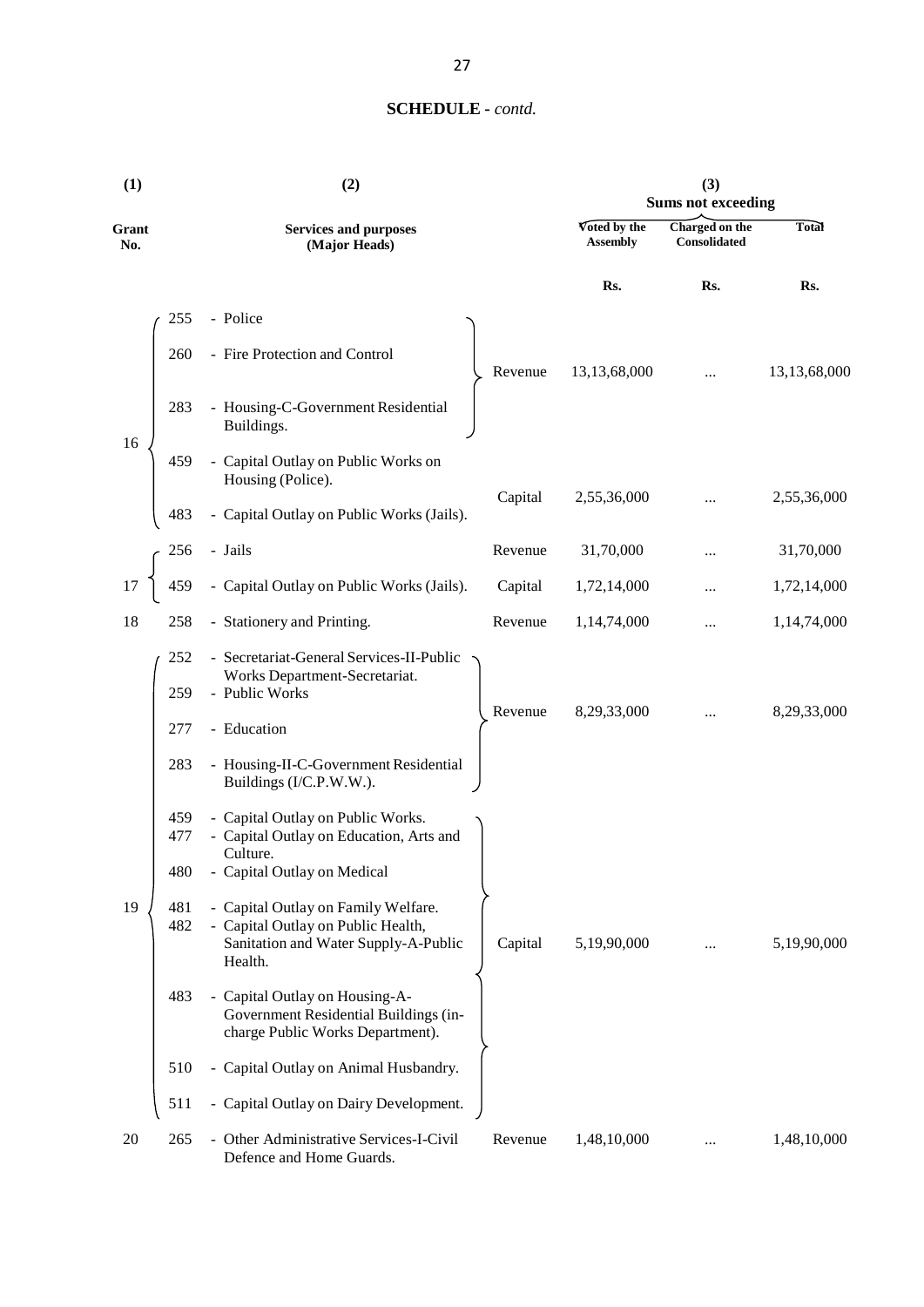## SCHEDULE - *contd.*

| (1) | (2) | | | (3) Sums not exceeding | | |
|---|---|---|---|---|---|---|
| Grant No. | | Services and purposes (Major Heads) | | Voted by the Assembly | Charged on the Consolidated | Total |
| | | | | Rs. | Rs. | Rs. |
| 16 | 255 | - Police | Revenue | 13,13,68,000 | ... | 13,13,68,000 |
| | 260 | - Fire Protection and Control | | | | |
| | 283 | - Housing-C-Government Residential Buildings. | | | | |
| | 459 | - Capital Outlay on Public Works on Housing (Police). | Capital | 2,55,36,000 | ... | 2,55,36,000 |
| | 483 | - Capital Outlay on Public Works (Jails). | | | | |
| 17 | 256 | - Jails | Revenue | 31,70,000 | ... | 31,70,000 |
| | 459 | - Capital Outlay on Public Works (Jails). | Capital | 1,72,14,000 | ... | 1,72,14,000 |
| 18 | 258 | - Stationery and Printing. | Revenue | 1,14,74,000 | ... | 1,14,74,000 |
| 19 | 252 | - Secretariat-General Services-II-Public Works Department-Secretariat. | Revenue | 8,29,33,000 | ... | 8,29,33,000 |
| | 259 | - Public Works | | | | |
| | 277 | - Education | | | | |
| | 283 | - Housing-II-C-Government Residential Buildings (I/C.P.W.W.). | | | | |
| | 459 | - Capital Outlay on Public Works. | Capital | 5,19,90,000 | ... | 5,19,90,000 |
| | 477 | - Capital Outlay on Education, Arts and Culture. | | | | |
| | 480 | - Capital Outlay on Medical | | | | |
| | 481 | - Capital Outlay on Family Welfare. | | | | |
| | 482 | - Capital Outlay on Public Health, Sanitation and Water Supply-A-Public Health. | | | | |
| | 483 | - Capital Outlay on Housing-A-Government Residential Buildings (in-charge Public Works Department). | | | | |
| | 510 | - Capital Outlay on Animal Husbandry. | | | | |
| | 511 | - Capital Outlay on Dairy Development. | | | | |
| 20 | 265 | - Other Administrative Services-I-Civil Defence and Home Guards. | Revenue | 1,48,10,000 | ... | 1,48,10,000 |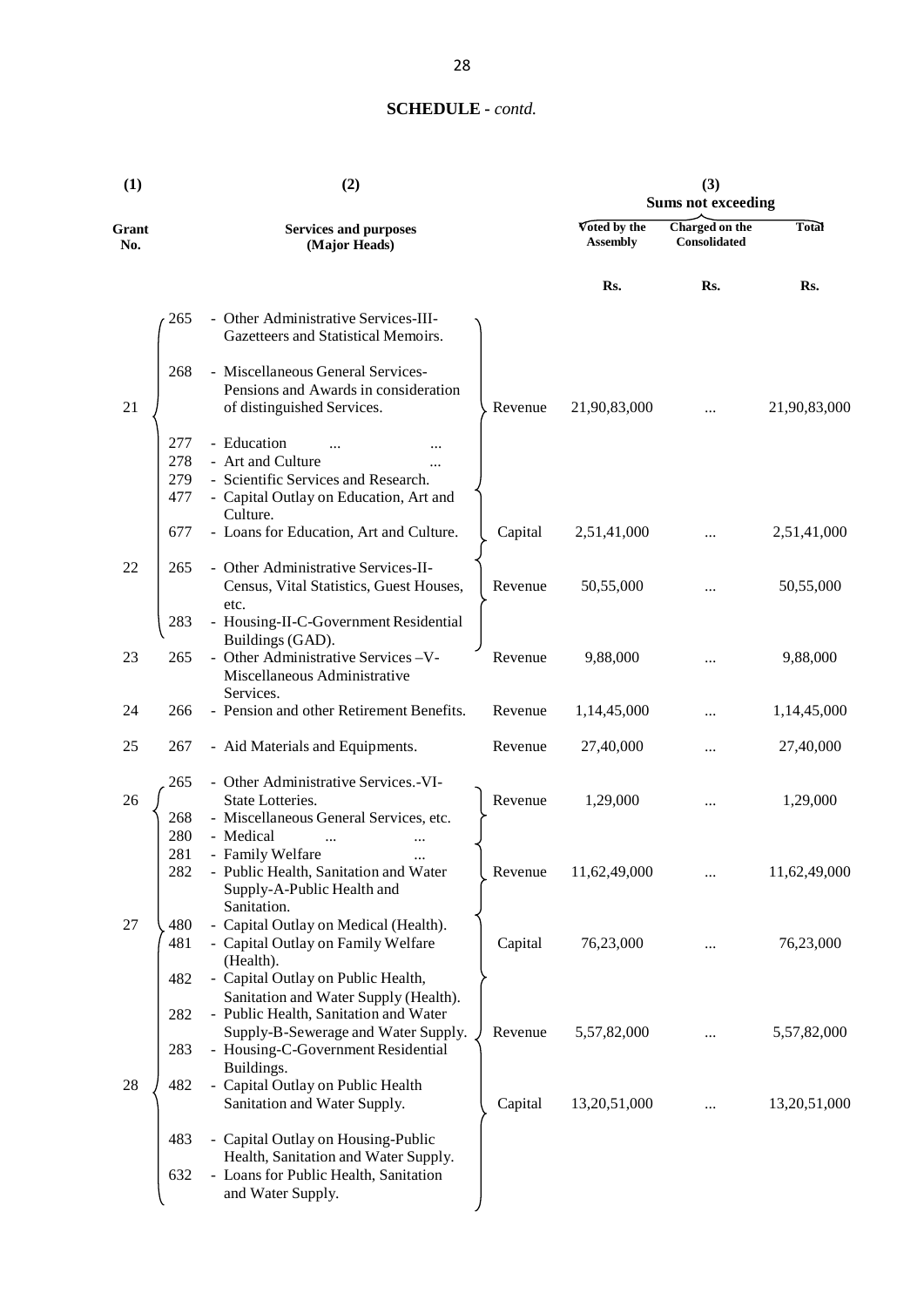## SCHEDULE - *contd.*

| (1) | (2) | | | (3) | | |
|---|---|---|---|---|---|---|
| | | | | Sums not exceeding | | |
| Grant No. | | Services and purposes (Major Heads) | | Voted by the Assembly | Charged on the Consolidated | Total |
| | | | | Rs. | Rs. | Rs. |
| 21 | 265 | - Other Administrative Services-III-Gazetteers and Statistical Memoirs. | Revenue | 21,90,83,000 | ... | 21,90,83,000 |
| | 268 | - Miscellaneous General Services-Pensions and Awards in consideration of distinguished Services. | | | | |
| | 277 | - Education ... ... | | | | |
| | 278 | - Art and Culture ... | | | | |
| | 279 | - Scientific Services and Research. | | | | |
| | 477 | - Capital Outlay on Education, Art and Culture. | Capital | 2,51,41,000 | ... | 2,51,41,000 |
| | 677 | - Loans for Education, Art and Culture. | | | | |
| 22 | 265 | - Other Administrative Services-II-Census, Vital Statistics, Guest Houses, etc. | Revenue | 50,55,000 | ... | 50,55,000 |
| | 283 | - Housing-II-C-Government Residential Buildings (GAD). | | | | |
| 23 | 265 | - Other Administrative Services –V-Miscellaneous Administrative Services. | Revenue | 9,88,000 | ... | 9,88,000 |
| 24 | 266 | - Pension and other Retirement Benefits. | Revenue | 1,14,45,000 | ... | 1,14,45,000 |
| 25 | 267 | - Aid Materials and Equipments. | Revenue | 27,40,000 | ... | 27,40,000 |
| 26 | 265 | - Other Administrative Services.-VI-State Lotteries. | Revenue | 1,29,000 | ... | 1,29,000 |
| | 268 | - Miscellaneous General Services, etc. | | | | |
| 27 | 280 | - Medical ... ... | | | | |
| | 281 | - Family Welfare ... | | | | |
| | 282 | - Public Health, Sanitation and Water Supply-A-Public Health and Sanitation. | Revenue | 11,62,49,000 | ... | 11,62,49,000 |
| | 480 | - Capital Outlay on Medical (Health). | | | | |
| | 481 | - Capital Outlay on Family Welfare (Health). | Capital | 76,23,000 | ... | 76,23,000 |
| | 482 | - Capital Outlay on Public Health, Sanitation and Water Supply (Health). | | | | |
| 28 | 282 | - Public Health, Sanitation and Water Supply-B-Sewerage and Water Supply. | Revenue | 5,57,82,000 | ... | 5,57,82,000 |
| | 283 | - Housing-C-Government Residential Buildings. | | | | |
| | 482 | - Capital Outlay on Public Health Sanitation and Water Supply. | Capital | 13,20,51,000 | ... | 13,20,51,000 |
| | 483 | - Capital Outlay on Housing-Public Health, Sanitation and Water Supply. | | | | |
| | 632 | - Loans for Public Health, Sanitation and Water Supply. | | | | |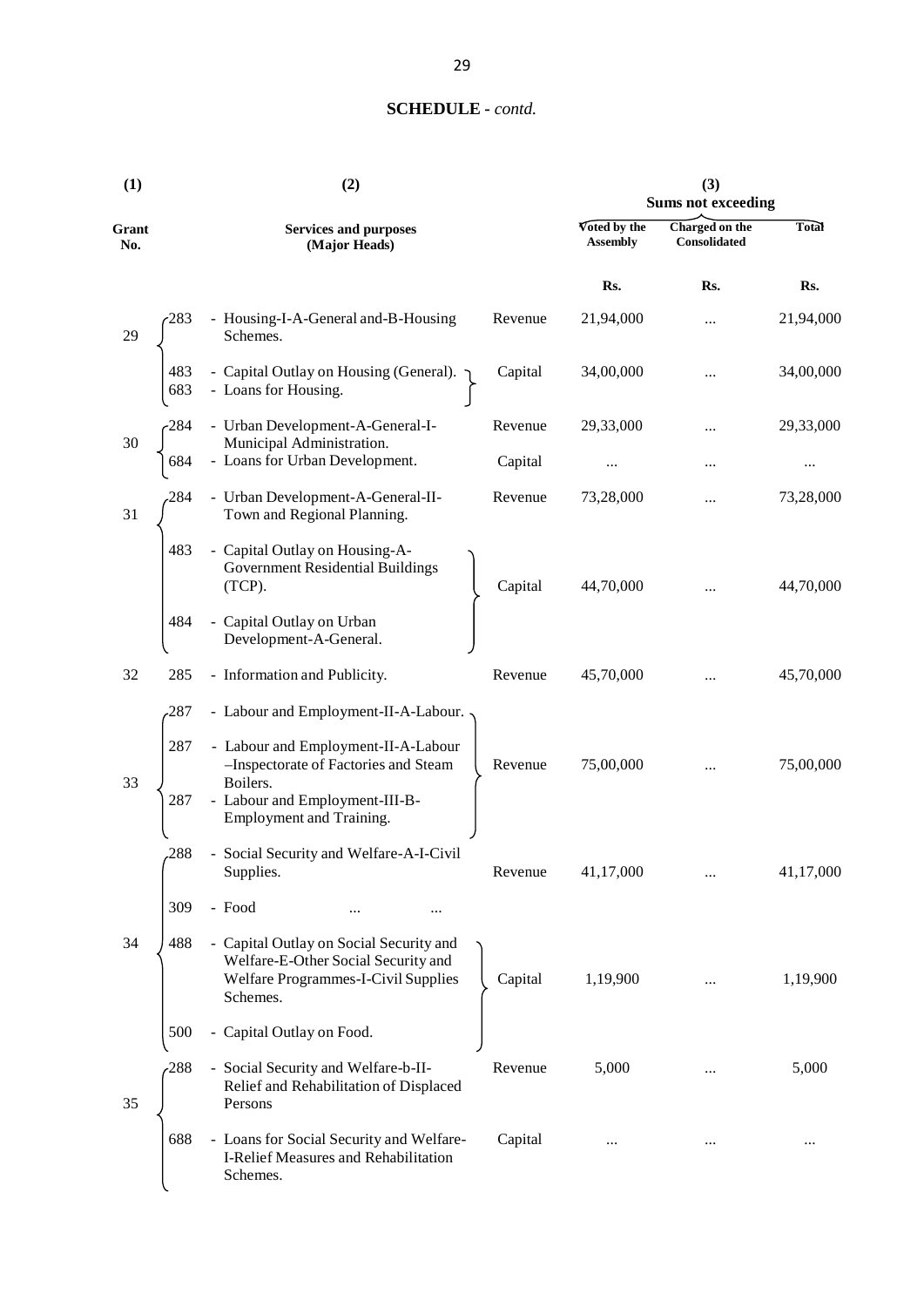## SCHEDULE - *contd.*

| (1) | | (2) | | (3) Sums not exceeding | | |
|---|---|---|---|---|---|---|
| Grant No. | | Services and purposes (Major Heads) | | Voted by the Assembly | Charged on the Consolidated | Total |
| | | | | Rs. | Rs. | Rs. |
| 29 | 283 | - Housing-I-A-General and-B-Housing Schemes. | Revenue | 21,94,000 | ... | 21,94,000 |
| | 483 | - Capital Outlay on Housing (General). | Capital | 34,00,000 | ... | 34,00,000 |
| | 683 | - Loans for Housing. | | | | |
| 30 | 284 | - Urban Development-A-General-I-Municipal Administration. | Revenue | 29,33,000 | ... | 29,33,000 |
| | 684 | - Loans for Urban Development. | Capital | ... | ... | ... |
| 31 | 284 | - Urban Development-A-General-II-Town and Regional Planning. | Revenue | 73,28,000 | ... | 73,28,000 |
| | 483 | - Capital Outlay on Housing-A-Government Residential Buildings (TCP). | Capital | 44,70,000 | ... | 44,70,000 |
| | 484 | - Capital Outlay on Urban Development-A-General. | | | | |
| 32 | 285 | - Information and Publicity. | Revenue | 45,70,000 | ... | 45,70,000 |
| 33 | 287 | - Labour and Employment-II-A-Labour. | Revenue | 75,00,000 | ... | 75,00,000 |
| | 287 | - Labour and Employment-II-A-Labour –Inspectorate of Factories and Steam Boilers. | | | | |
| | 287 | - Labour and Employment-III-B-Employment and Training. | | | | |
| 34 | 288 | - Social Security and Welfare-A-I-Civil Supplies. | Revenue | 41,17,000 | ... | 41,17,000 |
| | 309 | - Food ... ... | | | | |
| | 488 | - Capital Outlay on Social Security and Welfare-E-Other Social Security and Welfare Programmes-I-Civil Supplies Schemes. | Capital | 1,19,900 | ... | 1,19,900 |
| | 500 | - Capital Outlay on Food. | | | | |
| 35 | 288 | - Social Security and Welfare-b-II-Relief and Rehabilitation of Displaced Persons | Revenue | 5,000 | ... | 5,000 |
| | 688 | - Loans for Social Security and Welfare-I-Relief Measures and Rehabilitation Schemes. | Capital | ... | ... | ... |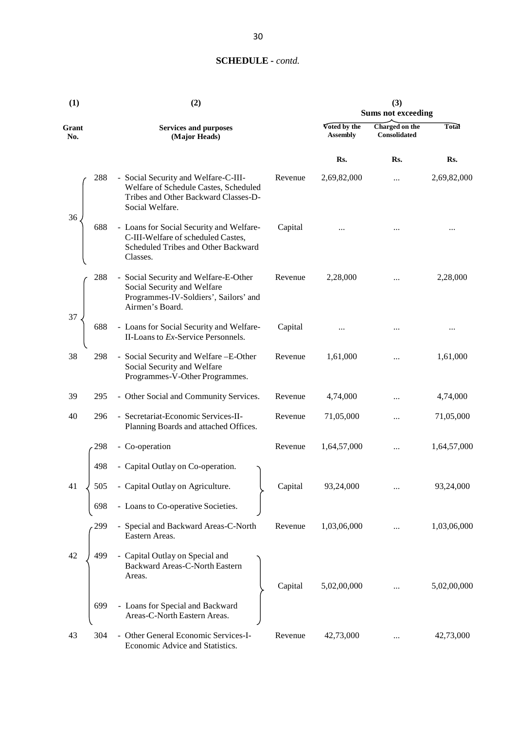## SCHEDULE - *contd.*

| (1) | | (2) | | (3) | | |
|---|---|---|---|---|---|---|
| | | | | Sums not exceeding | | |
| Grant No. | | Services and purposes (Major Heads) | | Voted by the Assembly | Charged on the Consolidated | Total |
| | | | | Rs. | Rs. | Rs. |
| 36 | 288 | - Social Security and Welfare-C-III-Welfare of Schedule Castes, Scheduled Tribes and Other Backward Classes-D-Social Welfare. | Revenue | 2,69,82,000 | ... | 2,69,82,000 |
| | 688 | - Loans for Social Security and Welfare-C-III-Welfare of scheduled Castes, Scheduled Tribes and Other Backward Classes. | Capital | ... | ... | ... |
| 37 | 288 | - Social Security and Welfare-E-Other Social Security and Welfare Programmes-IV-Soldiers', Sailors' and Airmen's Board. | Revenue | 2,28,000 | ... | 2,28,000 |
| | 688 | - Loans for Social Security and Welfare-II-Loans to *Ex*-Service Personnels. | Capital | ... | ... | ... |
| 38 | 298 | - Social Security and Welfare –E-Other Social Security and Welfare Programmes-V-Other Programmes. | Revenue | 1,61,000 | ... | 1,61,000 |
| 39 | 295 | - Other Social and Community Services. | Revenue | 4,74,000 | ... | 4,74,000 |
| 40 | 296 | - Secretariat-Economic Services-II-Planning Boards and attached Offices. | Revenue | 71,05,000 | ... | 71,05,000 |
| 41 | 298 | - Co-operation | Revenue | 1,64,57,000 | ... | 1,64,57,000 |
| | 498 | - Capital Outlay on Co-operation. | | | | |
| | 505 | - Capital Outlay on Agriculture. | Capital | 93,24,000 | ... | 93,24,000 |
| | 698 | - Loans to Co-operative Societies. | | | | |
| 42 | 299 | - Special and Backward Areas-C-North Eastern Areas. | Revenue | 1,03,06,000 | ... | 1,03,06,000 |
| | 499 | - Capital Outlay on Special and Backward Areas-C-North Eastern Areas. | Capital | 5,02,00,000 | ... | 5,02,00,000 |
| | 699 | - Loans for Special and Backward Areas-C-North Eastern Areas. | | | | |
| 43 | 304 | - Other General Economic Services-I-Economic Advice and Statistics. | Revenue | 42,73,000 | ... | 42,73,000 |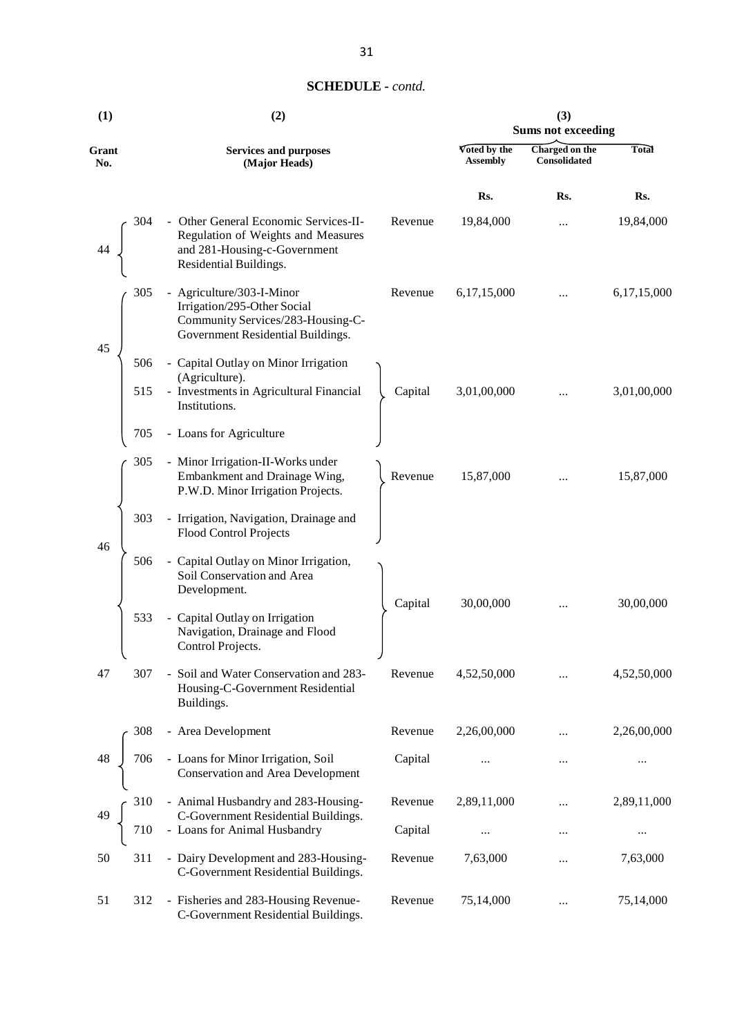**SCHEDULE -** *contd.*

| (1) | | (2) | | (3) | | |
|---|---|---|---|---|---|---|
| | | | | Sums not exceeding | | |
| Grant No. | | Services and purposes (Major Heads) | | Voted by the Assembly | Charged on the Consolidated | Total |
| | | | | Rs. | Rs. | Rs. |
| 44 | 304 | - Other General Economic Services-II-Regulation of Weights and Measures and 281-Housing-c-Government Residential Buildings. | Revenue | 19,84,000 | ... | 19,84,000 |
| 45 | 305 | - Agriculture/303-I-Minor Irrigation/295-Other Social Community Services/283-Housing-C-Government Residential Buildings. | Revenue | 6,17,15,000 | ... | 6,17,15,000 |
| | 506 | - Capital Outlay on Minor Irrigation (Agriculture). | | | | |
| | 515 | - Investments in Agricultural Financial Institutions. | Capital | 3,01,00,000 | ... | 3,01,00,000 |
| | 705 | - Loans for Agriculture | | | | |
| 46 | 305 | - Minor Irrigation-II-Works under Embankment and Drainage Wing, P.W.D. Minor Irrigation Projects. | Revenue | 15,87,000 | ... | 15,87,000 |
| | 303 | - Irrigation, Navigation, Drainage and Flood Control Projects | | | | |
| | 506 | - Capital Outlay on Minor Irrigation, Soil Conservation and Area Development. | Capital | 30,00,000 | ... | 30,00,000 |
| | 533 | - Capital Outlay on Irrigation Navigation, Drainage and Flood Control Projects. | | | | |
| 47 | 307 | - Soil and Water Conservation and 283-Housing-C-Government Residential Buildings. | Revenue | 4,52,50,000 | ... | 4,52,50,000 |
| 48 | 308 | - Area Development | Revenue | 2,26,00,000 | ... | 2,26,00,000 |
| | 706 | - Loans for Minor Irrigation, Soil Conservation and Area Development | Capital | ... | ... | ... |
| 49 | 310 | - Animal Husbandry and 283-Housing-C-Government Residential Buildings. | Revenue | 2,89,11,000 | ... | 2,89,11,000 |
| | 710 | - Loans for Animal Husbandry | Capital | ... | ... | ... |
| 50 | 311 | - Dairy Development and 283-Housing-C-Government Residential Buildings. | Revenue | 7,63,000 | ... | 7,63,000 |
| 51 | 312 | - Fisheries and 283-Housing Revenue-C-Government Residential Buildings. | Revenue | 75,14,000 | ... | 75,14,000 |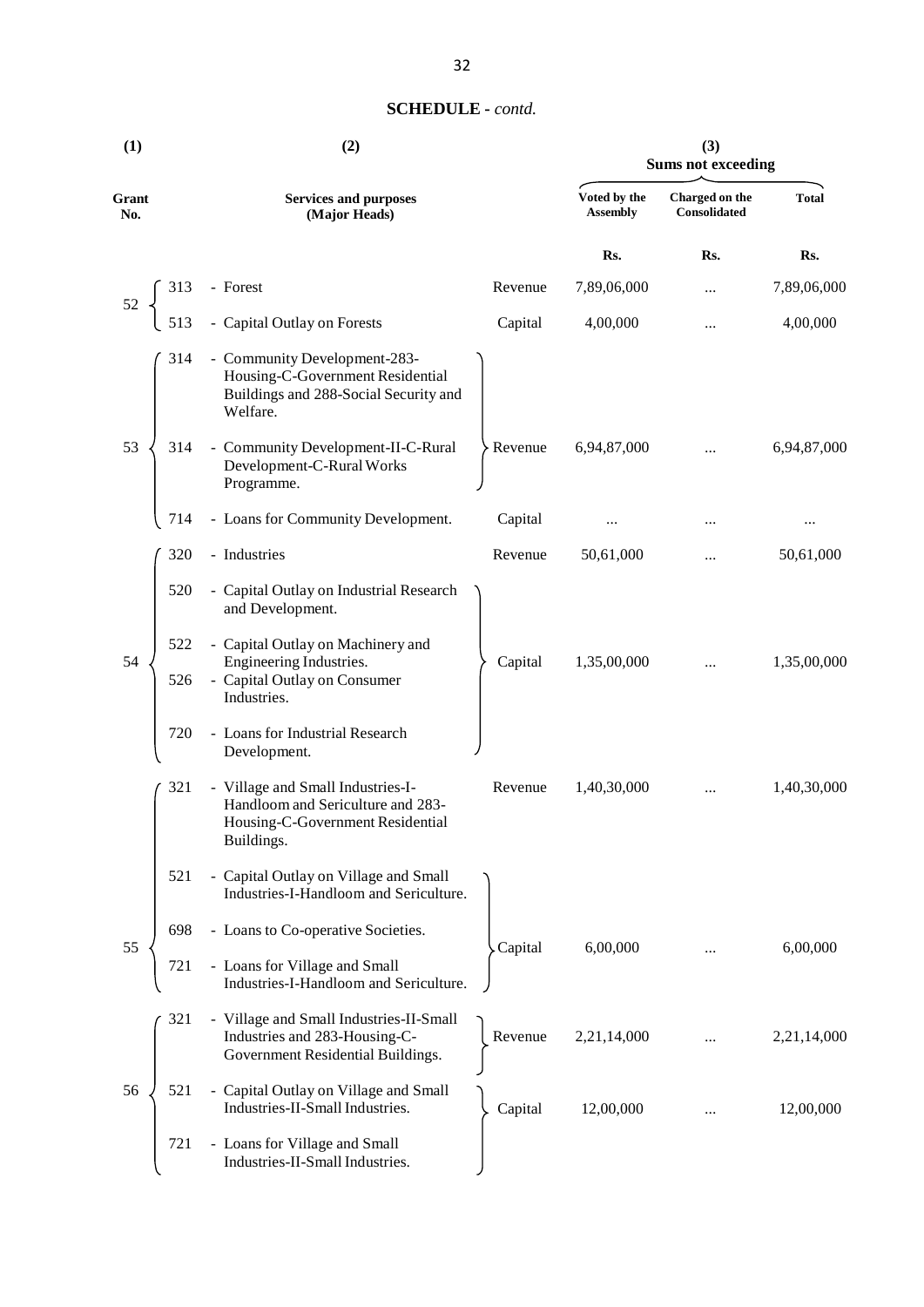**SCHEDULE** - *contd.*

| (1) | | (2) | | (3) Sums not exceeding | | |
|---|---|---|---|---|---|---|
| Grant No. | | Services and purposes (Major Heads) | | Voted by the Assembly | Charged on the Consolidated | Total |
| | | | | Rs. | Rs. | Rs. |
| 52 | 313 | - Forest | Revenue | 7,89,06,000 | ... | 7,89,06,000 |
| | 513 | - Capital Outlay on Forests | Capital | 4,00,000 | ... | 4,00,000 |
| 53 | 314 | - Community Development-283-Housing-C-Government Residential Buildings and 288-Social Security and Welfare. | Revenue | 6,94,87,000 | ... | 6,94,87,000 |
| | 314 | - Community Development-II-C-Rural Development-C-Rural Works Programme. | | | | |
| | 714 | - Loans for Community Development. | Capital | ... | ... | ... |
| 54 | 320 | - Industries | Revenue | 50,61,000 | ... | 50,61,000 |
| | 520 | - Capital Outlay on Industrial Research and Development. | Capital | 1,35,00,000 | ... | 1,35,00,000 |
| | 522 | - Capital Outlay on Machinery and Engineering Industries. | | | | |
| | 526 | - Capital Outlay on Consumer Industries. | | | | |
| | 720 | - Loans for Industrial Research Development. | | | | |
| 55 | 321 | - Village and Small Industries-I-Handloom and Sericulture and 283-Housing-C-Government Residential Buildings. | Revenue | 1,40,30,000 | ... | 1,40,30,000 |
| | 521 | - Capital Outlay on Village and Small Industries-I-Handloom and Sericulture. | Capital | 6,00,000 | ... | 6,00,000 |
| | 698 | - Loans to Co-operative Societies. | | | | |
| | 721 | - Loans for Village and Small Industries-I-Handloom and Sericulture. | | | | |
| 56 | 321 | - Village and Small Industries-II-Small Industries and 283-Housing-C-Government Residential Buildings. | Revenue | 2,21,14,000 | ... | 2,21,14,000 |
| | 521 | - Capital Outlay on Village and Small Industries-II-Small Industries. | Capital | 12,00,000 | ... | 12,00,000 |
| | 721 | - Loans for Village and Small Industries-II-Small Industries. | | | | |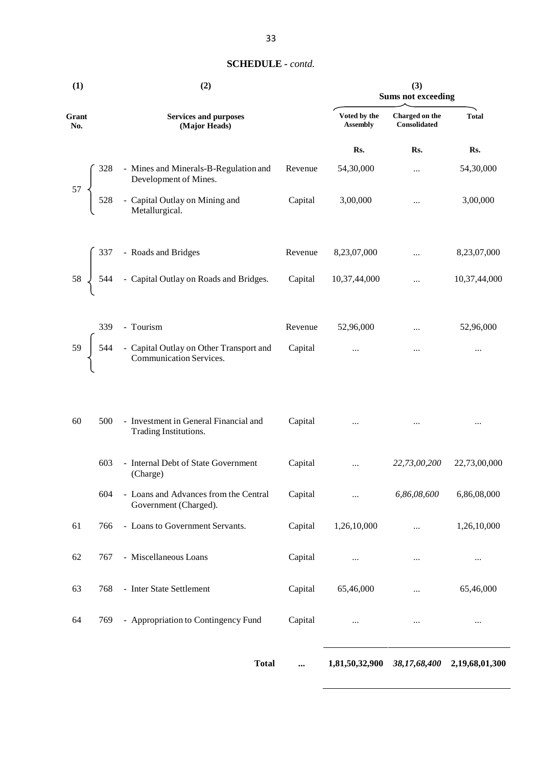## SCHEDULE - *contd.*

| (1) | | (2) | | (3) Sums not exceeding | | |
|---|---|---|---|---|---|---|
| Grant No. | | Services and purposes (Major Heads) | | Voted by the Assembly | Charged on the Consolidated | Total |
| | | | | Rs. | Rs. | Rs. |
| 57 | 328 | - Mines and Minerals-B-Regulation and Development of Mines. | Revenue | 54,30,000 | ... | 54,30,000 |
| | 528 | - Capital Outlay on Mining and Metallurgical. | Capital | 3,00,000 | ... | 3,00,000 |
| 58 | 337 | - Roads and Bridges | Revenue | 8,23,07,000 | ... | 8,23,07,000 |
| | 544 | - Capital Outlay on Roads and Bridges. | Capital | 10,37,44,000 | ... | 10,37,44,000 |
| 59 | 339 | - Tourism | Revenue | 52,96,000 | ... | 52,96,000 |
| | 544 | - Capital Outlay on Other Transport and Communication Services. | Capital | ... | ... | ... |
| 60 | 500 | - Investment in General Financial and Trading Institutions. | Capital | ... | ... | ... |
| | 603 | - Internal Debt of State Government (Charge) | Capital | ... | *22,73,00,200* | 22,73,00,000 |
| | 604 | - Loans and Advances from the Central Government (Charged). | Capital | ... | *6,86,08,600* | 6,86,08,000 |
| 61 | 766 | - Loans to Government Servants. | Capital | 1,26,10,000 | ... | 1,26,10,000 |
| 62 | 767 | - Miscellaneous Loans | Capital | ... | ... | ... |
| 63 | 768 | - Inter State Settlement | Capital | 65,46,000 | ... | 65,46,000 |
| 64 | 769 | - Appropriation to Contingency Fund | Capital | ... | ... | ... |
| | | **Total** | ... | **1,81,50,32,900** | ***38,17,68,400*** | **2,19,68,01,300** |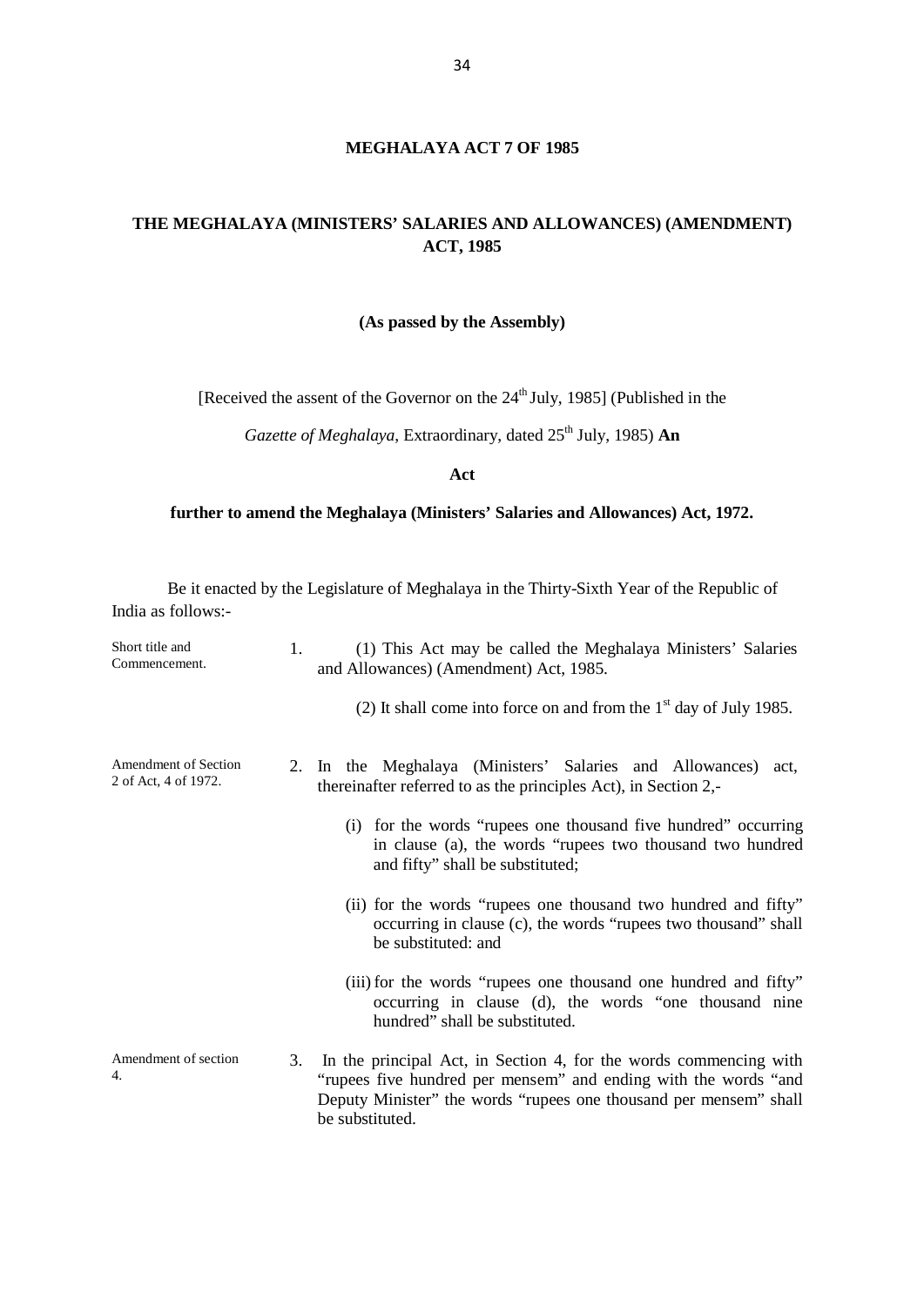**MEGHALAYA ACT 7 OF 1985**

**THE MEGHALAYA (MINISTERS' SALARIES AND ALLOWANCES) (AMENDMENT) ACT, 1985**

**(As passed by the Assembly)**

[Received the assent of the Governor on the 24th July, 1985] (Published in the *Gazette of Meghalaya*, Extraordinary, dated 25th July, 1985) **An**

**Act**

**further to amend the Meghalaya (Ministers' Salaries and Allowances) Act, 1972.**

Be it enacted by the Legislature of Meghalaya in the Thirty-Sixth Year of the Republic of India as follows:-

Short title and Commencement.

1. (1) This Act may be called the Meghalaya Ministers' Salaries and Allowances) (Amendment) Act, 1985.

   (2) It shall come into force on and from the 1st day of July 1985.

Amendment of Section 2 of Act, 4 of 1972.

2. In the Meghalaya (Ministers' Salaries and Allowances) act, thereinafter referred to as the principles Act), in Section 2,-

   (i) for the words "rupees one thousand five hundred" occurring in clause (a), the words "rupees two thousand two hundred and fifty" shall be substituted;

   (ii) for the words "rupees one thousand two hundred and fifty" occurring in clause (c), the words "rupees two thousand" shall be substituted: and

   (iii) for the words "rupees one thousand one hundred and fifty" occurring in clause (d), the words "one thousand nine hundred" shall be substituted.

Amendment of section 4.

3. In the principal Act, in Section 4, for the words commencing with "rupees five hundred per mensem" and ending with the words "and Deputy Minister" the words "rupees one thousand per mensem" shall be substituted.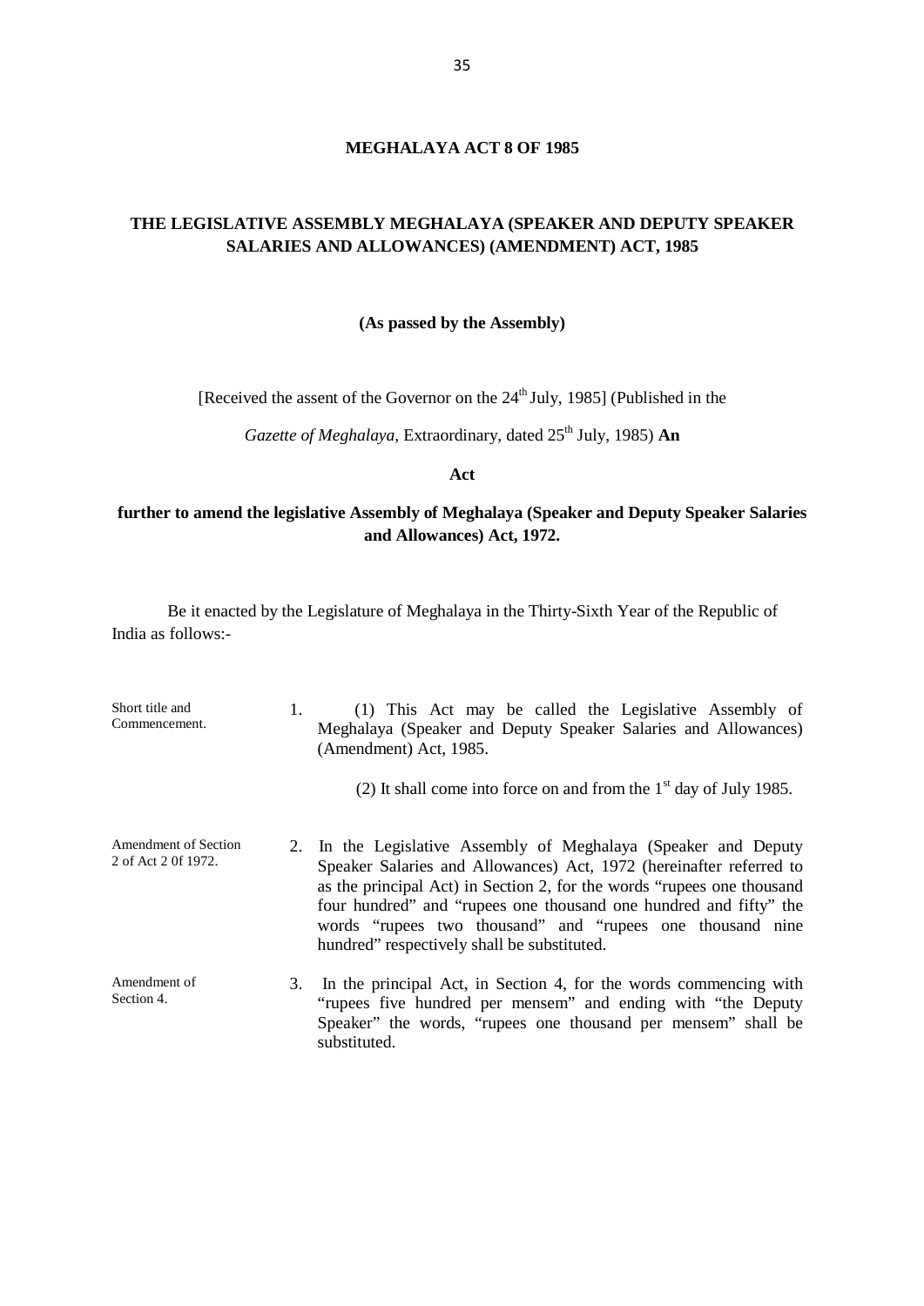# MEGHALAYA ACT 8 OF 1985

## THE LEGISLATIVE ASSEMBLY MEGHALAYA (SPEAKER AND DEPUTY SPEAKER SALARIES AND ALLOWANCES) (AMENDMENT) ACT, 1985

**(As passed by the Assembly)**

[Received the assent of the Governor on the 24th July, 1985] (Published in the *Gazette of Meghalaya*, Extraordinary, dated 25th July, 1985) **An**

**Act**

**further to amend the legislative Assembly of Meghalaya (Speaker and Deputy Speaker Salaries and Allowances) Act, 1972.**

Be it enacted by the Legislature of Meghalaya in the Thirty-Sixth Year of the Republic of India as follows:-

Short title and Commencement.

1. (1) This Act may be called the Legislative Assembly of Meghalaya (Speaker and Deputy Speaker Salaries and Allowances) (Amendment) Act, 1985.

   (2) It shall come into force on and from the 1st day of July 1985.

Amendment of Section 2 of Act 2 0f 1972.

2. In the Legislative Assembly of Meghalaya (Speaker and Deputy Speaker Salaries and Allowances) Act, 1972 (hereinafter referred to as the principal Act) in Section 2, for the words "rupees one thousand four hundred" and "rupees one thousand one hundred and fifty" the words "rupees two thousand" and "rupees one thousand nine hundred" respectively shall be substituted.

Amendment of Section 4.

3. In the principal Act, in Section 4, for the words commencing with "rupees five hundred per mensem" and ending with "the Deputy Speaker" the words, "rupees one thousand per mensem" shall be substituted.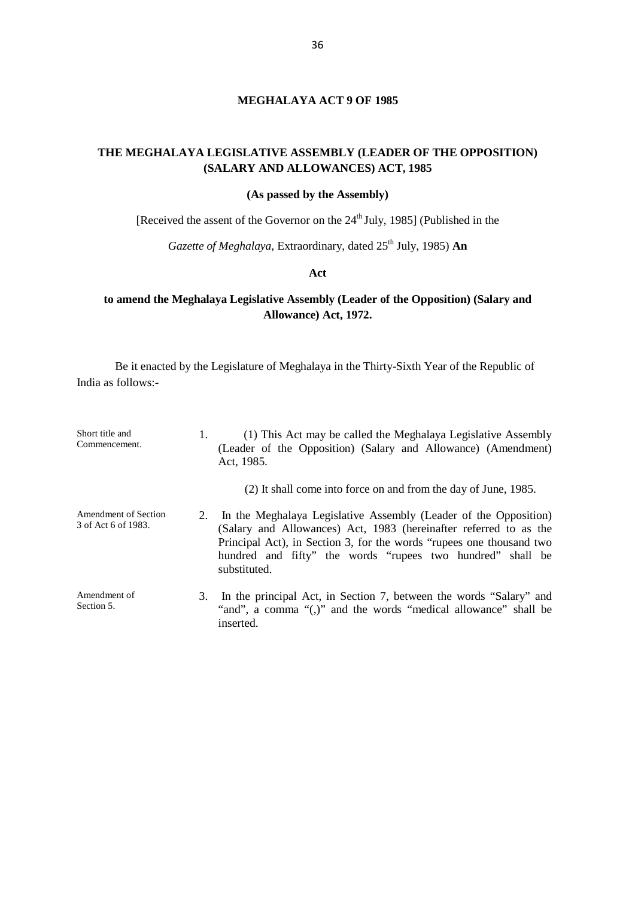# MEGHALAYA ACT 9 OF 1985

## THE MEGHALAYA LEGISLATIVE ASSEMBLY (LEADER OF THE OPPOSITION) (SALARY AND ALLOWANCES) ACT, 1985

**(As passed by the Assembly)**

[Received the assent of the Governor on the 24th July, 1985] (Published in the *Gazette of Meghalaya*, Extraordinary, dated 25th July, 1985) **An**

**Act**

**to amend the Meghalaya Legislative Assembly (Leader of the Opposition) (Salary and Allowance) Act, 1972.**

Be it enacted by the Legislature of Meghalaya in the Thirty-Sixth Year of the Republic of India as follows:-

Short title and Commencement.

1. (1) This Act may be called the Meghalaya Legislative Assembly (Leader of the Opposition) (Salary and Allowance) (Amendment) Act, 1985.

   (2) It shall come into force on and from the day of June, 1985.

Amendment of Section 3 of Act 6 of 1983.

2. In the Meghalaya Legislative Assembly (Leader of the Opposition) (Salary and Allowances) Act, 1983 (hereinafter referred to as the Principal Act), in Section 3, for the words "rupees one thousand two hundred and fifty" the words "rupees two hundred" shall be substituted.

Amendment of Section 5.

3. In the principal Act, in Section 7, between the words "Salary" and "and", a comma "(,)" and the words "medical allowance" shall be inserted.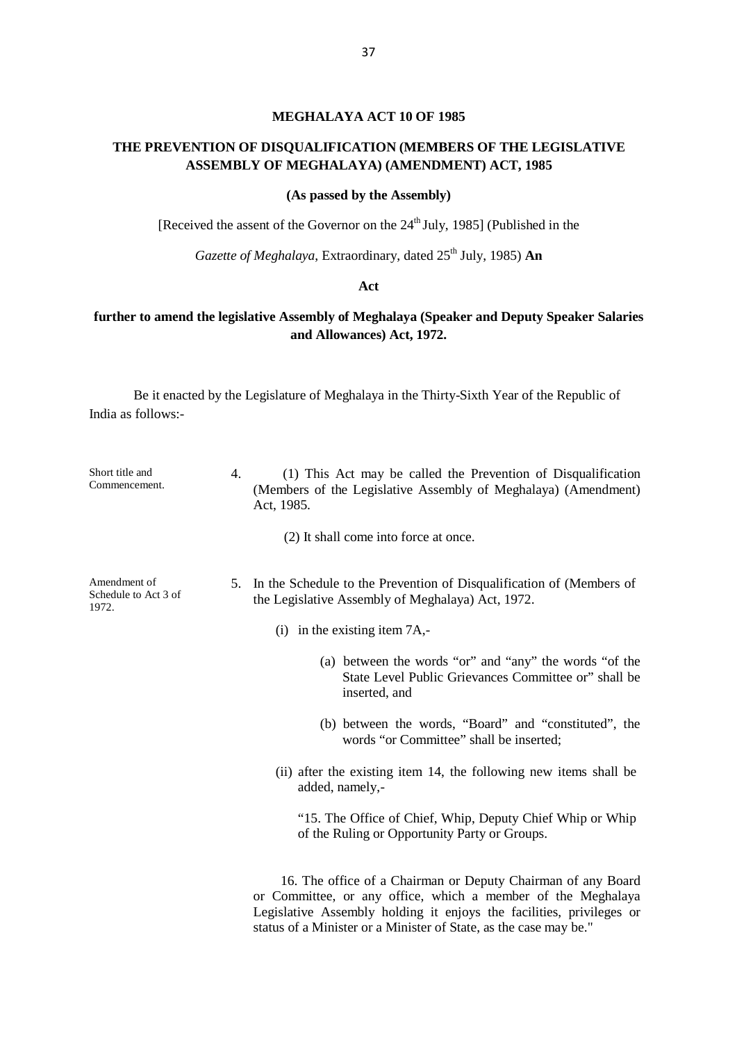**MEGHALAYA ACT 10 OF 1985**

**THE PREVENTION OF DISQUALIFICATION (MEMBERS OF THE LEGISLATIVE ASSEMBLY OF MEGHALAYA) (AMENDMENT) ACT, 1985**

**(As passed by the Assembly)**

[Received the assent of the Governor on the 24th July, 1985] (Published in the

*Gazette of Meghalaya*, Extraordinary, dated 25th July, 1985) **An**

**Act**

**further to amend the legislative Assembly of Meghalaya (Speaker and Deputy Speaker Salaries and Allowances) Act, 1972.**

Be it enacted by the Legislature of Meghalaya in the Thirty-Sixth Year of the Republic of India as follows:-

Short title and Commencement.

4. (1) This Act may be called the Prevention of Disqualification (Members of the Legislative Assembly of Meghalaya) (Amendment) Act, 1985.

   (2) It shall come into force at once.

Amendment of Schedule to Act 3 of 1972.

5. In the Schedule to the Prevention of Disqualification of (Members of the Legislative Assembly of Meghalaya) Act, 1972.

   (i) in the existing item 7A,-

      (a) between the words "or" and "any" the words "of the State Level Public Grievances Committee or" shall be inserted, and

      (b) between the words, "Board" and "constituted", the words "or Committee" shall be inserted;

   (ii) after the existing item 14, the following new items shall be added, namely,-

   "15. The Office of Chief, Whip, Deputy Chief Whip or Whip of the Ruling or Opportunity Party or Groups.

   16. The office of a Chairman or Deputy Chairman of any Board or Committee, or any office, which a member of the Meghalaya Legislative Assembly holding it enjoys the facilities, privileges or status of a Minister or a Minister of State, as the case may be."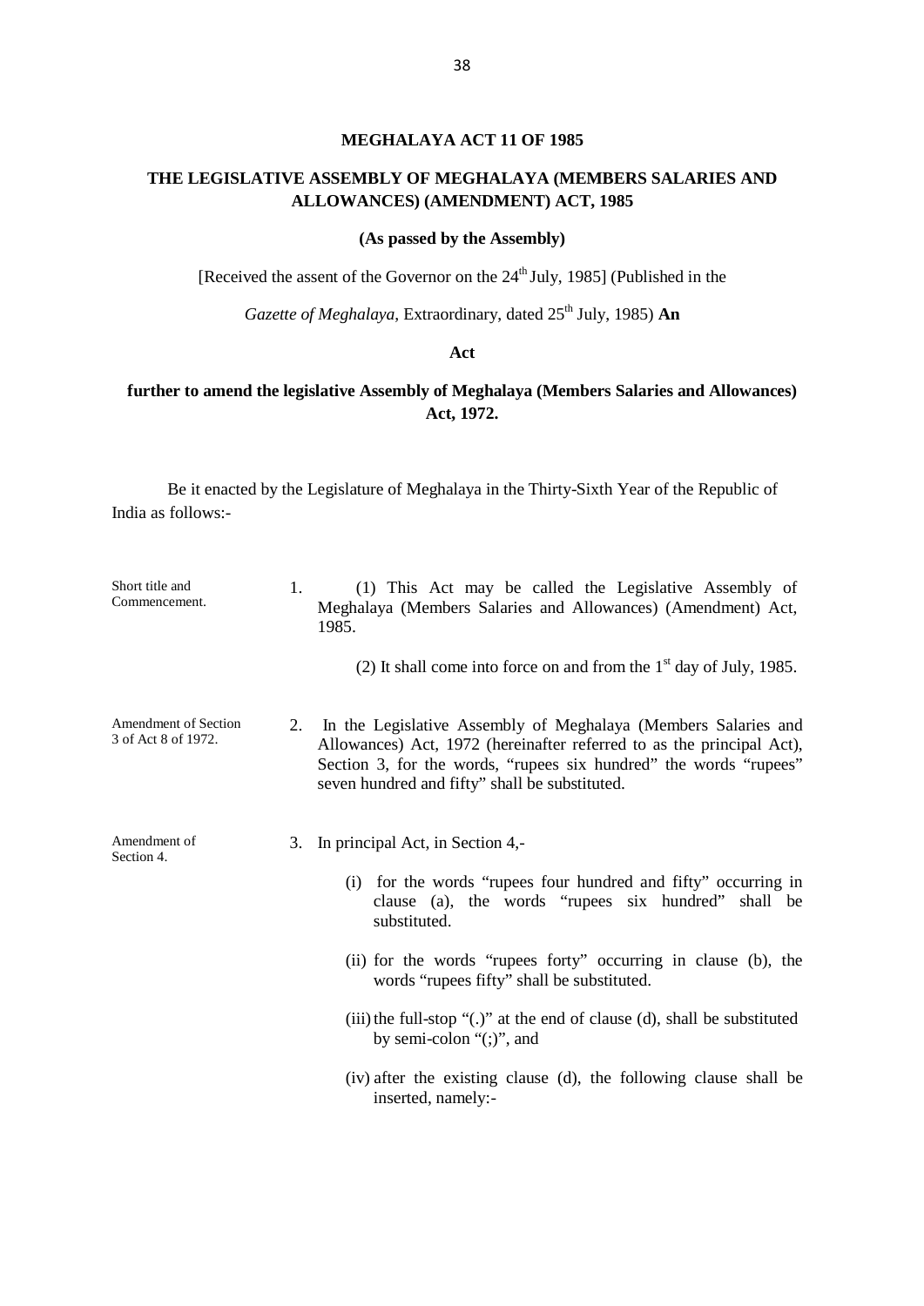**MEGHALAYA ACT 11 OF 1985**

**THE LEGISLATIVE ASSEMBLY OF MEGHALAYA (MEMBERS SALARIES AND ALLOWANCES) (AMENDMENT) ACT, 1985**

**(As passed by the Assembly)**

[Received the assent of the Governor on the 24th July, 1985] (Published in the

*Gazette of Meghalaya*, Extraordinary, dated 25th July, 1985) **An**

**Act**

**further to amend the legislative Assembly of Meghalaya (Members Salaries and Allowances) Act, 1972.**

Be it enacted by the Legislature of Meghalaya in the Thirty-Sixth Year of the Republic of India as follows:-

Short title and Commencement.

1. (1) This Act may be called the Legislative Assembly of Meghalaya (Members Salaries and Allowances) (Amendment) Act, 1985.

   (2) It shall come into force on and from the 1st day of July, 1985.

Amendment of Section 3 of Act 8 of 1972.

2. In the Legislative Assembly of Meghalaya (Members Salaries and Allowances) Act, 1972 (hereinafter referred to as the principal Act), Section 3, for the words, "rupees six hundred" the words "rupees" seven hundred and fifty" shall be substituted.

Amendment of Section 4.

3. In principal Act, in Section 4,-

   (i) for the words "rupees four hundred and fifty" occurring in clause (a), the words "rupees six hundred" shall be substituted.

   (ii) for the words "rupees forty" occurring in clause (b), the words "rupees fifty" shall be substituted.

   (iii) the full-stop "(.)" at the end of clause (d), shall be substituted by semi-colon "(;)", and

   (iv) after the existing clause (d), the following clause shall be inserted, namely:-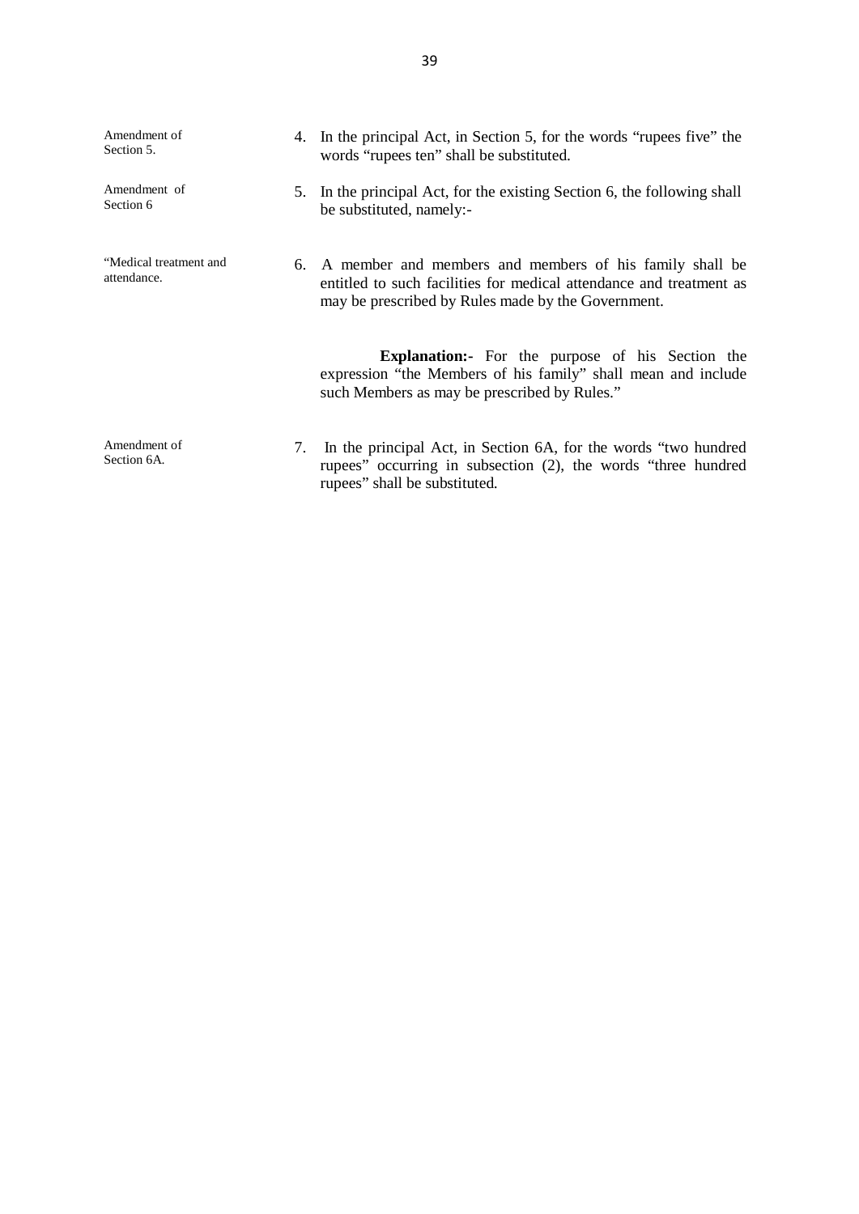Amendment of Section 5.

4. In the principal Act, in Section 5, for the words "rupees five" the words "rupees ten" shall be substituted.

Amendment of Section 6

5. In the principal Act, for the existing Section 6, the following shall be substituted, namely:-

"Medical treatment and attendance.

6. A member and members and members of his family shall be entitled to such facilities for medical attendance and treatment as may be prescribed by Rules made by the Government.

**Explanation:-** For the purpose of his Section the expression "the Members of his family" shall mean and include such Members as may be prescribed by Rules."

Amendment of Section 6A.

7. In the principal Act, in Section 6A, for the words "two hundred rupees" occurring in subsection (2), the words "three hundred rupees" shall be substituted.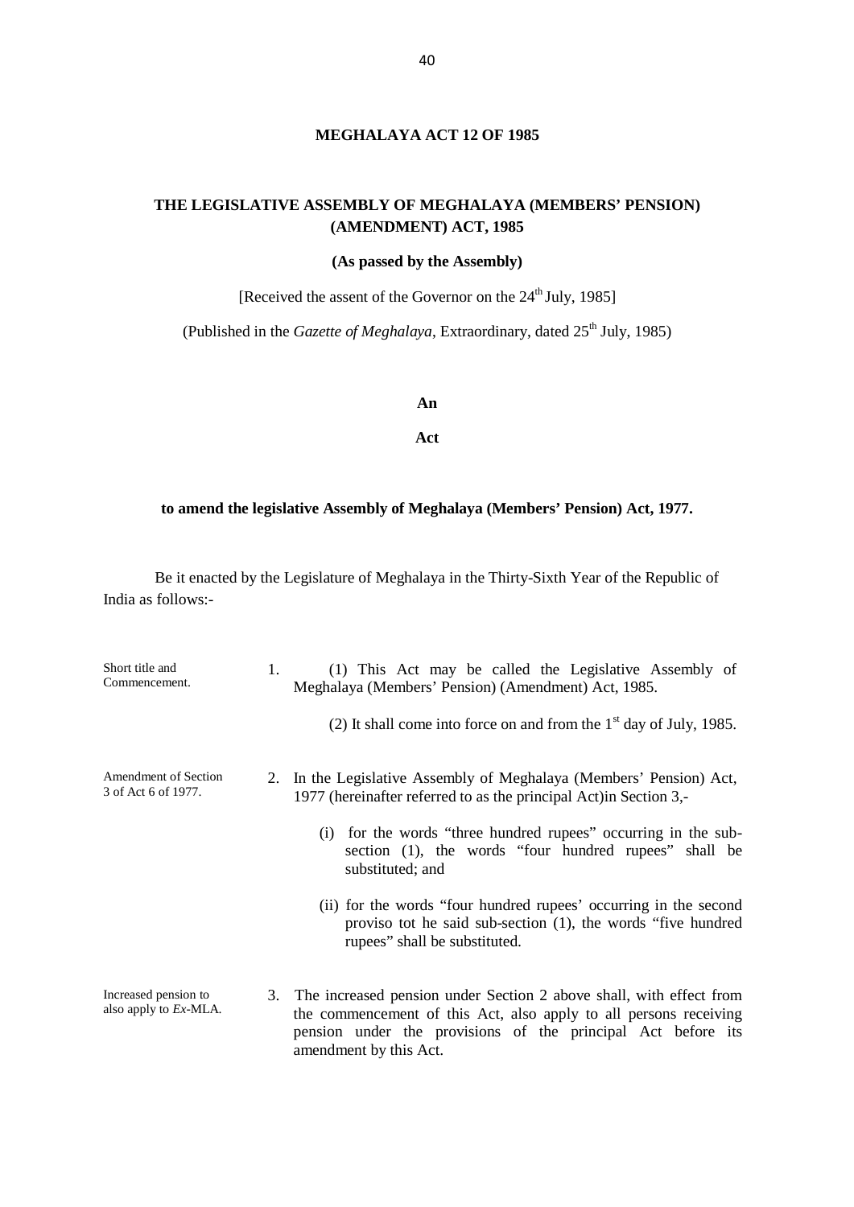# MEGHALAYA ACT 12 OF 1985

## THE LEGISLATIVE ASSEMBLY OF MEGHALAYA (MEMBERS' PENSION) (AMENDMENT) ACT, 1985

**(As passed by the Assembly)**

[Received the assent of the Governor on the 24th July, 1985]

(Published in the *Gazette of Meghalaya*, Extraordinary, dated 25th July, 1985)

**An**

**Act**

**to amend the legislative Assembly of Meghalaya (Members' Pension) Act, 1977.**

Be it enacted by the Legislature of Meghalaya in the Thirty-Sixth Year of the Republic of India as follows:-

Short title and Commencement.

1. (1) This Act may be called the Legislative Assembly of Meghalaya (Members' Pension) (Amendment) Act, 1985.

   (2) It shall come into force on and from the 1st day of July, 1985.

Amendment of Section 3 of Act 6 of 1977.

2. In the Legislative Assembly of Meghalaya (Members' Pension) Act, 1977 (hereinafter referred to as the principal Act)in Section 3,-

   (i) for the words "three hundred rupees" occurring in the sub-section (1), the words "four hundred rupees" shall be substituted; and

   (ii) for the words "four hundred rupees' occurring in the second proviso tot he said sub-section (1), the words "five hundred rupees" shall be substituted.

Increased pension to also apply to *Ex*-MLA.

3. The increased pension under Section 2 above shall, with effect from the commencement of this Act, also apply to all persons receiving pension under the provisions of the principal Act before its amendment by this Act.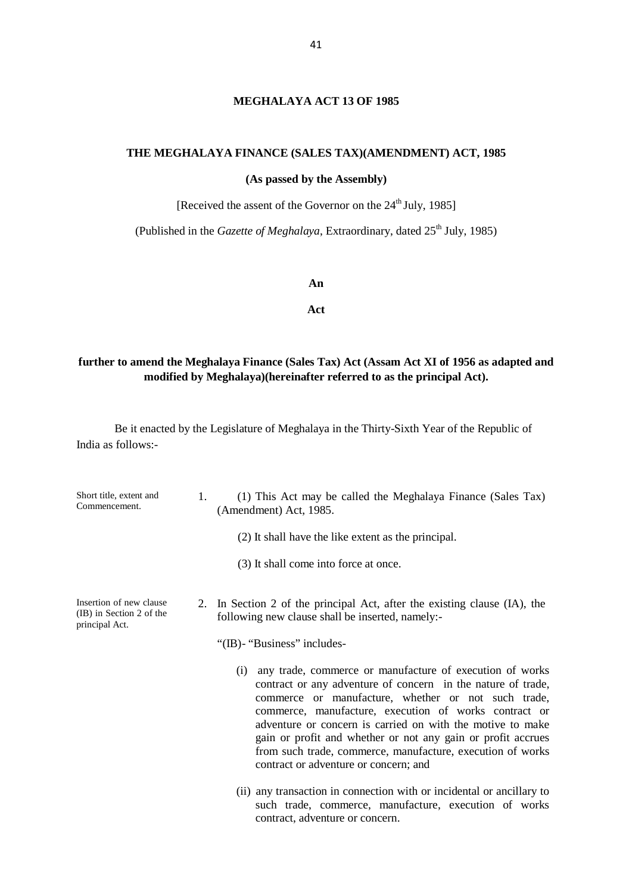## MEGHALAYA ACT 13 OF 1985

### THE MEGHALAYA FINANCE (SALES TAX)(AMENDMENT) ACT, 1985

**(As passed by the Assembly)**

[Received the assent of the Governor on the 24th July, 1985]

(Published in the *Gazette of Meghalaya*, Extraordinary, dated 25th July, 1985)

**An**

**Act**

**further to amend the Meghalaya Finance (Sales Tax) Act (Assam Act XI of 1956 as adapted and modified by Meghalaya)(hereinafter referred to as the principal Act).**

Be it enacted by the Legislature of Meghalaya in the Thirty-Sixth Year of the Republic of India as follows:-

Short title, extent and Commencement.

1. (1) This Act may be called the Meghalaya Finance (Sales Tax) (Amendment) Act, 1985.

   (2) It shall have the like extent as the principal.

   (3) It shall come into force at once.

Insertion of new clause (IB) in Section 2 of the principal Act.

2. In Section 2 of the principal Act, after the existing clause (IA), the following new clause shall be inserted, namely:-

   "(IB)- "Business" includes-

   (i) any trade, commerce or manufacture of execution of works contract or any adventure of concern in the nature of trade, commerce or manufacture, whether or not such trade, commerce, manufacture, execution of works contract or adventure or concern is carried on with the motive to make gain or profit and whether or not any gain or profit accrues from such trade, commerce, manufacture, execution of works contract or adventure or concern; and

   (ii) any transaction in connection with or incidental or ancillary to such trade, commerce, manufacture, execution of works contract, adventure or concern.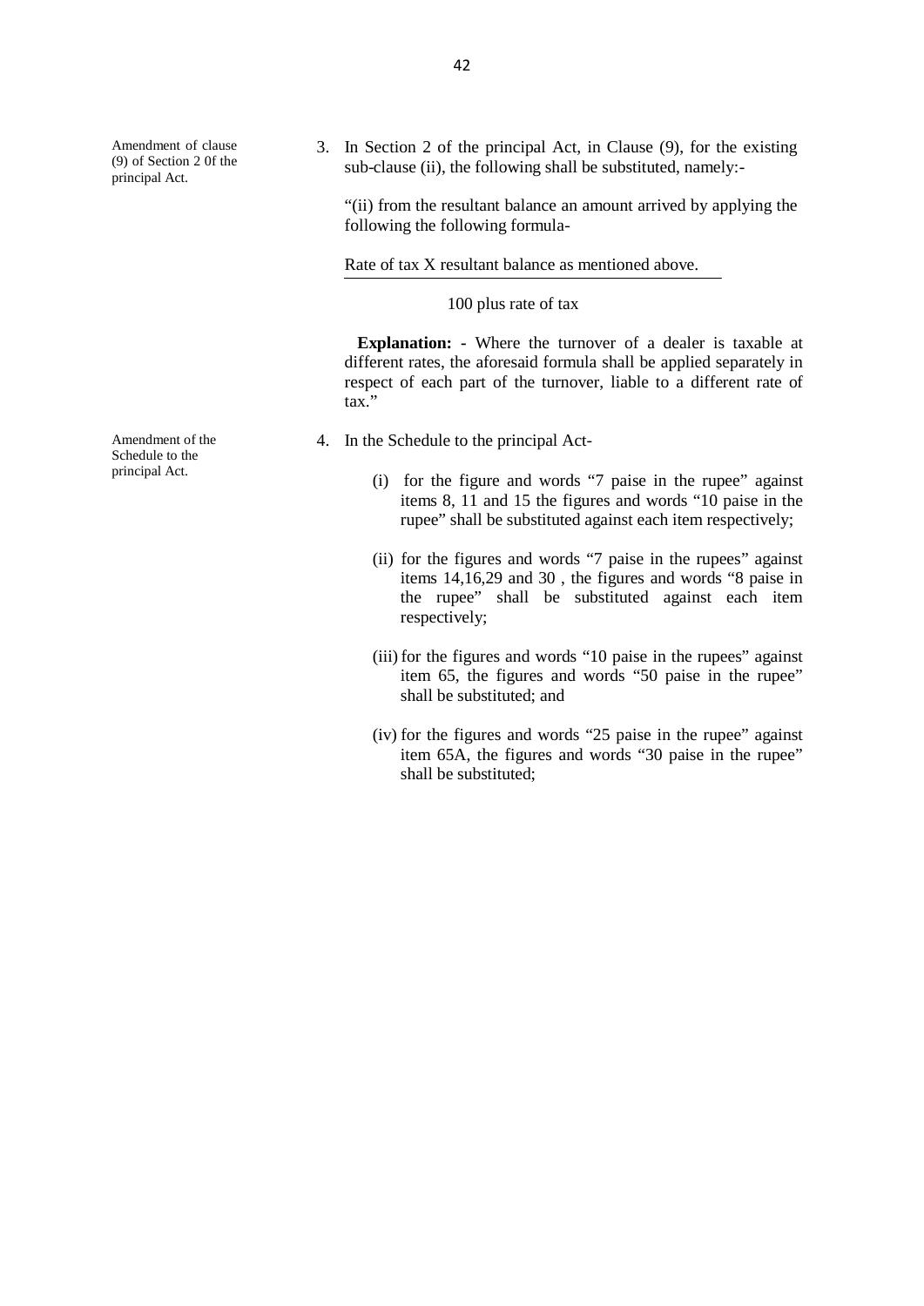Amendment of clause (9) of Section 2 0f the principal Act.

3. In Section 2 of the principal Act, in Clause (9), for the existing sub-clause (ii), the following shall be substituted, namely:-

"(ii) from the resultant balance an amount arrived by applying the following the following formula-

$$\frac{\text{Rate of tax X resultant balance as mentioned above.}}{\text{100 plus rate of tax}}$$

**Explanation:** - Where the turnover of a dealer is taxable at different rates, the aforesaid formula shall be applied separately in respect of each part of the turnover, liable to a different rate of tax."

Amendment of the Schedule to the principal Act.

4. In the Schedule to the principal Act-

   (i) for the figure and words "7 paise in the rupee" against items 8, 11 and 15 the figures and words "10 paise in the rupee" shall be substituted against each item respectively;

   (ii) for the figures and words "7 paise in the rupees" against items 14,16,29 and 30 , the figures and words "8 paise in the rupee" shall be substituted against each item respectively;

   (iii) for the figures and words "10 paise in the rupees" against item 65, the figures and words "50 paise in the rupee" shall be substituted; and

   (iv) for the figures and words "25 paise in the rupee" against item 65A, the figures and words "30 paise in the rupee" shall be substituted;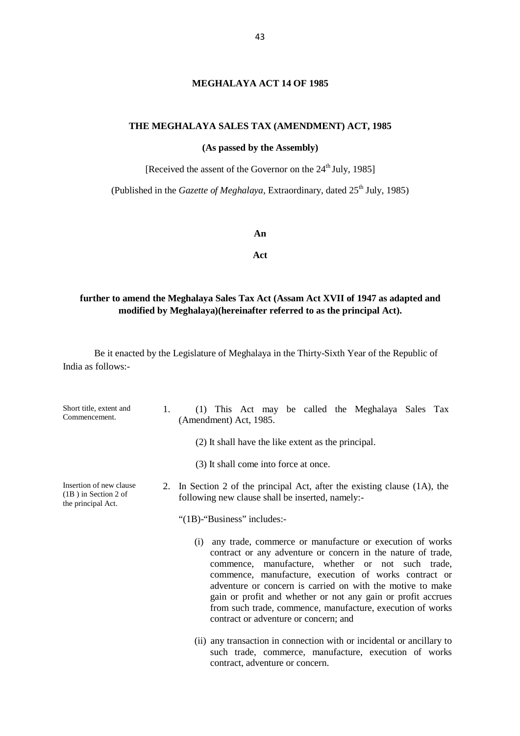**MEGHALAYA ACT 14 OF 1985**

**THE MEGHALAYA SALES TAX (AMENDMENT) ACT, 1985**

**(As passed by the Assembly)**

[Received the assent of the Governor on the 24th July, 1985]

(Published in the *Gazette of Meghalaya*, Extraordinary, dated 25th July, 1985)

**An**

**Act**

**further to amend the Meghalaya Sales Tax Act (Assam Act XVII of 1947 as adapted and modified by Meghalaya)(hereinafter referred to as the principal Act).**

Be it enacted by the Legislature of Meghalaya in the Thirty-Sixth Year of the Republic of India as follows:-

Short title, extent and Commencement.

1. (1) This Act may be called the Meghalaya Sales Tax (Amendment) Act, 1985.

   (2) It shall have the like extent as the principal.

   (3) It shall come into force at once.

Insertion of new clause (1B ) in Section 2 of the principal Act.

2. In Section 2 of the principal Act, after the existing clause (1A), the following new clause shall be inserted, namely:-

   "(1B)-"Business" includes:-

   (i) any trade, commerce or manufacture or execution of works contract or any adventure or concern in the nature of trade, commence, manufacture, whether or not such trade, commence, manufacture, execution of works contract or adventure or concern is carried on with the motive to make gain or profit and whether or not any gain or profit accrues from such trade, commence, manufacture, execution of works contract or adventure or concern; and

   (ii) any transaction in connection with or incidental or ancillary to such trade, commerce, manufacture, execution of works contract, adventure or concern.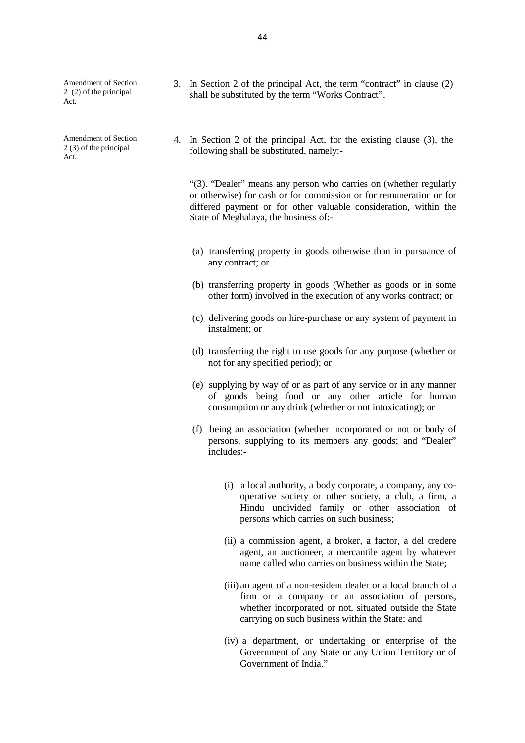Amendment of Section 2 (2) of the principal Act.

3. In Section 2 of the principal Act, the term "contract" in clause (2) shall be substituted by the term "Works Contract".

Amendment of Section 2 (3) of the principal Act.

4. In Section 2 of the principal Act, for the existing clause (3), the following shall be substituted, namely:-

"(3). "Dealer" means any person who carries on (whether regularly or otherwise) for cash or for commission or for remuneration or for differed payment or for other valuable consideration, within the State of Meghalaya, the business of:-

(a) transferring property in goods otherwise than in pursuance of any contract; or

(b) transferring property in goods (Whether as goods or in some other form) involved in the execution of any works contract; or

(c) delivering goods on hire-purchase or any system of payment in instalment; or

(d) transferring the right to use goods for any purpose (whether or not for any specified period); or

(e) supplying by way of or as part of any service or in any manner of goods being food or any other article for human consumption or any drink (whether or not intoxicating); or

(f) being an association (whether incorporated or not or body of persons, supplying to its members any goods; and "Dealer" includes:-

(i) a local authority, a body corporate, a company, any co-operative society or other society, a club, a firm, a Hindu undivided family or other association of persons which carries on such business;

(ii) a commission agent, a broker, a factor, a del credere agent, an auctioneer, a mercantile agent by whatever name called who carries on business within the State;

(iii) an agent of a non-resident dealer or a local branch of a firm or a company or an association of persons, whether incorporated or not, situated outside the State carrying on such business within the State; and

(iv) a department, or undertaking or enterprise of the Government of any State or any Union Territory or of Government of India."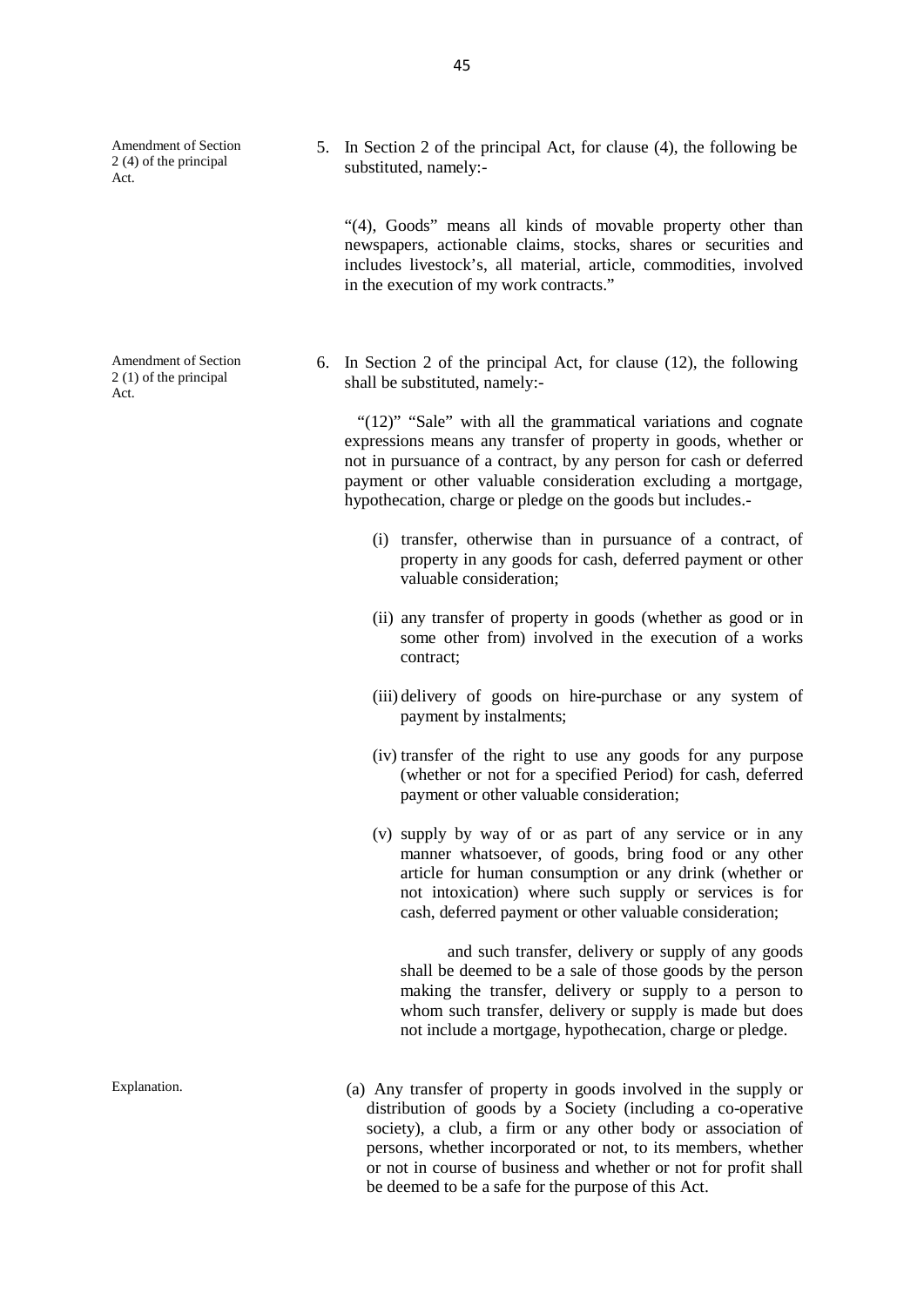Amendment of Section 2 (4) of the principal Act.

5. In Section 2 of the principal Act, for clause (4), the following be substituted, namely:-

"(4), Goods" means all kinds of movable property other than newspapers, actionable claims, stocks, shares or securities and includes livestock's, all material, article, commodities, involved in the execution of my work contracts."

Amendment of Section 2 (1) of the principal Act.

6. In Section 2 of the principal Act, for clause (12), the following shall be substituted, namely:-

"(12)" "Sale" with all the grammatical variations and cognate expressions means any transfer of property in goods, whether or not in pursuance of a contract, by any person for cash or deferred payment or other valuable consideration excluding a mortgage, hypothecation, charge or pledge on the goods but includes.-

(i) transfer, otherwise than in pursuance of a contract, of property in any goods for cash, deferred payment or other valuable consideration;

(ii) any transfer of property in goods (whether as good or in some other from) involved in the execution of a works contract;

(iii) delivery of goods on hire-purchase or any system of payment by instalments;

(iv) transfer of the right to use any goods for any purpose (whether or not for a specified Period) for cash, deferred payment or other valuable consideration;

(v) supply by way of or as part of any service or in any manner whatsoever, of goods, bring food or any other article for human consumption or any drink (whether or not intoxication) where such supply or services is for cash, deferred payment or other valuable consideration;

and such transfer, delivery or supply of any goods shall be deemed to be a sale of those goods by the person making the transfer, delivery or supply to a person to whom such transfer, delivery or supply is made but does not include a mortgage, hypothecation, charge or pledge.

Explanation.

(a) Any transfer of property in goods involved in the supply or distribution of goods by a Society (including a co-operative society), a club, a firm or any other body or association of persons, whether incorporated or not, to its members, whether or not in course of business and whether or not for profit shall be deemed to be a safe for the purpose of this Act.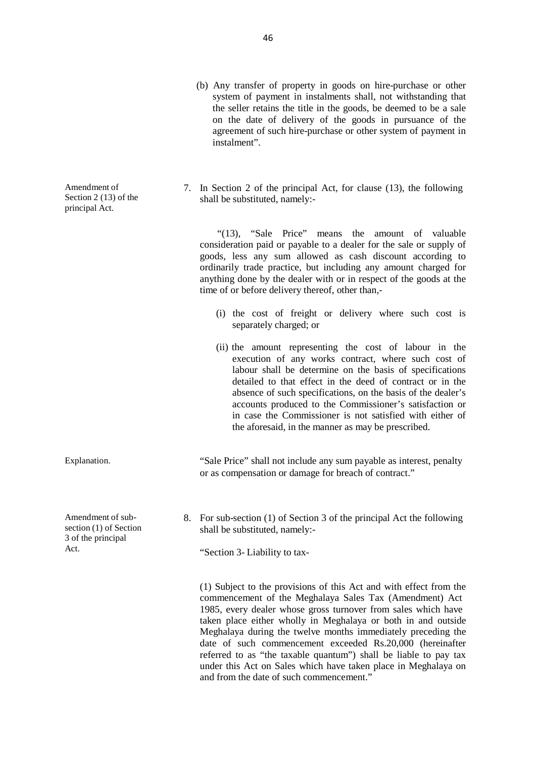(b) Any transfer of property in goods on hire-purchase or other system of payment in instalments shall, not withstanding that the seller retains the title in the goods, be deemed to be a sale on the date of delivery of the goods in pursuance of the agreement of such hire-purchase or other system of payment in instalment".

Amendment of Section 2 (13) of the principal Act.

7. In Section 2 of the principal Act, for clause (13), the following shall be substituted, namely:-

"(13), "Sale Price" means the amount of valuable consideration paid or payable to a dealer for the sale or supply of goods, less any sum allowed as cash discount according to ordinarily trade practice, but including any amount charged for anything done by the dealer with or in respect of the goods at the time of or before delivery thereof, other than,-

(i) the cost of freight or delivery where such cost is separately charged; or

(ii) the amount representing the cost of labour in the execution of any works contract, where such cost of labour shall be determine on the basis of specifications detailed to that effect in the deed of contract or in the absence of such specifications, on the basis of the dealer's accounts produced to the Commissioner's satisfaction or in case the Commissioner is not satisfied with either of the aforesaid, in the manner as may be prescribed.

Explanation.

"Sale Price" shall not include any sum payable as interest, penalty or as compensation or damage for breach of contract."

Amendment of sub-section (1) of Section 3 of the principal Act.

8. For sub-section (1) of Section 3 of the principal Act the following shall be substituted, namely:-

"Section 3- Liability to tax-

(1) Subject to the provisions of this Act and with effect from the commencement of the Meghalaya Sales Tax (Amendment) Act 1985, every dealer whose gross turnover from sales which have taken place either wholly in Meghalaya or both in and outside Meghalaya during the twelve months immediately preceding the date of such commencement exceeded Rs.20,000 (hereinafter referred to as "the taxable quantum") shall be liable to pay tax under this Act on Sales which have taken place in Meghalaya on and from the date of such commencement."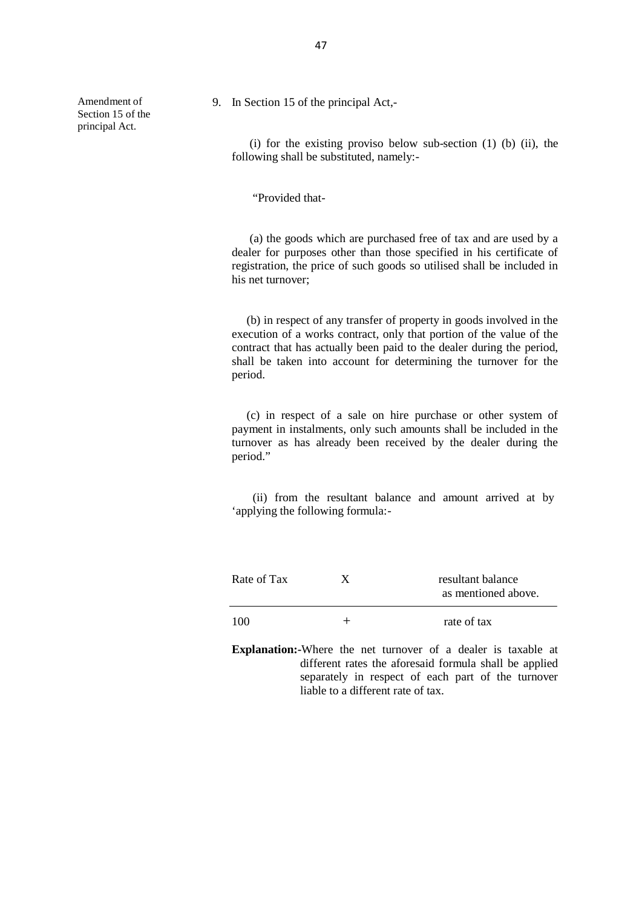Amendment of Section 15 of the principal Act.

9. In Section 15 of the principal Act,-

(i) for the existing proviso below sub-section (1) (b) (ii), the following shall be substituted, namely:-

"Provided that-

(a) the goods which are purchased free of tax and are used by a dealer for purposes other than those specified in his certificate of registration, the price of such goods so utilised shall be included in his net turnover;

(b) in respect of any transfer of property in goods involved in the execution of a works contract, only that portion of the value of the contract that has actually been paid to the dealer during the period, shall be taken into account for determining the turnover for the period.

(c) in respect of a sale on hire purchase or other system of payment in instalments, only such amounts shall be included in the turnover as has already been received by the dealer during the period."

(ii) from the resultant balance and amount arrived at by 'applying the following formula:-

$$\frac{\text{Rate of Tax} \quad \text{X} \quad \text{resultant balance as mentioned above.}}{100 \quad + \quad \text{rate of tax}}$$

**Explanation:-**Where the net turnover of a dealer is taxable at different rates the aforesaid formula shall be applied separately in respect of each part of the turnover liable to a different rate of tax.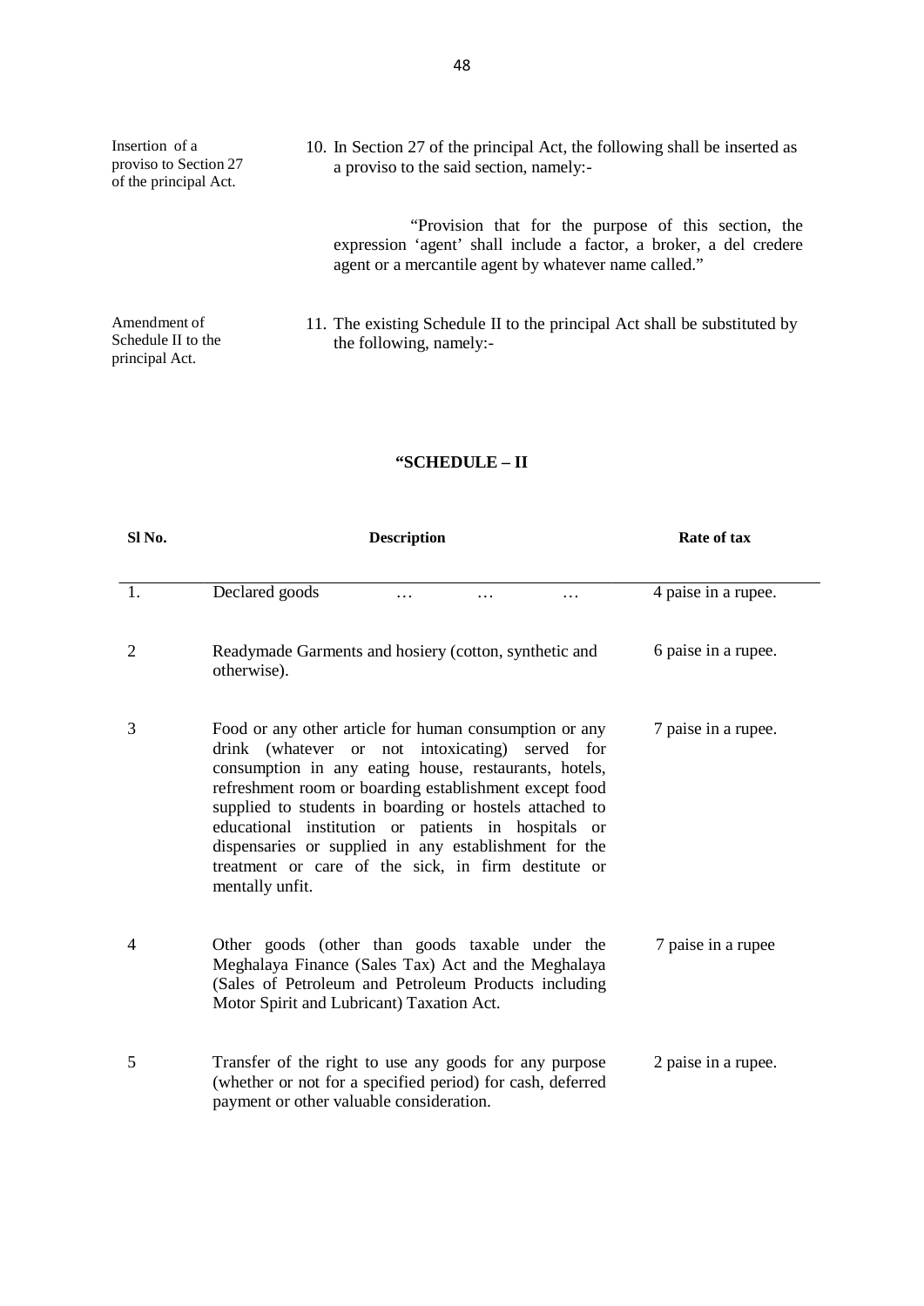Insertion of a proviso to Section 27 of the principal Act.

10. In Section 27 of the principal Act, the following shall be inserted as a proviso to the said section, namely:-

"Provision that for the purpose of this section, the expression 'agent' shall include a factor, a broker, a del credere agent or a mercantile agent by whatever name called."

Amendment of Schedule II to the principal Act.

11. The existing Schedule II to the principal Act shall be substituted by the following, namely:-

**"SCHEDULE – II**

| Sl No. | Description | Rate of tax |
|---|---|---|
| 1. | Declared goods … … … | 4 paise in a rupee. |
| 2 | Readymade Garments and hosiery (cotton, synthetic and otherwise). | 6 paise in a rupee. |
| 3 | Food or any other article for human consumption or any drink (whatever or not intoxicating) served for consumption in any eating house, restaurants, hotels, refreshment room or boarding establishment except food supplied to students in boarding or hostels attached to educational institution or patients in hospitals or dispensaries or supplied in any establishment for the treatment or care of the sick, in firm destitute or mentally unfit. | 7 paise in a rupee. |
| 4 | Other goods (other than goods taxable under the Meghalaya Finance (Sales Tax) Act and the Meghalaya (Sales of Petroleum and Petroleum Products including Motor Spirit and Lubricant) Taxation Act. | 7 paise in a rupee |
| 5 | Transfer of the right to use any goods for any purpose (whether or not for a specified period) for cash, deferred payment or other valuable consideration. | 2 paise in a rupee. |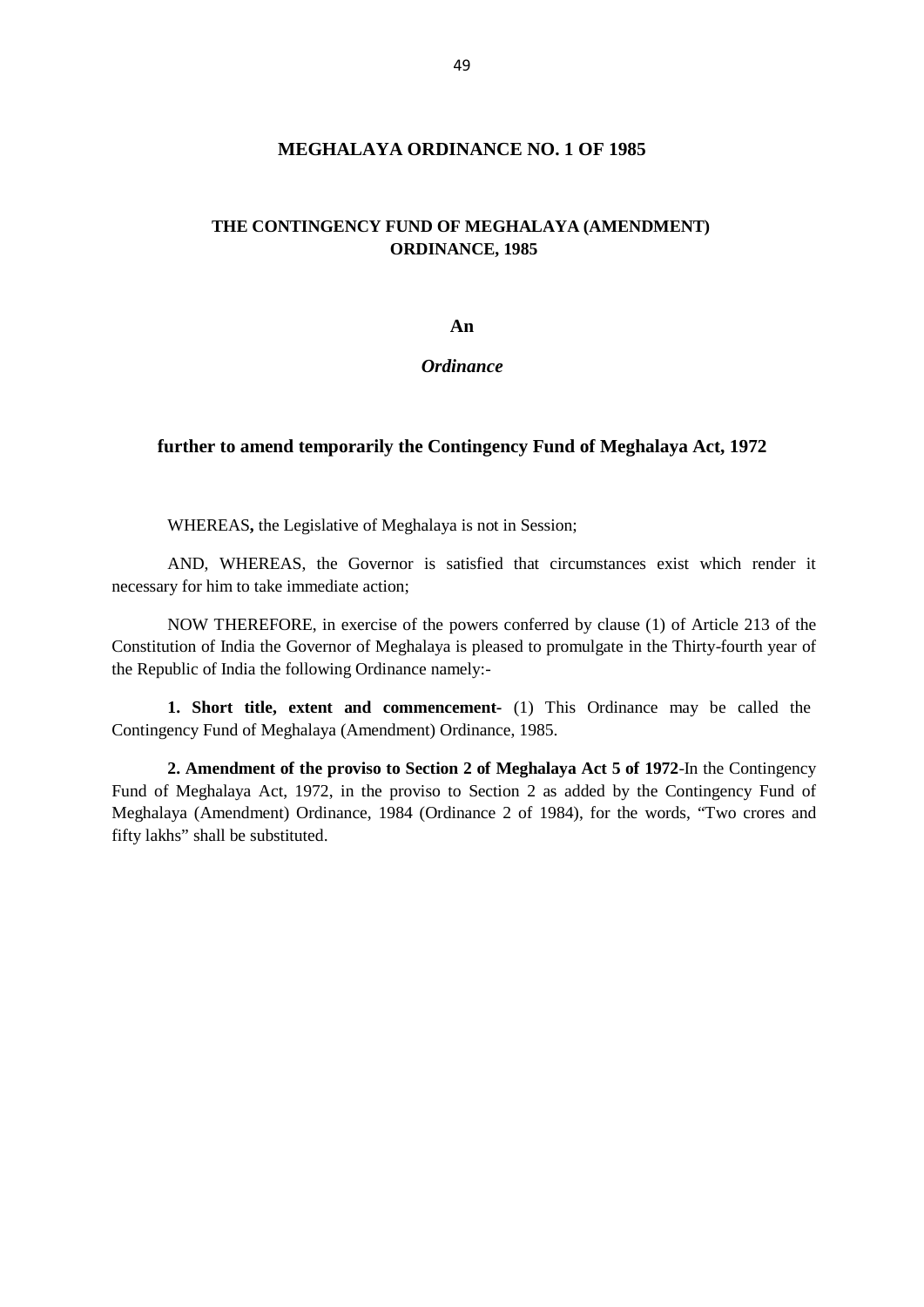# MEGHALAYA ORDINANCE NO. 1 OF 1985

## THE CONTINGENCY FUND OF MEGHALAYA (AMENDMENT) ORDINANCE, 1985

**An**

***Ordinance***

**further to amend temporarily the Contingency Fund of Meghalaya Act, 1972**

WHEREAS**,** the Legislative of Meghalaya is not in Session;

AND, WHEREAS, the Governor is satisfied that circumstances exist which render it necessary for him to take immediate action;

NOW THEREFORE, in exercise of the powers conferred by clause (1) of Article 213 of the Constitution of India the Governor of Meghalaya is pleased to promulgate in the Thirty-fourth year of the Republic of India the following Ordinance namely:-

**1. Short title, extent and commencement-** (1) This Ordinance may be called the Contingency Fund of Meghalaya (Amendment) Ordinance, 1985.

**2. Amendment of the proviso to Section 2 of Meghalaya Act 5 of 1972**-In the Contingency Fund of Meghalaya Act, 1972, in the proviso to Section 2 as added by the Contingency Fund of Meghalaya (Amendment) Ordinance, 1984 (Ordinance 2 of 1984), for the words, "Two crores and fifty lakhs" shall be substituted.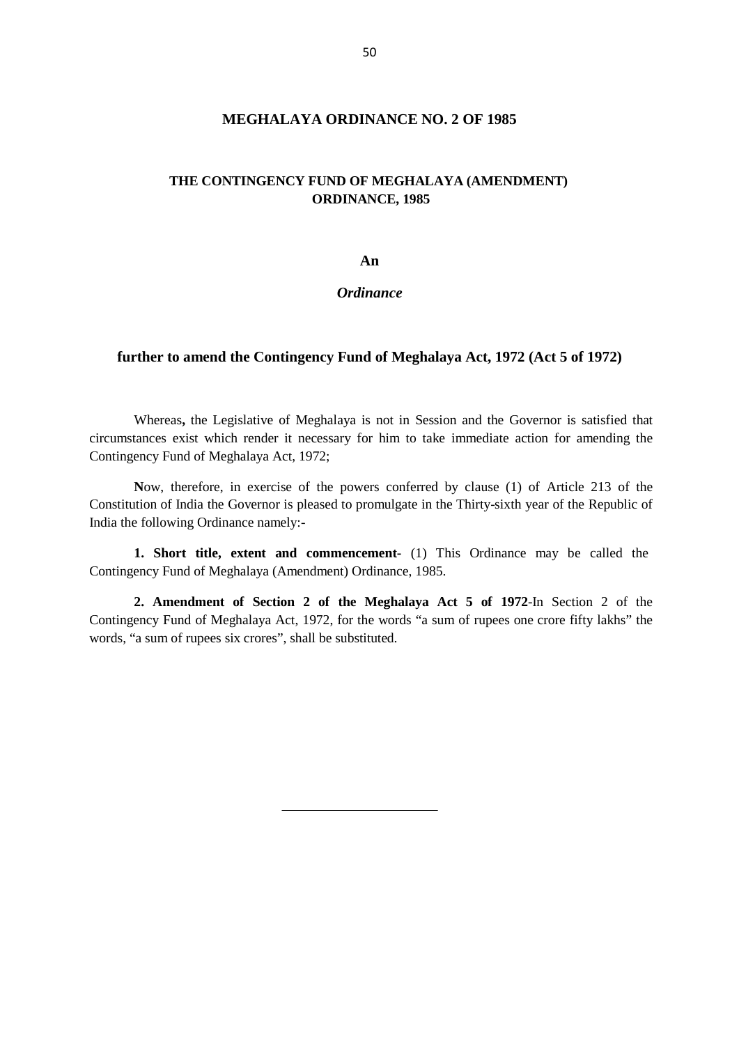# MEGHALAYA ORDINANCE NO. 2 OF 1985

## THE CONTINGENCY FUND OF MEGHALAYA (AMENDMENT) ORDINANCE, 1985

**An**

***Ordinance***

**further to amend the Contingency Fund of Meghalaya Act, 1972 (Act 5 of 1972)**

Whereas**,** the Legislative of Meghalaya is not in Session and the Governor is satisfied that circumstances exist which render it necessary for him to take immediate action for amending the Contingency Fund of Meghalaya Act, 1972;

**N**ow, therefore, in exercise of the powers conferred by clause (1) of Article 213 of the Constitution of India the Governor is pleased to promulgate in the Thirty-sixth year of the Republic of India the following Ordinance namely:-

**1. Short title, extent and commencement**- (1) This Ordinance may be called the Contingency Fund of Meghalaya (Amendment) Ordinance, 1985.

**2. Amendment of Section 2 of the Meghalaya Act 5 of 1972**-In Section 2 of the Contingency Fund of Meghalaya Act, 1972, for the words "a sum of rupees one crore fifty lakhs" the words, "a sum of rupees six crores", shall be substituted.

---